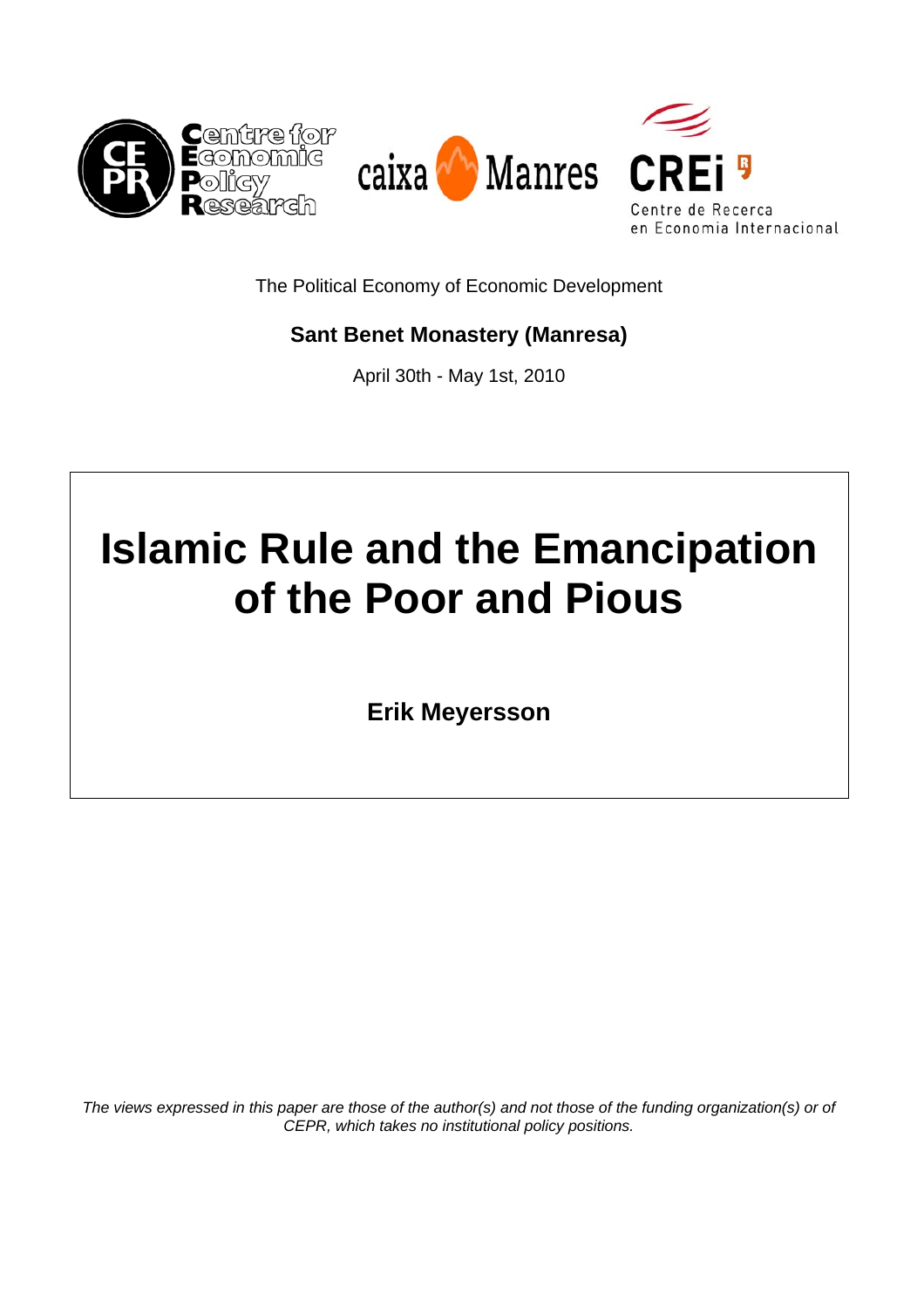The Political Economy of Economic Development

**Sant Benet Monastery (Manresa)**

April 30th - May 1st, 2010

# Islamic Rule and the Emancipation of the Poor and Pious

**Erik Meyersson**

*The views expressed in this paper are those of the author(s) and not those of the funding organization(s) or of CEPR, which takes no institutional policy positions.*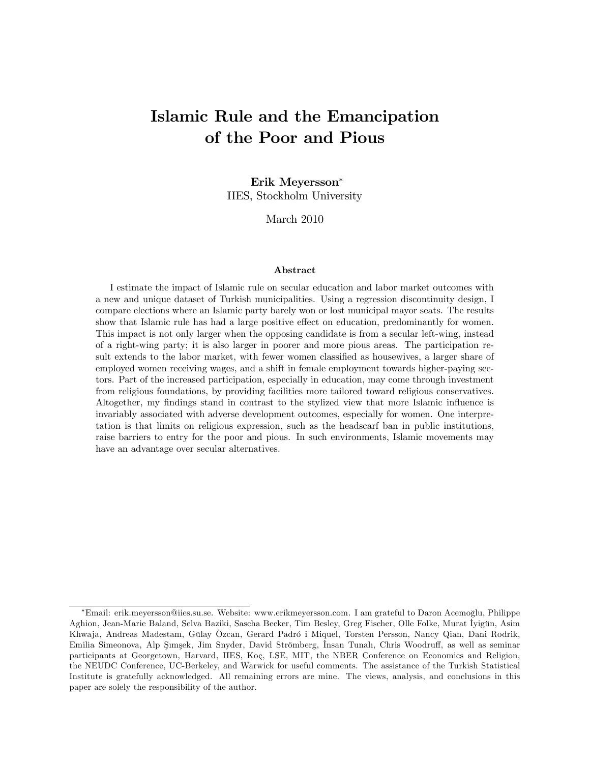# Islamic Rule and the Emancipation of the Poor and Pious

**Erik Meyersson***
IIES, Stockholm University

March 2010

### Abstract

I estimate the impact of Islamic rule on secular education and labor market outcomes with a new and unique dataset of Turkish municipalities. Using a regression discontinuity design, I compare elections where an Islamic party barely won or lost municipal mayor seats. The results show that Islamic rule has had a large positive effect on education, predominantly for women. This impact is not only larger when the opposing candidate is from a secular left-wing, instead of a right-wing party; it is also larger in poorer and more pious areas. The participation result extends to the labor market, with fewer women classified as housewives, a larger share of employed women receiving wages, and a shift in female employment towards higher-paying sectors. Part of the increased participation, especially in education, may come through investment from religious foundations, by providing facilities more tailored toward religious conservatives. Altogether, my findings stand in contrast to the stylized view that more Islamic influence is invariably associated with adverse development outcomes, especially for women. One interpretation is that limits on religious expression, such as the headscarf ban in public institutions, raise barriers to entry for the poor and pious. In such environments, Islamic movements may have an advantage over secular alternatives.

---

*Email: erik.meyersson@iies.su.se. Website: www.erikmeyersson.com. I am grateful to Daron Acemoğlu, Philippe Aghion, Jean-Marie Baland, Selva Baziki, Sascha Becker, Tim Besley, Greg Fischer, Olle Folke, Murat İyigün, Asim Khwaja, Andreas Madestam, Gülay Özcan, Gerard Padró i Miquel, Torsten Persson, Nancy Qian, Dani Rodrik, Emilia Simeonova, Alp Şımşek, Jim Snyder, David Strömberg, İnsan Tunalı, Chris Woodruff, as well as seminar participants at Georgetown, Harvard, IIES, Koç, LSE, MIT, the NBER Conference on Economics and Religion, the NEUDC Conference, UC-Berkeley, and Warwick for useful comments. The assistance of the Turkish Statistical Institute is gratefully acknowledged. All remaining errors are mine. The views, analysis, and conclusions in this paper are solely the responsibility of the author.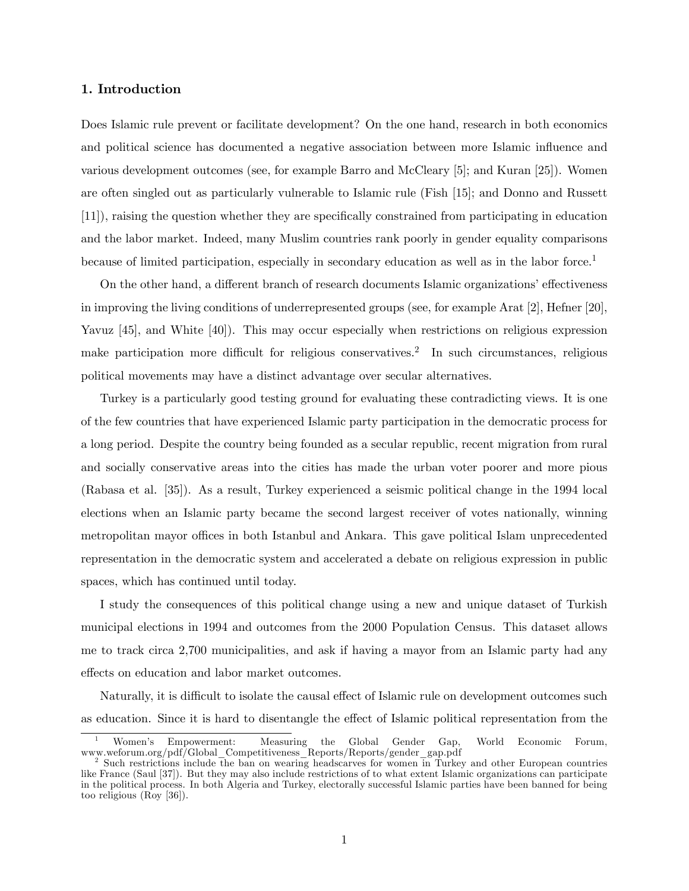## 1. Introduction

Does Islamic rule prevent or facilitate development? On the one hand, research in both economics and political science has documented a negative association between more Islamic influence and various development outcomes (see, for example Barro and McCleary [5]; and Kuran [25]). Women are often singled out as particularly vulnerable to Islamic rule (Fish [15]; and Donno and Russett [11]), raising the question whether they are specifically constrained from participating in education and the labor market. Indeed, many Muslim countries rank poorly in gender equality comparisons because of limited participation, especially in secondary education as well as in the labor force.[1]

On the other hand, a different branch of research documents Islamic organizations' effectiveness in improving the living conditions of underrepresented groups (see, for example Arat [2], Hefner [20], Yavuz [45], and White [40]). This may occur especially when restrictions on religious expression make participation more difficult for religious conservatives.[2] In such circumstances, religious political movements may have a distinct advantage over secular alternatives.

Turkey is a particularly good testing ground for evaluating these contradicting views. It is one of the few countries that have experienced Islamic party participation in the democratic process for a long period. Despite the country being founded as a secular republic, recent migration from rural and socially conservative areas into the cities has made the urban voter poorer and more pious (Rabasa et al. [35]). As a result, Turkey experienced a seismic political change in the 1994 local elections when an Islamic party became the second largest receiver of votes nationally, winning metropolitan mayor offices in both Istanbul and Ankara. This gave political Islam unprecedented representation in the democratic system and accelerated a debate on religious expression in public spaces, which has continued until today.

I study the consequences of this political change using a new and unique dataset of Turkish municipal elections in 1994 and outcomes from the 2000 Population Census. This dataset allows me to track circa 2,700 municipalities, and ask if having a mayor from an Islamic party had any effects on education and labor market outcomes.

Naturally, it is difficult to isolate the causal effect of Islamic rule on development outcomes such as education. Since it is hard to disentangle the effect of Islamic political representation from the

---

[1] Women's Empowerment: Measuring the Global Gender Gap, World Economic Forum, www.weforum.org/pdf/Global_Competitiveness_Reports/Reports/gender_gap.pdf

[2] Such restrictions include the ban on wearing headscarves for women in Turkey and other European countries like France (Saul [37]). But they may also include restrictions of to what extent Islamic organizations can participate in the political process. In both Algeria and Turkey, electorally successful Islamic parties have been banned for being too religious (Roy [36]).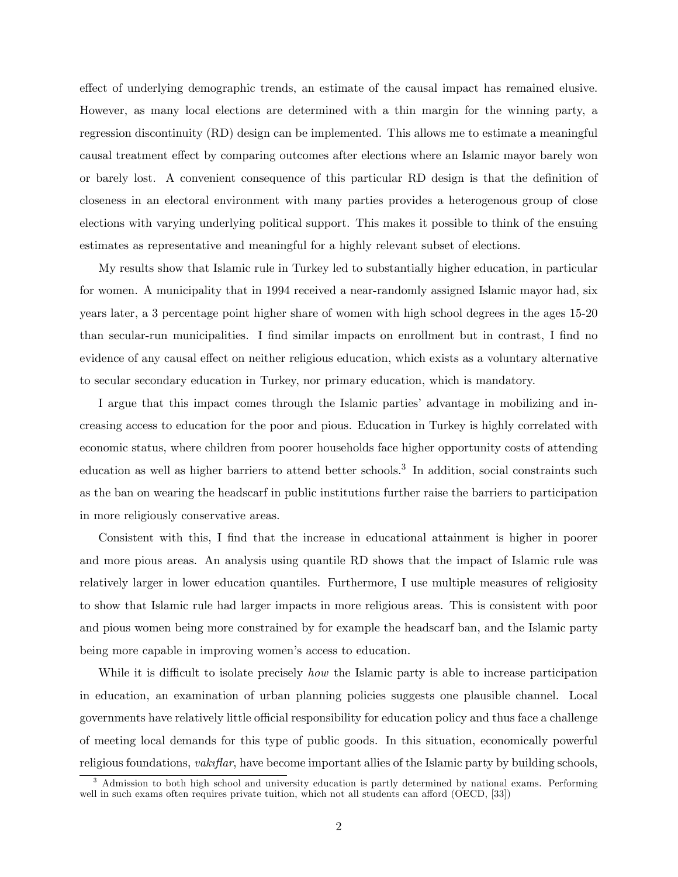effect of underlying demographic trends, an estimate of the causal impact has remained elusive. However, as many local elections are determined with a thin margin for the winning party, a regression discontinuity (RD) design can be implemented. This allows me to estimate a meaningful causal treatment effect by comparing outcomes after elections where an Islamic mayor barely won or barely lost. A convenient consequence of this particular RD design is that the definition of closeness in an electoral environment with many parties provides a heterogenous group of close elections with varying underlying political support. This makes it possible to think of the ensuing estimates as representative and meaningful for a highly relevant subset of elections.

My results show that Islamic rule in Turkey led to substantially higher education, in particular for women. A municipality that in 1994 received a near-randomly assigned Islamic mayor had, six years later, a 3 percentage point higher share of women with high school degrees in the ages 15-20 than secular-run municipalities. I find similar impacts on enrollment but in contrast, I find no evidence of any causal effect on neither religious education, which exists as a voluntary alternative to secular secondary education in Turkey, nor primary education, which is mandatory.

I argue that this impact comes through the Islamic parties' advantage in mobilizing and increasing access to education for the poor and pious. Education in Turkey is highly correlated with economic status, where children from poorer households face higher opportunity costs of attending education as well as higher barriers to attend better schools.[3] In addition, social constraints such as the ban on wearing the headscarf in public institutions further raise the barriers to participation in more religiously conservative areas.

Consistent with this, I find that the increase in educational attainment is higher in poorer and more pious areas. An analysis using quantile RD shows that the impact of Islamic rule was relatively larger in lower education quantiles. Furthermore, I use multiple measures of religiosity to show that Islamic rule had larger impacts in more religious areas. This is consistent with poor and pious women being more constrained by for example the headscarf ban, and the Islamic party being more capable in improving women's access to education.

While it is difficult to isolate precisely *how* the Islamic party is able to increase participation in education, an examination of urban planning policies suggests one plausible channel. Local governments have relatively little official responsibility for education policy and thus face a challenge of meeting local demands for this type of public goods. In this situation, economically powerful religious foundations, *vakıflar*, have become important allies of the Islamic party by building schools,

[3] Admission to both high school and university education is partly determined by national exams. Performing well in such exams often requires private tuition, which not all students can afford (OECD, [33])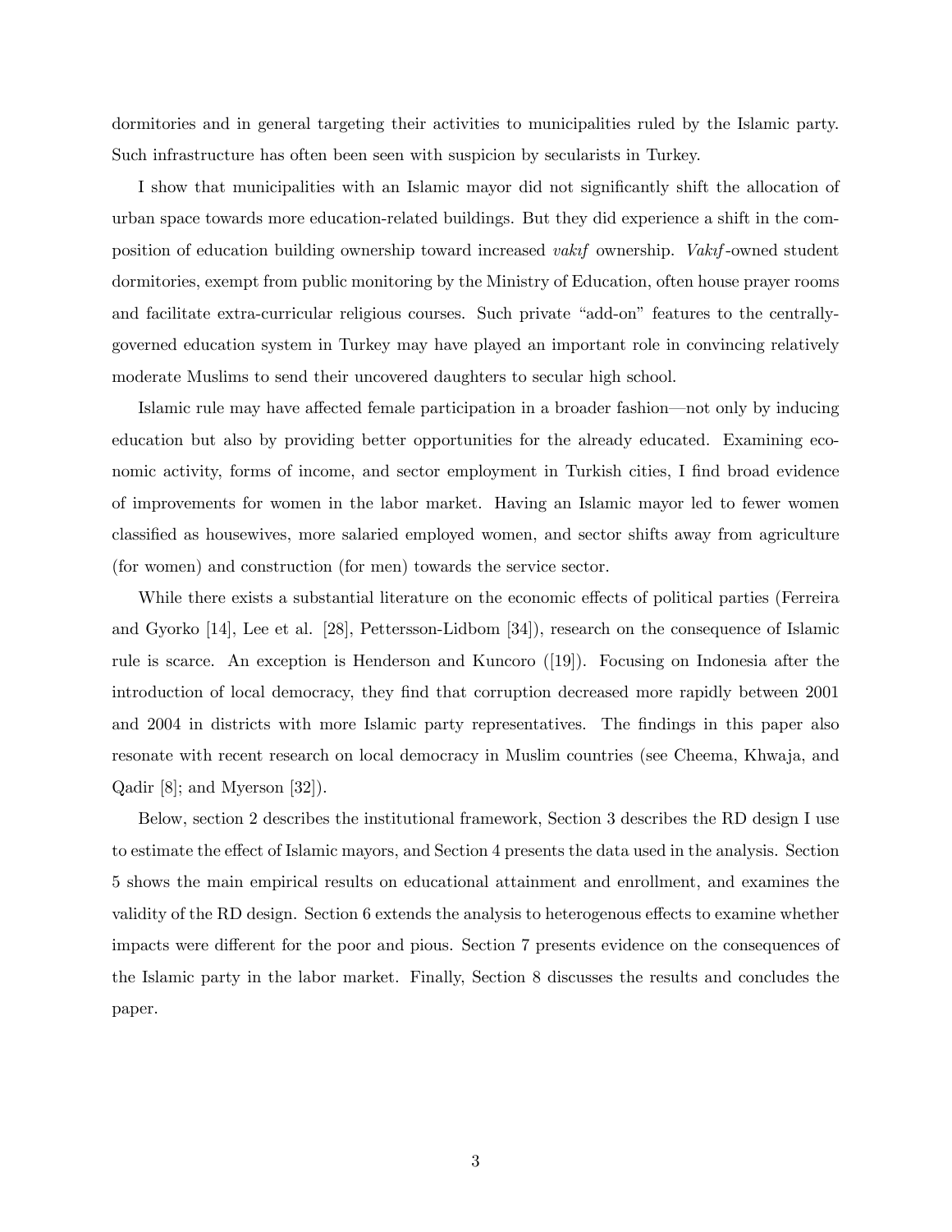dormitories and in general targeting their activities to municipalities ruled by the Islamic party. Such infrastructure has often been seen with suspicion by secularists in Turkey.

I show that municipalities with an Islamic mayor did not significantly shift the allocation of urban space towards more education-related buildings. But they did experience a shift in the composition of education building ownership toward increased *vakıf* ownership. *Vakıf*-owned student dormitories, exempt from public monitoring by the Ministry of Education, often house prayer rooms and facilitate extra-curricular religious courses. Such private "add-on" features to the centrally-governed education system in Turkey may have played an important role in convincing relatively moderate Muslims to send their uncovered daughters to secular high school.

Islamic rule may have affected female participation in a broader fashion—not only by inducing education but also by providing better opportunities for the already educated. Examining economic activity, forms of income, and sector employment in Turkish cities, I find broad evidence of improvements for women in the labor market. Having an Islamic mayor led to fewer women classified as housewives, more salaried employed women, and sector shifts away from agriculture (for women) and construction (for men) towards the service sector.

While there exists a substantial literature on the economic effects of political parties (Ferreira and Gyorko [14], Lee et al. [28], Pettersson-Lidbom [34]), research on the consequence of Islamic rule is scarce. An exception is Henderson and Kuncoro ([19]). Focusing on Indonesia after the introduction of local democracy, they find that corruption decreased more rapidly between 2001 and 2004 in districts with more Islamic party representatives. The findings in this paper also resonate with recent research on local democracy in Muslim countries (see Cheema, Khwaja, and Qadir [8]; and Myerson [32]).

Below, section 2 describes the institutional framework, Section 3 describes the RD design I use to estimate the effect of Islamic mayors, and Section 4 presents the data used in the analysis. Section 5 shows the main empirical results on educational attainment and enrollment, and examines the validity of the RD design. Section 6 extends the analysis to heterogenous effects to examine whether impacts were different for the poor and pious. Section 7 presents evidence on the consequences of the Islamic party in the labor market. Finally, Section 8 discusses the results and concludes the paper.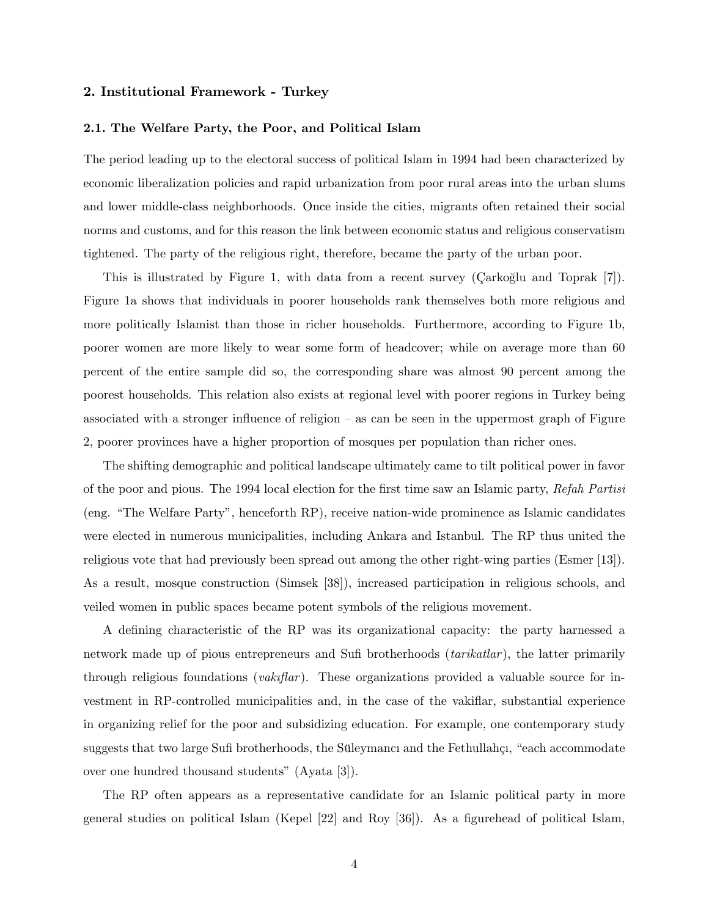## 2. Institutional Framework - Turkey

### 2.1. The Welfare Party, the Poor, and Political Islam

The period leading up to the electoral success of political Islam in 1994 had been characterized by economic liberalization policies and rapid urbanization from poor rural areas into the urban slums and lower middle-class neighborhoods. Once inside the cities, migrants often retained their social norms and customs, and for this reason the link between economic status and religious conservatism tightened. The party of the religious right, therefore, became the party of the urban poor.

This is illustrated by Figure 1, with data from a recent survey (Çarkoğlu and Toprak [7]). Figure 1a shows that individuals in poorer households rank themselves both more religious and more politically Islamist than those in richer households. Furthermore, according to Figure 1b, poorer women are more likely to wear some form of headcover; while on average more than 60 percent of the entire sample did so, the corresponding share was almost 90 percent among the poorest households. This relation also exists at regional level with poorer regions in Turkey being associated with a stronger influence of religion – as can be seen in the uppermost graph of Figure 2, poorer provinces have a higher proportion of mosques per population than richer ones.

The shifting demographic and political landscape ultimately came to tilt political power in favor of the poor and pious. The 1994 local election for the first time saw an Islamic party, *Refah Partisi* (eng. "The Welfare Party", henceforth RP), receive nation-wide prominence as Islamic candidates were elected in numerous municipalities, including Ankara and Istanbul. The RP thus united the religious vote that had previously been spread out among the other right-wing parties (Esmer [13]). As a result, mosque construction (Simsek [38]), increased participation in religious schools, and veiled women in public spaces became potent symbols of the religious movement.

A defining characteristic of the RP was its organizational capacity: the party harnessed a network made up of pious entrepreneurs and Sufi brotherhoods (*tarikatlar*), the latter primarily through religious foundations (*vakıflar*). These organizations provided a valuable source for investment in RP-controlled municipalities and, in the case of the vakiflar, substantial experience in organizing relief for the poor and subsidizing education. For example, one contemporary study suggests that two large Sufi brotherhoods, the Süleymancı and the Fethullahçı, "each accommodate over one hundred thousand students" (Ayata [3]).

The RP often appears as a representative candidate for an Islamic political party in more general studies on political Islam (Kepel [22] and Roy [36]). As a figurehead of political Islam,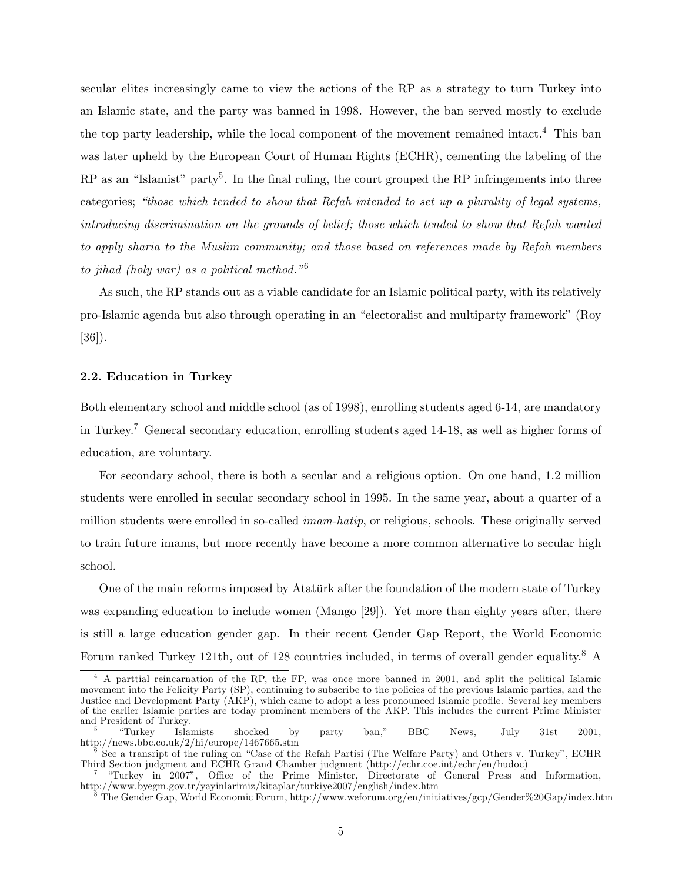secular elites increasingly came to view the actions of the RP as a strategy to turn Turkey into an Islamic state, and the party was banned in 1998. However, the ban served mostly to exclude the top party leadership, while the local component of the movement remained intact.[4] This ban was later upheld by the European Court of Human Rights (ECHR), cementing the labeling of the RP as an "Islamist" party[5]. In the final ruling, the court grouped the RP infringements into three categories; *"those which tended to show that Refah intended to set up a plurality of legal systems, introducing discrimination on the grounds of belief; those which tended to show that Refah wanted to apply sharia to the Muslim community; and those based on references made by Refah members to jihad (holy war) as a political method."*[6]

As such, the RP stands out as a viable candidate for an Islamic political party, with its relatively pro-Islamic agenda but also through operating in an "electoralist and multiparty framework" (Roy [36]).

### 2.2. Education in Turkey

Both elementary school and middle school (as of 1998), enrolling students aged 6-14, are mandatory in Turkey.[7] General secondary education, enrolling students aged 14-18, as well as higher forms of education, are voluntary.

For secondary school, there is both a secular and a religious option. On one hand, 1.2 million students were enrolled in secular secondary school in 1995. In the same year, about a quarter of a million students were enrolled in so-called *imam-hatip*, or religious, schools. These originally served to train future imams, but more recently have become a more common alternative to secular high school.

One of the main reforms imposed by Atatürk after the foundation of the modern state of Turkey was expanding education to include women (Mango [29]). Yet more than eighty years after, there is still a large education gender gap. In their recent Gender Gap Report, the World Economic Forum ranked Turkey 121th, out of 128 countries included, in terms of overall gender equality.[8] A

---

[4] A parttial reincarnation of the RP, the FP, was once more banned in 2001, and split the political Islamic movement into the Felicity Party (SP), continuing to subscribe to the policies of the previous Islamic parties, and the Justice and Development Party (AKP), which came to adopt a less pronounced Islamic profile. Several key members of the earlier Islamic parties are today prominent members of the AKP. This includes the current Prime Minister and President of Turkey.

[5] "Turkey Islamists shocked by party ban," BBC News, July 31st 2001, http://news.bbc.co.uk/2/hi/europe/1467665.stm

[6] See a transript of the ruling on "Case of the Refah Partisi (The Welfare Party) and Others v. Turkey", ECHR Third Section judgment and ECHR Grand Chamber judgment (http://echr.coe.int/echr/en/hudoc)

[7] "Turkey in 2007", Office of the Prime Minister, Directorate of General Press and Information, http://www.byegm.gov.tr/yayinlarimiz/kitaplar/turkiye2007/english/index.htm

[8] The Gender Gap, World Economic Forum, http://www.weforum.org/en/initiatives/gcp/Gender%20Gap/index.htm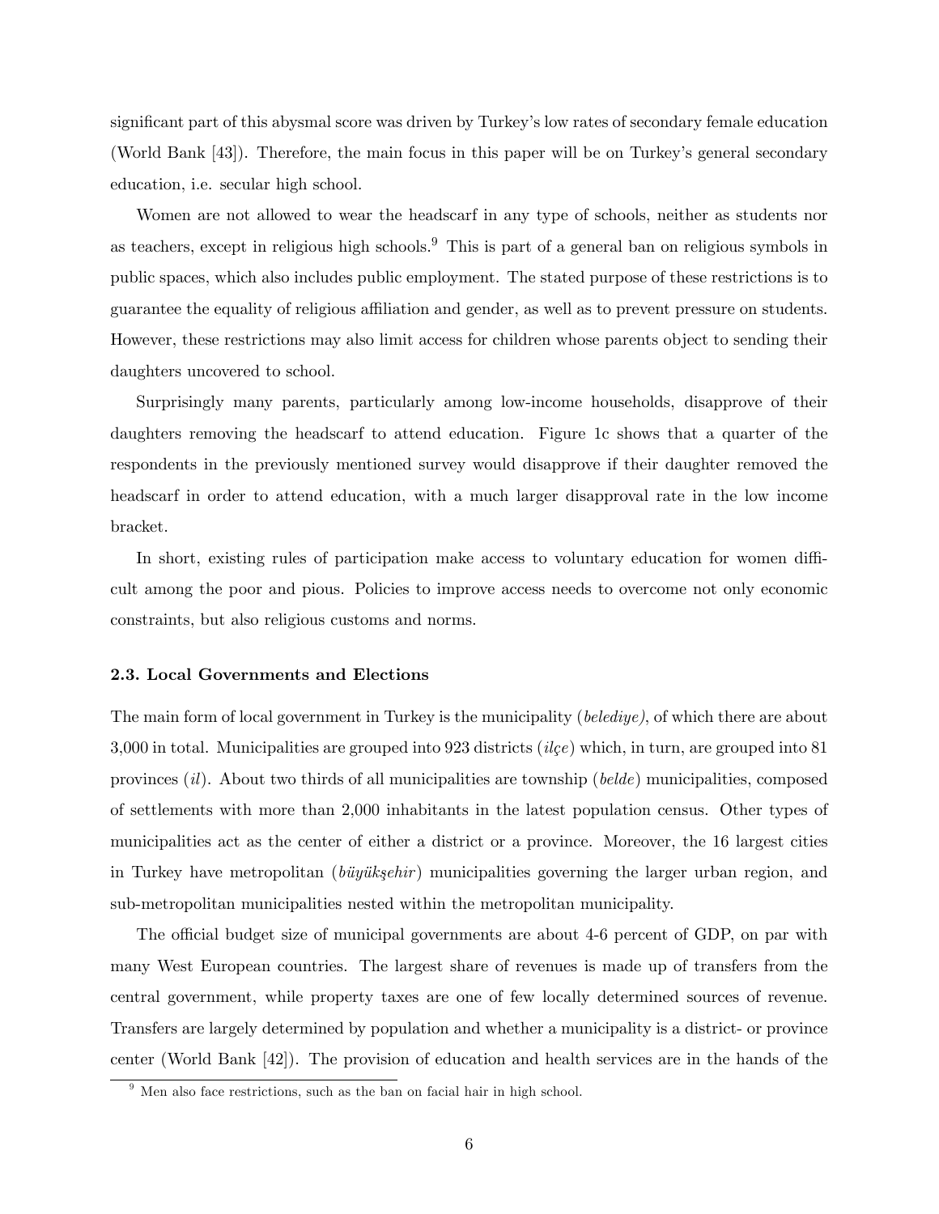significant part of this abysmal score was driven by Turkey's low rates of secondary female education (World Bank [43]). Therefore, the main focus in this paper will be on Turkey's general secondary education, i.e. secular high school.

Women are not allowed to wear the headscarf in any type of schools, neither as students nor as teachers, except in religious high schools.[9] This is part of a general ban on religious symbols in public spaces, which also includes public employment. The stated purpose of these restrictions is to guarantee the equality of religious affiliation and gender, as well as to prevent pressure on students. However, these restrictions may also limit access for children whose parents object to sending their daughters uncovered to school.

Surprisingly many parents, particularly among low-income households, disapprove of their daughters removing the headscarf to attend education. Figure 1c shows that a quarter of the respondents in the previously mentioned survey would disapprove if their daughter removed the headscarf in order to attend education, with a much larger disapproval rate in the low income bracket.

In short, existing rules of participation make access to voluntary education for women difficult among the poor and pious. Policies to improve access needs to overcome not only economic constraints, but also religious customs and norms.

### 2.3. Local Governments and Elections

The main form of local government in Turkey is the municipality (*belediye)*, of which there are about 3,000 in total. Municipalities are grouped into 923 districts (*ilçe*) which, in turn, are grouped into 81 provinces (*il*). About two thirds of all municipalities are township (*belde*) municipalities, composed of settlements with more than 2,000 inhabitants in the latest population census. Other types of municipalities act as the center of either a district or a province. Moreover, the 16 largest cities in Turkey have metropolitan (*büyükşehir*) municipalities governing the larger urban region, and sub-metropolitan municipalities nested within the metropolitan municipality.

The official budget size of municipal governments are about 4-6 percent of GDP, on par with many West European countries. The largest share of revenues is made up of transfers from the central government, while property taxes are one of few locally determined sources of revenue. Transfers are largely determined by population and whether a municipality is a district- or province center (World Bank [42]). The provision of education and health services are in the hands of the

[9] Men also face restrictions, such as the ban on facial hair in high school.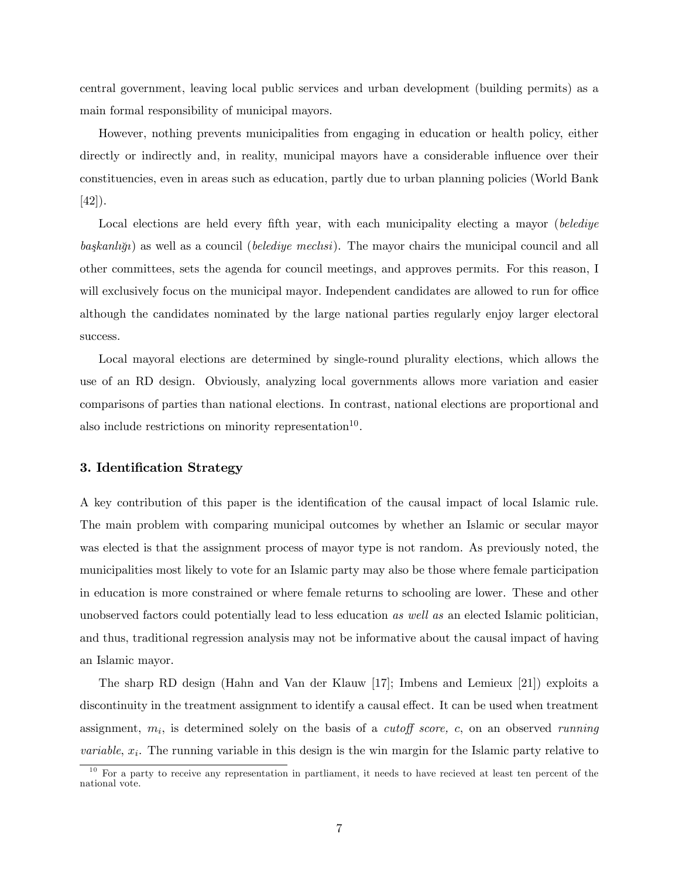central government, leaving local public services and urban development (building permits) as a main formal responsibility of municipal mayors.

However, nothing prevents municipalities from engaging in education or health policy, either directly or indirectly and, in reality, municipal mayors have a considerable influence over their constituencies, even in areas such as education, partly due to urban planning policies (World Bank [42]).

Local elections are held every fifth year, with each municipality electing a mayor (*belediye başkanlığı*) as well as a council (*belediye meclısi*). The mayor chairs the municipal council and all other committees, sets the agenda for council meetings, and approves permits. For this reason, I will exclusively focus on the municipal mayor. Independent candidates are allowed to run for office although the candidates nominated by the large national parties regularly enjoy larger electoral success.

Local mayoral elections are determined by single-round plurality elections, which allows the use of an RD design. Obviously, analyzing local governments allows more variation and easier comparisons of parties than national elections. In contrast, national elections are proportional and also include restrictions on minority representation[10].

### 3. Identification Strategy

A key contribution of this paper is the identification of the causal impact of local Islamic rule. The main problem with comparing municipal outcomes by whether an Islamic or secular mayor was elected is that the assignment process of mayor type is not random. As previously noted, the municipalities most likely to vote for an Islamic party may also be those where female participation in education is more constrained or where female returns to schooling are lower. These and other unobserved factors could potentially lead to less education *as well as* an elected Islamic politician, and thus, traditional regression analysis may not be informative about the causal impact of having an Islamic mayor.

The sharp RD design (Hahn and Van der Klauw [17]; Imbens and Lemieux [21]) exploits a discontinuity in the treatment assignment to identify a causal effect. It can be used when treatment assignment, $m_i$, is determined solely on the basis of a *cutoff score, c*, on an observed *running variable*, $x_i$. The running variable in this design is the win margin for the Islamic party relative to

[10] For a party to receive any representation in partliament, it needs to have recieved at least ten percent of the national vote.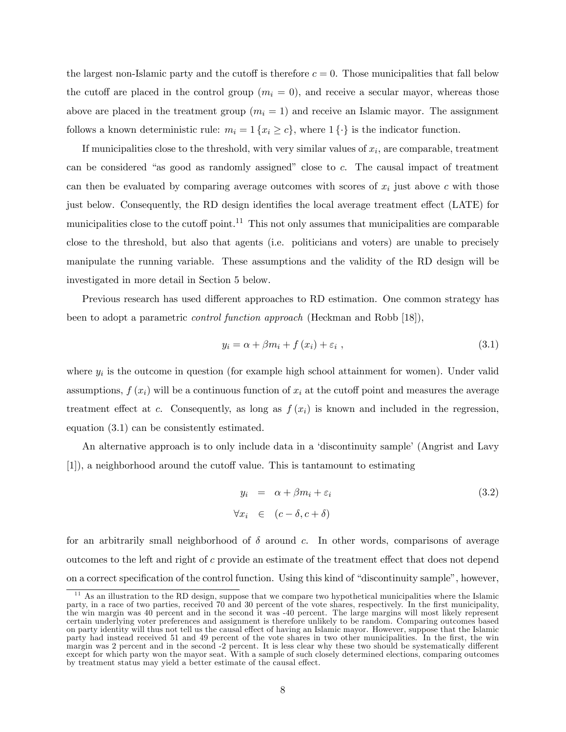the largest non-Islamic party and the cutoff is therefore $c = 0$. Those municipalities that fall below the cutoff are placed in the control group ($m_i = 0$), and receive a secular mayor, whereas those above are placed in the treatment group ($m_i = 1$) and receive an Islamic mayor. The assignment follows a known deterministic rule: $m_i = 1\{x_i \geq c\}$, where $1\{\cdot\}$ is the indicator function.

If municipalities close to the threshold, with very similar values of $x_i$, are comparable, treatment can be considered "as good as randomly assigned" close to $c$. The causal impact of treatment can then be evaluated by comparing average outcomes with scores of $x_i$ just above $c$ with those just below. Consequently, the RD design identifies the local average treatment effect (LATE) for municipalities close to the cutoff point.[11] This not only assumes that municipalities are comparable close to the threshold, but also that agents (i.e. politicians and voters) are unable to precisely manipulate the running variable. These assumptions and the validity of the RD design will be investigated in more detail in Section 5 below.

Previous research has used different approaches to RD estimation. One common strategy has been to adopt a parametric *control function approach* (Heckman and Robb [18]),

$$y_i = \alpha + \beta m_i + f(x_i) + \varepsilon_i \ , \tag{3.1}$$

where $y_i$ is the outcome in question (for example high school attainment for women). Under valid assumptions, $f(x_i)$ will be a continuous function of $x_i$ at the cutoff point and measures the average treatment effect at $c$. Consequently, as long as $f(x_i)$ is known and included in the regression, equation (3.1) can be consistently estimated.

An alternative approach is to only include data in a 'discontinuity sample' (Angrist and Lavy [1]), a neighborhood around the cutoff value. This is tantamount to estimating

$$\begin{aligned} y_i &= \alpha + \beta m_i + \varepsilon_i \\ \forall x_i &\in (c - \delta, c + \delta) \end{aligned} \tag{3.2}$$

for an arbitrarily small neighborhood of $\delta$ around $c$. In other words, comparisons of average outcomes to the left and right of $c$ provide an estimate of the treatment effect that does not depend on a correct specification of the control function. Using this kind of "discontinuity sample", however,

[11] As an illustration to the RD design, suppose that we compare two hypothetical municipalities where the Islamic party, in a race of two parties, received 70 and 30 percent of the vote shares, respectively. In the first municipality, the win margin was 40 percent and in the second it was -40 percent. The large margins will most likely represent certain underlying voter preferences and assignment is therefore unlikely to be random. Comparing outcomes based on party identity will thus not tell us the causal effect of having an Islamic mayor. However, suppose that the Islamic party had instead received 51 and 49 percent of the vote shares in two other municipalities. In the first, the win margin was 2 percent and in the second -2 percent. It is less clear why these two should be systematically different except for which party won the mayor seat. With a sample of such closely determined elections, comparing outcomes by treatment status may yield a better estimate of the causal effect.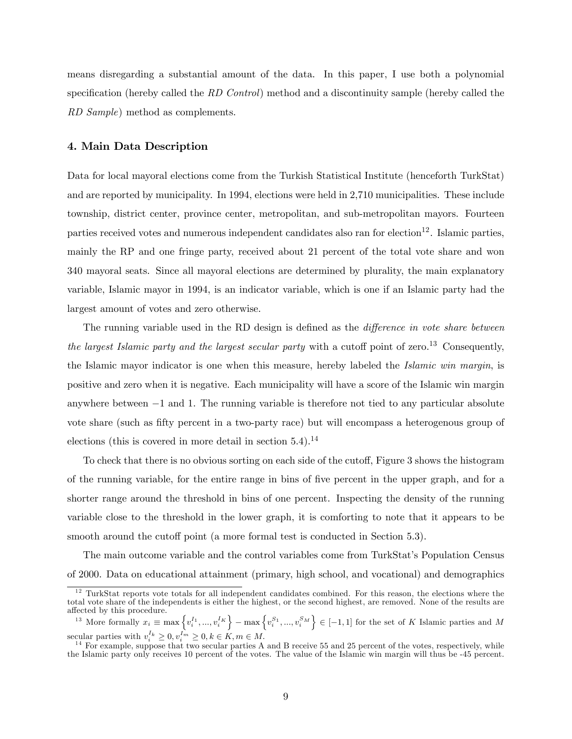means disregarding a substantial amount of the data. In this paper, I use both a polynomial specification (hereby called the *RD Control*) method and a discontinuity sample (hereby called the *RD Sample*) method as complements.

### 4. Main Data Description

Data for local mayoral elections come from the Turkish Statistical Institute (henceforth TurkStat) and are reported by municipality. In 1994, elections were held in 2,710 municipalities. These include township, district center, province center, metropolitan, and sub-metropolitan mayors. Fourteen parties received votes and numerous independent candidates also ran for election[12]. Islamic parties, mainly the RP and one fringe party, received about 21 percent of the total vote share and won 340 mayoral seats. Since all mayoral elections are determined by plurality, the main explanatory variable, Islamic mayor in 1994, is an indicator variable, which is one if an Islamic party had the largest amount of votes and zero otherwise.

The running variable used in the RD design is defined as the *difference in vote share between the largest Islamic party and the largest secular party* with a cutoff point of zero.[13] Consequently, the Islamic mayor indicator is one when this measure, hereby labeled the *Islamic win margin*, is positive and zero when it is negative. Each municipality will have a score of the Islamic win margin anywhere between $-1$ and 1. The running variable is therefore not tied to any particular absolute vote share (such as fifty percent in a two-party race) but will encompass a heterogenous group of elections (this is covered in more detail in section 5.4).[14]

To check that there is no obvious sorting on each side of the cutoff, Figure 3 shows the histogram of the running variable, for the entire range in bins of five percent in the upper graph, and for a shorter range around the threshold in bins of one percent. Inspecting the density of the running variable close to the threshold in the lower graph, it is comforting to note that it appears to be smooth around the cutoff point (a more formal test is conducted in Section 5.3).

The main outcome variable and the control variables come from TurkStat's Population Census of 2000. Data on educational attainment (primary, high school, and vocational) and demographics

---

[12] TurkStat reports vote totals for all independent candidates combined. For this reason, the elections where the total vote share of the independents is either the highest, or the second highest, are removed. None of the results are affected by this procedure.

[13] More formally $x_i \equiv \max\left\{v_i^{I_1}, ..., v_i^{I_K}\right\} - \max\left\{v_i^{S_1}, ..., v_i^{S_M}\right\} \in [-1, 1]$ for the set of $K$ Islamic parties and $M$ secular parties with $v_i^{I_k} \geq 0, v_i^{I_m} \geq 0, k \in K, m \in M$.

[14] For example, suppose that two secular parties A and B receive 55 and 25 percent of the votes, respectively, while the Islamic party only receives 10 percent of the votes. The value of the Islamic win margin will thus be -45 percent.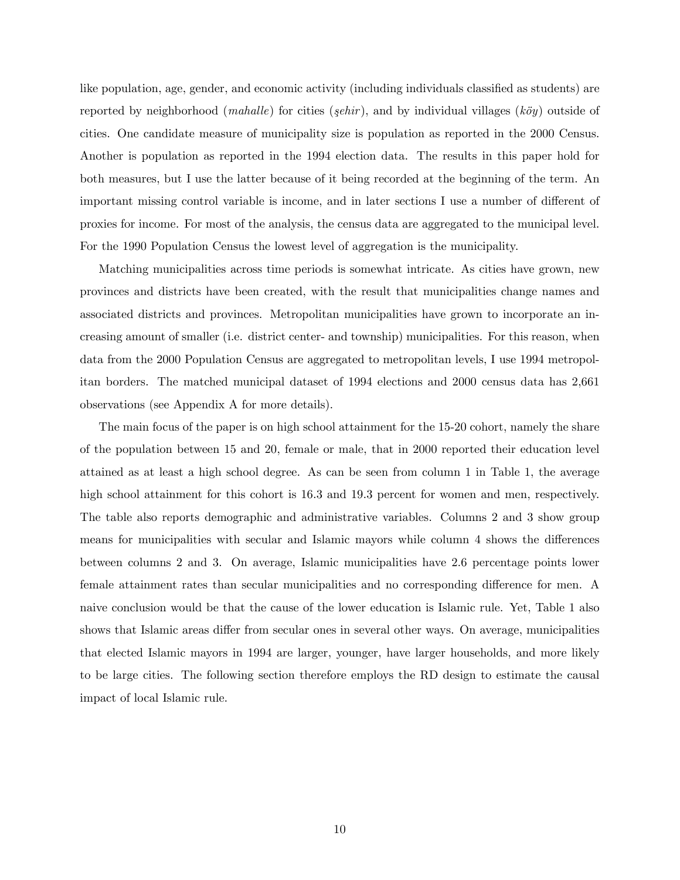like population, age, gender, and economic activity (including individuals classified as students) are reported by neighborhood (*mahalle*) for cities (*şehir*), and by individual villages (*köy*) outside of cities. One candidate measure of municipality size is population as reported in the 2000 Census. Another is population as reported in the 1994 election data. The results in this paper hold for both measures, but I use the latter because of it being recorded at the beginning of the term. An important missing control variable is income, and in later sections I use a number of different of proxies for income. For most of the analysis, the census data are aggregated to the municipal level. For the 1990 Population Census the lowest level of aggregation is the municipality.

Matching municipalities across time periods is somewhat intricate. As cities have grown, new provinces and districts have been created, with the result that municipalities change names and associated districts and provinces. Metropolitan municipalities have grown to incorporate an increasing amount of smaller (i.e. district center- and township) municipalities. For this reason, when data from the 2000 Population Census are aggregated to metropolitan levels, I use 1994 metropolitan borders. The matched municipal dataset of 1994 elections and 2000 census data has 2,661 observations (see Appendix A for more details).

The main focus of the paper is on high school attainment for the 15-20 cohort, namely the share of the population between 15 and 20, female or male, that in 2000 reported their education level attained as at least a high school degree. As can be seen from column 1 in Table 1, the average high school attainment for this cohort is 16.3 and 19.3 percent for women and men, respectively. The table also reports demographic and administrative variables. Columns 2 and 3 show group means for municipalities with secular and Islamic mayors while column 4 shows the differences between columns 2 and 3. On average, Islamic municipalities have 2.6 percentage points lower female attainment rates than secular municipalities and no corresponding difference for men. A naive conclusion would be that the cause of the lower education is Islamic rule. Yet, Table 1 also shows that Islamic areas differ from secular ones in several other ways. On average, municipalities that elected Islamic mayors in 1994 are larger, younger, have larger households, and more likely to be large cities. The following section therefore employs the RD design to estimate the causal impact of local Islamic rule.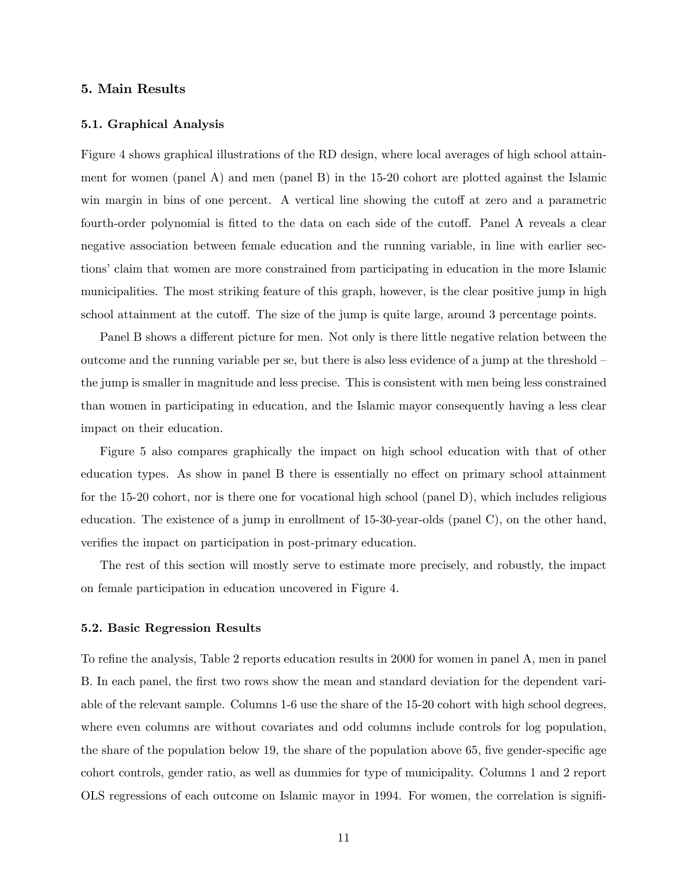## 5. Main Results

### 5.1. Graphical Analysis

Figure 4 shows graphical illustrations of the RD design, where local averages of high school attainment for women (panel A) and men (panel B) in the 15-20 cohort are plotted against the Islamic win margin in bins of one percent. A vertical line showing the cutoff at zero and a parametric fourth-order polynomial is fitted to the data on each side of the cutoff. Panel A reveals a clear negative association between female education and the running variable, in line with earlier sections' claim that women are more constrained from participating in education in the more Islamic municipalities. The most striking feature of this graph, however, is the clear positive jump in high school attainment at the cutoff. The size of the jump is quite large, around 3 percentage points.

Panel B shows a different picture for men. Not only is there little negative relation between the outcome and the running variable per se, but there is also less evidence of a jump at the threshold – the jump is smaller in magnitude and less precise. This is consistent with men being less constrained than women in participating in education, and the Islamic mayor consequently having a less clear impact on their education.

Figure 5 also compares graphically the impact on high school education with that of other education types. As show in panel B there is essentially no effect on primary school attainment for the 15-20 cohort, nor is there one for vocational high school (panel D), which includes religious education. The existence of a jump in enrollment of 15-30-year-olds (panel C), on the other hand, verifies the impact on participation in post-primary education.

The rest of this section will mostly serve to estimate more precisely, and robustly, the impact on female participation in education uncovered in Figure 4.

### 5.2. Basic Regression Results

To refine the analysis, Table 2 reports education results in 2000 for women in panel A, men in panel B. In each panel, the first two rows show the mean and standard deviation for the dependent variable of the relevant sample. Columns 1-6 use the share of the 15-20 cohort with high school degrees, where even columns are without covariates and odd columns include controls for log population, the share of the population below 19, the share of the population above 65, five gender-specific age cohort controls, gender ratio, as well as dummies for type of municipality. Columns 1 and 2 report OLS regressions of each outcome on Islamic mayor in 1994. For women, the correlation is signifi-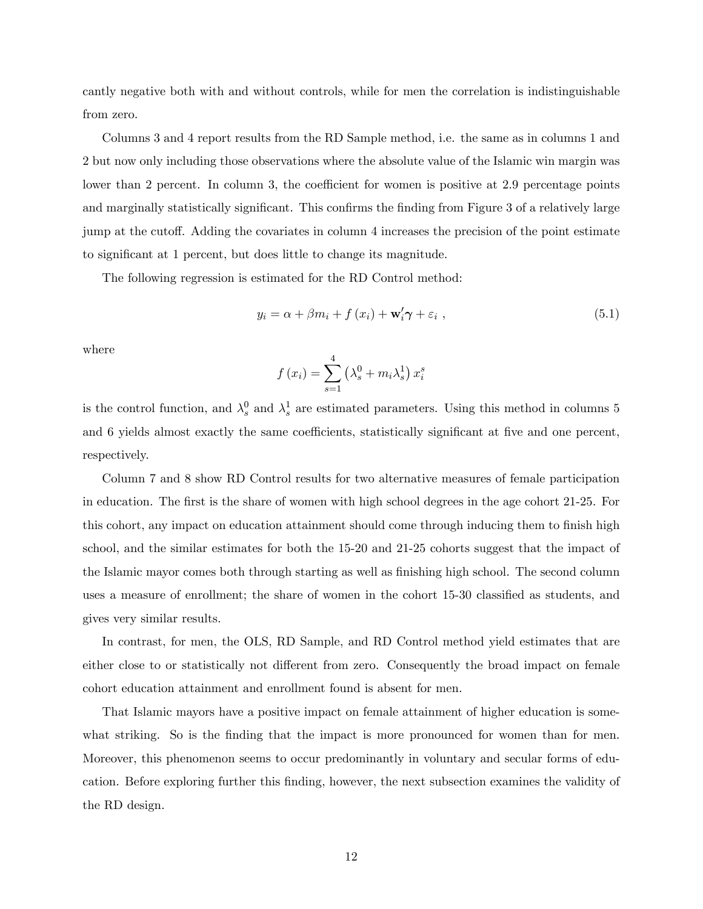cantly negative both with and without controls, while for men the correlation is indistinguishable from zero.

Columns 3 and 4 report results from the RD Sample method, i.e. the same as in columns 1 and 2 but now only including those observations where the absolute value of the Islamic win margin was lower than 2 percent. In column 3, the coefficient for women is positive at 2.9 percentage points and marginally statistically significant. This confirms the finding from Figure 3 of a relatively large jump at the cutoff. Adding the covariates in column 4 increases the precision of the point estimate to significant at 1 percent, but does little to change its magnitude.

The following regression is estimated for the RD Control method:

$$y_i = \alpha + \beta m_i + f(x_i) + \mathbf{w}_i' \boldsymbol{\gamma} + \varepsilon_i \ , \tag{5.1}$$

where

$$f(x_i) = \sum_{s=1}^{4} \left( \lambda_s^0 + m_i \lambda_s^1 \right) x_i^s$$

is the control function, and $\lambda_s^0$ and $\lambda_s^1$ are estimated parameters. Using this method in columns 5 and 6 yields almost exactly the same coefficients, statistically significant at five and one percent, respectively.

Column 7 and 8 show RD Control results for two alternative measures of female participation in education. The first is the share of women with high school degrees in the age cohort 21-25. For this cohort, any impact on education attainment should come through inducing them to finish high school, and the similar estimates for both the 15-20 and 21-25 cohorts suggest that the impact of the Islamic mayor comes both through starting as well as finishing high school. The second column uses a measure of enrollment; the share of women in the cohort 15-30 classified as students, and gives very similar results.

In contrast, for men, the OLS, RD Sample, and RD Control method yield estimates that are either close to or statistically not different from zero. Consequently the broad impact on female cohort education attainment and enrollment found is absent for men.

That Islamic mayors have a positive impact on female attainment of higher education is somewhat striking. So is the finding that the impact is more pronounced for women than for men. Moreover, this phenomenon seems to occur predominantly in voluntary and secular forms of education. Before exploring further this finding, however, the next subsection examines the validity of the RD design.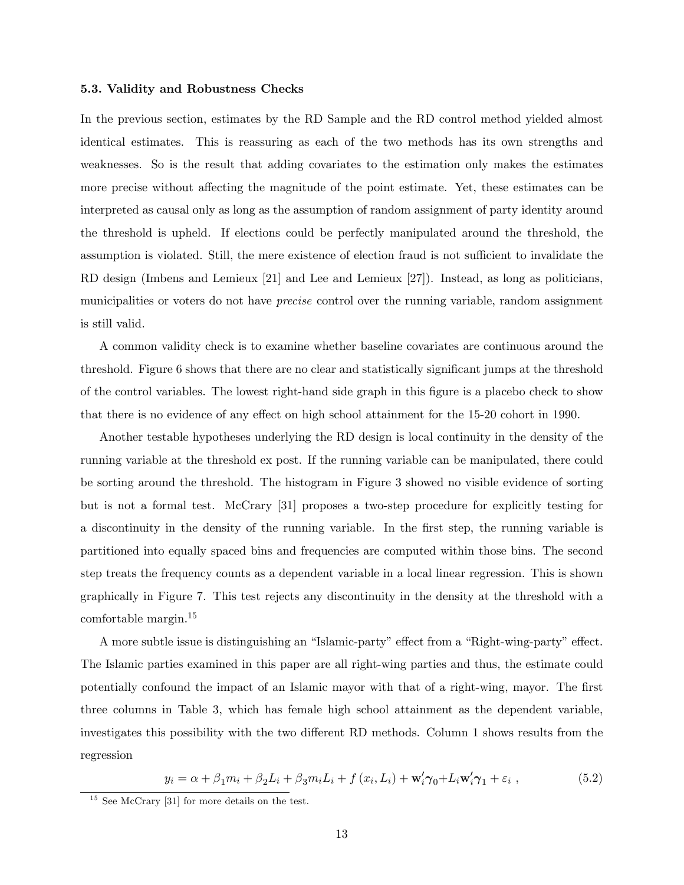### 5.3. Validity and Robustness Checks

In the previous section, estimates by the RD Sample and the RD control method yielded almost identical estimates. This is reassuring as each of the two methods has its own strengths and weaknesses. So is the result that adding covariates to the estimation only makes the estimates more precise without affecting the magnitude of the point estimate. Yet, these estimates can be interpreted as causal only as long as the assumption of random assignment of party identity around the threshold is upheld. If elections could be perfectly manipulated around the threshold, the assumption is violated. Still, the mere existence of election fraud is not sufficient to invalidate the RD design (Imbens and Lemieux [21] and Lee and Lemieux [27]). Instead, as long as politicians, municipalities or voters do not have *precise* control over the running variable, random assignment is still valid.

A common validity check is to examine whether baseline covariates are continuous around the threshold. Figure 6 shows that there are no clear and statistically significant jumps at the threshold of the control variables. The lowest right-hand side graph in this figure is a placebo check to show that there is no evidence of any effect on high school attainment for the 15-20 cohort in 1990.

Another testable hypotheses underlying the RD design is local continuity in the density of the running variable at the threshold ex post. If the running variable can be manipulated, there could be sorting around the threshold. The histogram in Figure 3 showed no visible evidence of sorting but is not a formal test. McCrary [31] proposes a two-step procedure for explicitly testing for a discontinuity in the density of the running variable. In the first step, the running variable is partitioned into equally spaced bins and frequencies are computed within those bins. The second step treats the frequency counts as a dependent variable in a local linear regression. This is shown graphically in Figure 7. This test rejects any discontinuity in the density at the threshold with a comfortable margin.[15]

A more subtle issue is distinguishing an "Islamic-party" effect from a "Right-wing-party" effect. The Islamic parties examined in this paper are all right-wing parties and thus, the estimate could potentially confound the impact of an Islamic mayor with that of a right-wing, mayor. The first three columns in Table 3, which has female high school attainment as the dependent variable, investigates this possibility with the two different RD methods. Column 1 shows results from the regression

$$y_i = \alpha + \beta_1 m_i + \beta_2 L_i + \beta_3 m_i L_i + f(x_i, L_i) + \mathbf{w}_i' \boldsymbol{\gamma}_0 + L_i \mathbf{w}_i' \boldsymbol{\gamma}_1 + \varepsilon_i \ , \tag{5.2}$$

[15] See McCrary [31] for more details on the test.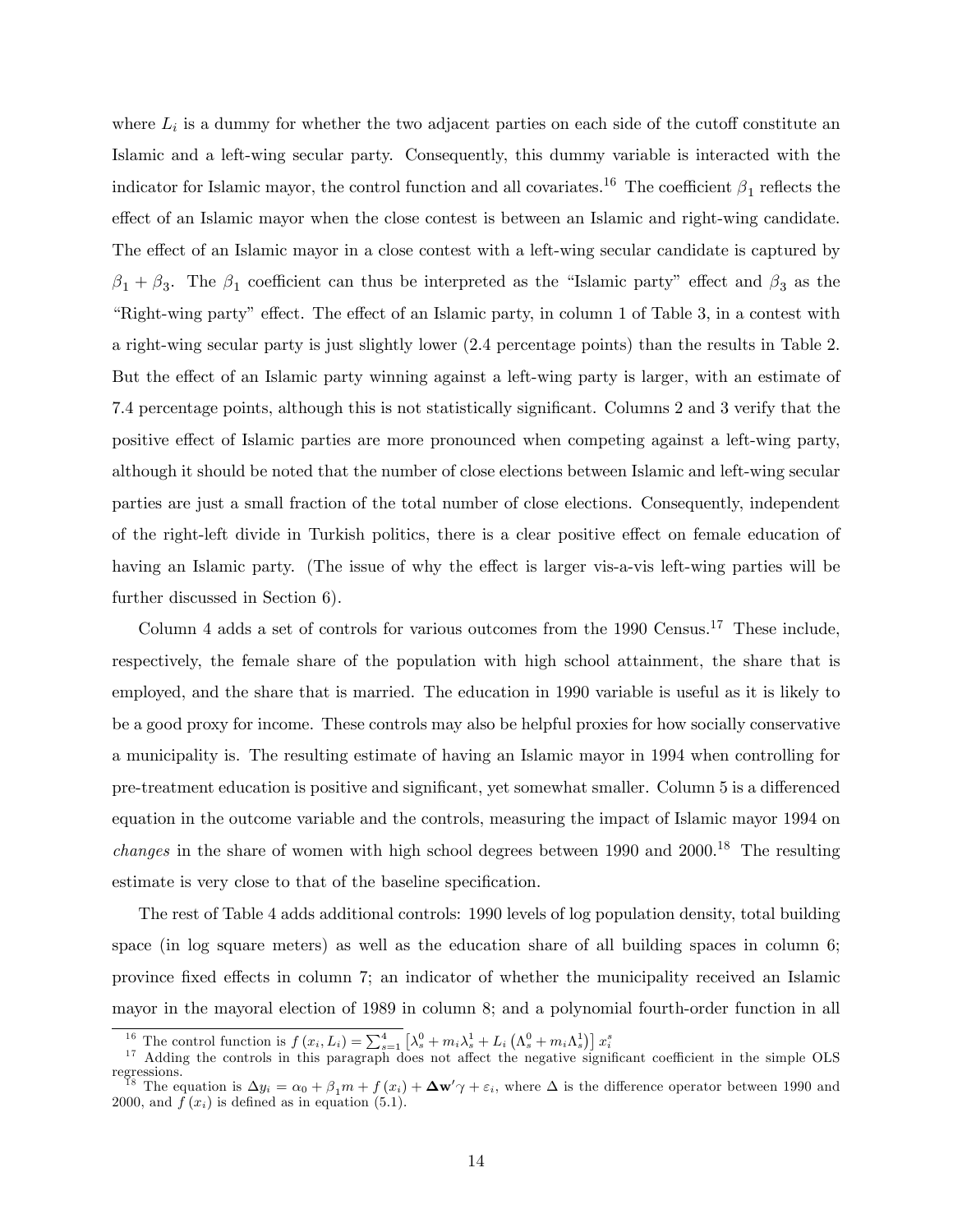where $L_i$ is a dummy for whether the two adjacent parties on each side of the cutoff constitute an Islamic and a left-wing secular party. Consequently, this dummy variable is interacted with the indicator for Islamic mayor, the control function and all covariates.[16] The coefficient $\beta_1$ reflects the effect of an Islamic mayor when the close contest is between an Islamic and right-wing candidate. The effect of an Islamic mayor in a close contest with a left-wing secular candidate is captured by $\beta_1 + \beta_3$. The $\beta_1$ coefficient can thus be interpreted as the "Islamic party" effect and $\beta_3$ as the "Right-wing party" effect. The effect of an Islamic party, in column 1 of Table 3, in a contest with a right-wing secular party is just slightly lower (2.4 percentage points) than the results in Table 2. But the effect of an Islamic party winning against a left-wing party is larger, with an estimate of 7.4 percentage points, although this is not statistically significant. Columns 2 and 3 verify that the positive effect of Islamic parties are more pronounced when competing against a left-wing party, although it should be noted that the number of close elections between Islamic and left-wing secular parties are just a small fraction of the total number of close elections. Consequently, independent of the right-left divide in Turkish politics, there is a clear positive effect on female education of having an Islamic party. (The issue of why the effect is larger vis-a-vis left-wing parties will be further discussed in Section 6).

Column 4 adds a set of controls for various outcomes from the 1990 Census.[17] These include, respectively, the female share of the population with high school attainment, the share that is employed, and the share that is married. The education in 1990 variable is useful as it is likely to be a good proxy for income. These controls may also be helpful proxies for how socially conservative a municipality is. The resulting estimate of having an Islamic mayor in 1994 when controlling for pre-treatment education is positive and significant, yet somewhat smaller. Column 5 is a differenced equation in the outcome variable and the controls, measuring the impact of Islamic mayor 1994 on *changes* in the share of women with high school degrees between 1990 and 2000.[18] The resulting estimate is very close to that of the baseline specification.

The rest of Table 4 adds additional controls: 1990 levels of log population density, total building space (in log square meters) as well as the education share of all building spaces in column 6; province fixed effects in column 7; an indicator of whether the municipality received an Islamic mayor in the mayoral election of 1989 in column 8; and a polynomial fourth-order function in all

[16] The control function is $f(x_i, L_i) = \sum_{s=1}^{4} \left[\lambda_s^0 + m_i \lambda_s^1 + L_i \left(\Lambda_s^0 + m_i \Lambda_s^1\right)\right] x_i^s$

[17] Adding the controls in this paragraph does not affect the negative significant coefficient in the simple OLS regressions.

[18] The equation is $\Delta y_i = \alpha_0 + \beta_1 m + f(x_i) + \mathbf{\Delta w}'\gamma + \varepsilon_i$, where $\Delta$ is the difference operator between 1990 and 2000, and $f(x_i)$ is defined as in equation (5.1).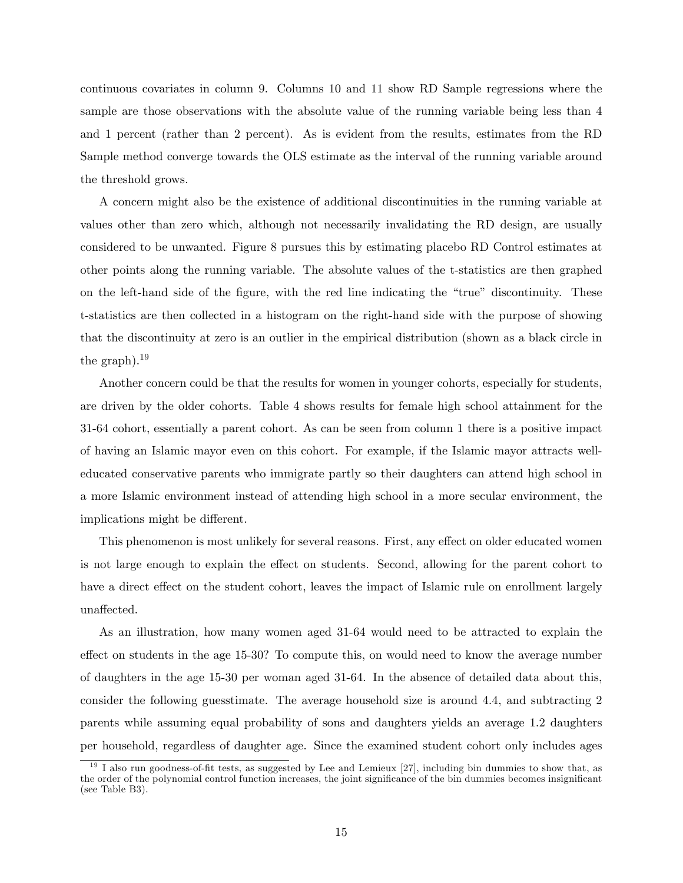continuous covariates in column 9. Columns 10 and 11 show RD Sample regressions where the sample are those observations with the absolute value of the running variable being less than 4 and 1 percent (rather than 2 percent). As is evident from the results, estimates from the RD Sample method converge towards the OLS estimate as the interval of the running variable around the threshold grows.

A concern might also be the existence of additional discontinuities in the running variable at values other than zero which, although not necessarily invalidating the RD design, are usually considered to be unwanted. Figure 8 pursues this by estimating placebo RD Control estimates at other points along the running variable. The absolute values of the t-statistics are then graphed on the left-hand side of the figure, with the red line indicating the "true" discontinuity. These t-statistics are then collected in a histogram on the right-hand side with the purpose of showing that the discontinuity at zero is an outlier in the empirical distribution (shown as a black circle in the graph).[19]

Another concern could be that the results for women in younger cohorts, especially for students, are driven by the older cohorts. Table 4 shows results for female high school attainment for the 31-64 cohort, essentially a parent cohort. As can be seen from column 1 there is a positive impact of having an Islamic mayor even on this cohort. For example, if the Islamic mayor attracts well-educated conservative parents who immigrate partly so their daughters can attend high school in a more Islamic environment instead of attending high school in a more secular environment, the implications might be different.

This phenomenon is most unlikely for several reasons. First, any effect on older educated women is not large enough to explain the effect on students. Second, allowing for the parent cohort to have a direct effect on the student cohort, leaves the impact of Islamic rule on enrollment largely unaffected.

As an illustration, how many women aged 31-64 would need to be attracted to explain the effect on students in the age 15-30? To compute this, on would need to know the average number of daughters in the age 15-30 per woman aged 31-64. In the absence of detailed data about this, consider the following guesstimate. The average household size is around 4.4, and subtracting 2 parents while assuming equal probability of sons and daughters yields an average 1.2 daughters per household, regardless of daughter age. Since the examined student cohort only includes ages

[19] I also run goodness-of-fit tests, as suggested by Lee and Lemieux [27], including bin dummies to show that, as the order of the polynomial control function increases, the joint significance of the bin dummies becomes insignificant (see Table B3).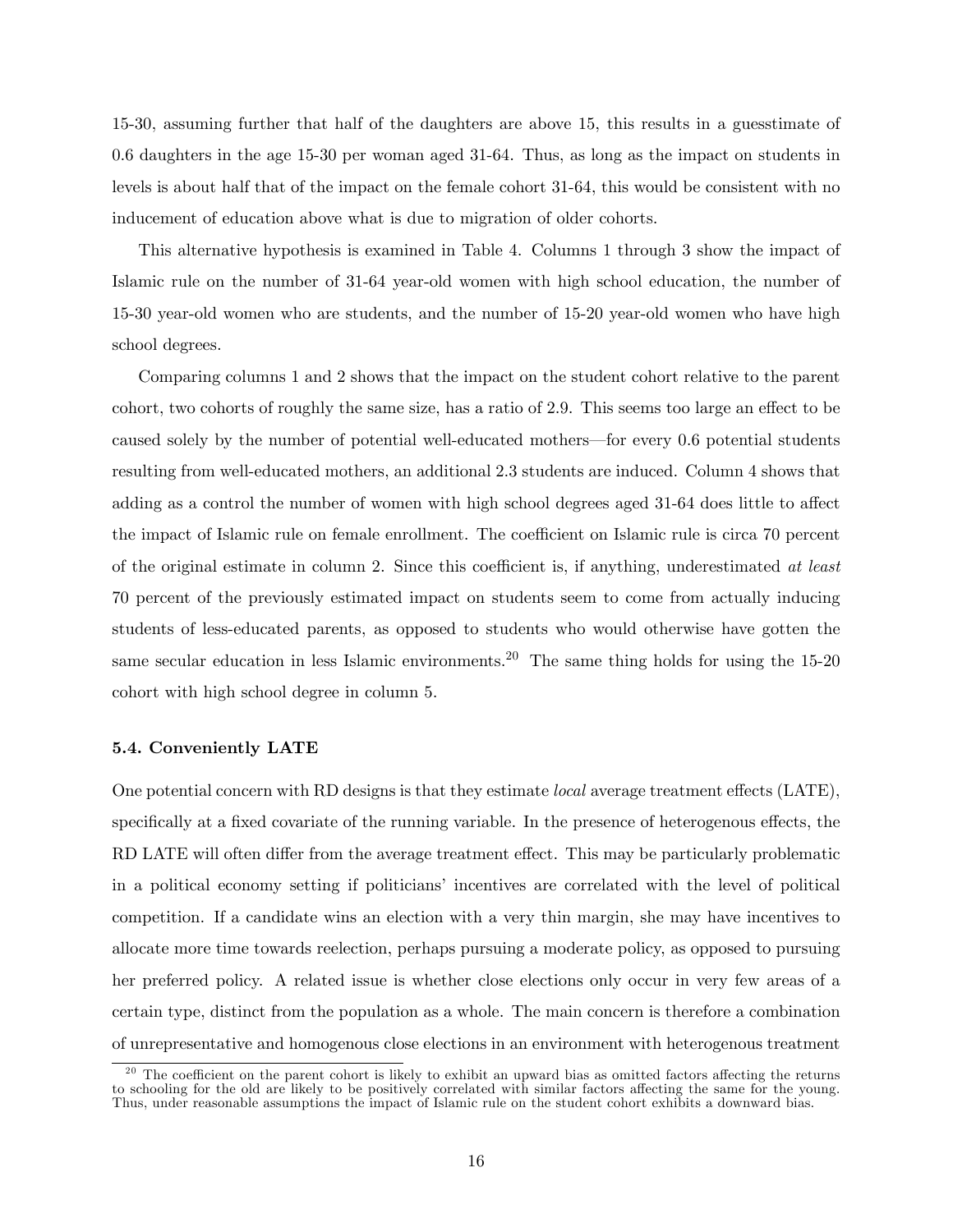15-30, assuming further that half of the daughters are above 15, this results in a guesstimate of 0.6 daughters in the age 15-30 per woman aged 31-64. Thus, as long as the impact on students in levels is about half that of the impact on the female cohort 31-64, this would be consistent with no inducement of education above what is due to migration of older cohorts.

This alternative hypothesis is examined in Table 4. Columns 1 through 3 show the impact of Islamic rule on the number of 31-64 year-old women with high school education, the number of 15-30 year-old women who are students, and the number of 15-20 year-old women who have high school degrees.

Comparing columns 1 and 2 shows that the impact on the student cohort relative to the parent cohort, two cohorts of roughly the same size, has a ratio of 2.9. This seems too large an effect to be caused solely by the number of potential well-educated mothers—for every 0.6 potential students resulting from well-educated mothers, an additional 2.3 students are induced. Column 4 shows that adding as a control the number of women with high school degrees aged 31-64 does little to affect the impact of Islamic rule on female enrollment. The coefficient on Islamic rule is circa 70 percent of the original estimate in column 2. Since this coefficient is, if anything, underestimated *at least* 70 percent of the previously estimated impact on students seem to come from actually inducing students of less-educated parents, as opposed to students who would otherwise have gotten the same secular education in less Islamic environments.[20] The same thing holds for using the 15-20 cohort with high school degree in column 5.

### 5.4. Conveniently LATE

One potential concern with RD designs is that they estimate *local* average treatment effects (LATE), specifically at a fixed covariate of the running variable. In the presence of heterogenous effects, the RD LATE will often differ from the average treatment effect. This may be particularly problematic in a political economy setting if politicians' incentives are correlated with the level of political competition. If a candidate wins an election with a very thin margin, she may have incentives to allocate more time towards reelection, perhaps pursuing a moderate policy, as opposed to pursuing her preferred policy. A related issue is whether close elections only occur in very few areas of a certain type, distinct from the population as a whole. The main concern is therefore a combination of unrepresentative and homogenous close elections in an environment with heterogenous treatment

[20] The coefficient on the parent cohort is likely to exhibit an upward bias as omitted factors affecting the returns to schooling for the old are likely to be positively correlated with similar factors affecting the same for the young. Thus, under reasonable assumptions the impact of Islamic rule on the student cohort exhibits a downward bias.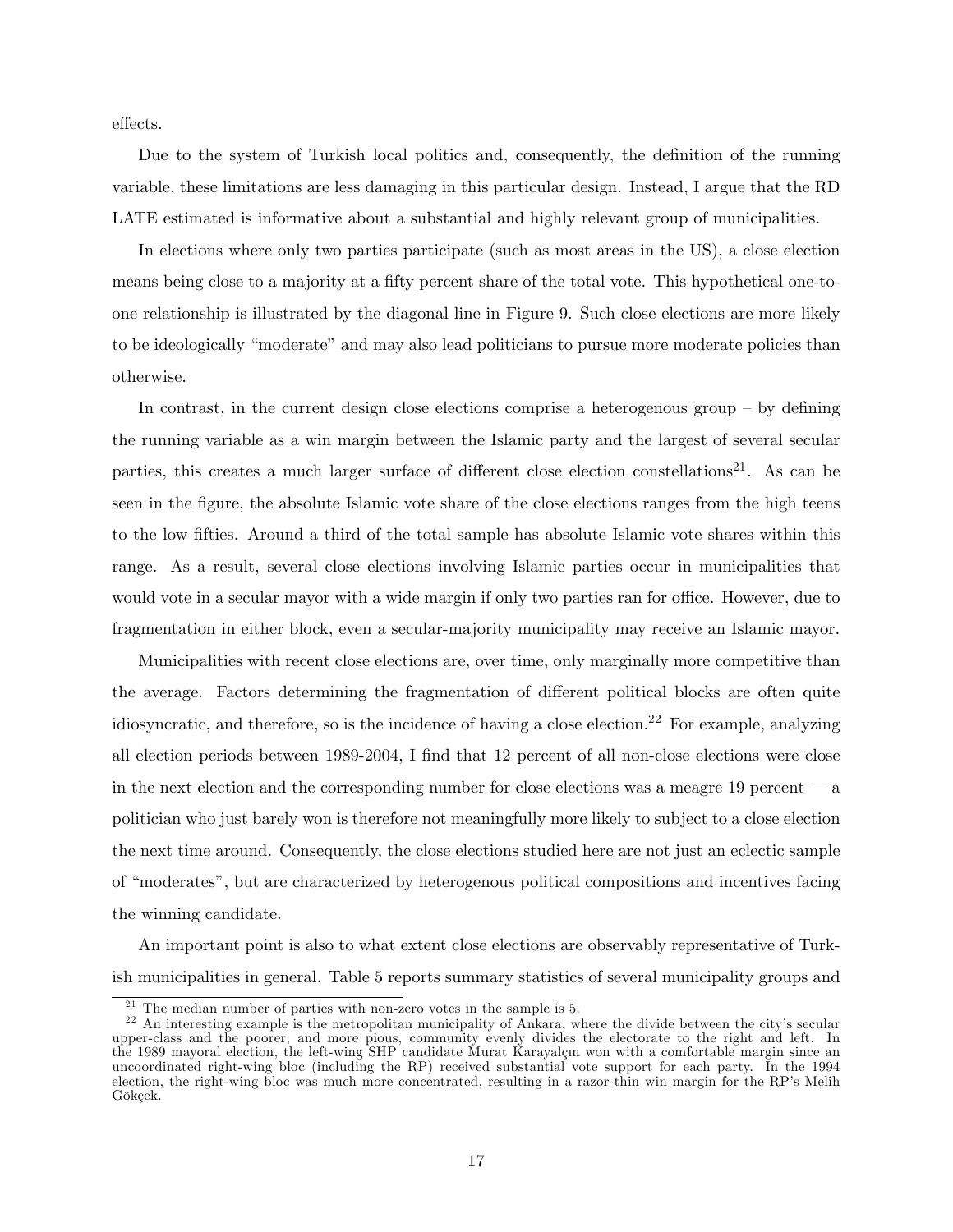effects.

Due to the system of Turkish local politics and, consequently, the definition of the running variable, these limitations are less damaging in this particular design. Instead, I argue that the RD LATE estimated is informative about a substantial and highly relevant group of municipalities.

In elections where only two parties participate (such as most areas in the US), a close election means being close to a majority at a fifty percent share of the total vote. This hypothetical one-to-one relationship is illustrated by the diagonal line in Figure 9. Such close elections are more likely to be ideologically "moderate" and may also lead politicians to pursue more moderate policies than otherwise.

In contrast, in the current design close elections comprise a heterogenous group – by defining the running variable as a win margin between the Islamic party and the largest of several secular parties, this creates a much larger surface of different close election constellations[21]. As can be seen in the figure, the absolute Islamic vote share of the close elections ranges from the high teens to the low fifties. Around a third of the total sample has absolute Islamic vote shares within this range. As a result, several close elections involving Islamic parties occur in municipalities that would vote in a secular mayor with a wide margin if only two parties ran for office. However, due to fragmentation in either block, even a secular-majority municipality may receive an Islamic mayor.

Municipalities with recent close elections are, over time, only marginally more competitive than the average. Factors determining the fragmentation of different political blocks are often quite idiosyncratic, and therefore, so is the incidence of having a close election.[22] For example, analyzing all election periods between 1989-2004, I find that 12 percent of all non-close elections were close in the next election and the corresponding number for close elections was a meagre 19 percent — a politician who just barely won is therefore not meaningfully more likely to subject to a close election the next time around. Consequently, the close elections studied here are not just an eclectic sample of "moderates", but are characterized by heterogenous political compositions and incentives facing the winning candidate.

An important point is also to what extent close elections are observably representative of Turkish municipalities in general. Table 5 reports summary statistics of several municipality groups and

[21] The median number of parties with non-zero votes in the sample is 5.

[22] An interesting example is the metropolitan municipality of Ankara, where the divide between the city's secular upper-class and the poorer, and more pious, community evenly divides the electorate to the right and left. In the 1989 mayoral election, the left-wing SHP candidate Murat Karayalçın won with a comfortable margin since an uncoordinated right-wing bloc (including the RP) received substantial vote support for each party. In the 1994 election, the right-wing bloc was much more concentrated, resulting in a razor-thin win margin for the RP's Melih Gökçek.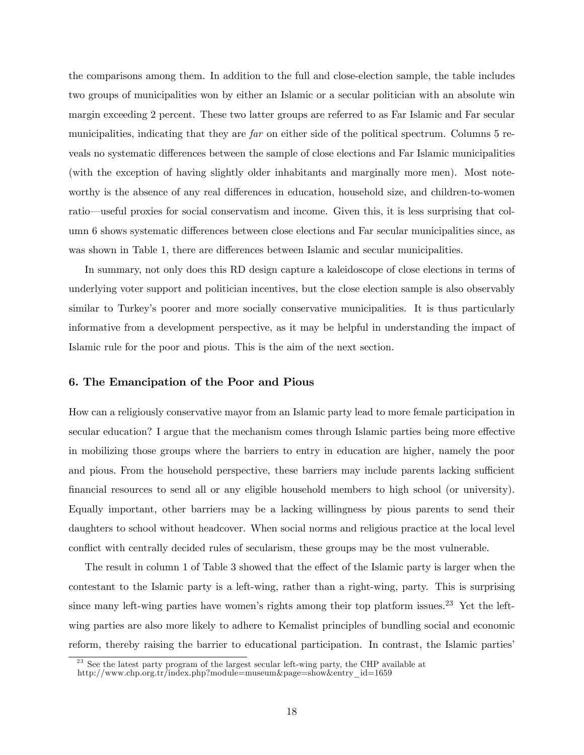the comparisons among them. In addition to the full and close-election sample, the table includes two groups of municipalities won by either an Islamic or a secular politician with an absolute win margin exceeding 2 percent. These two latter groups are referred to as Far Islamic and Far secular municipalities, indicating that they are *far* on either side of the political spectrum. Columns 5 reveals no systematic differences between the sample of close elections and Far Islamic municipalities (with the exception of having slightly older inhabitants and marginally more men). Most noteworthy is the absence of any real differences in education, household size, and children-to-women ratio—useful proxies for social conservatism and income. Given this, it is less surprising that column 6 shows systematic differences between close elections and Far secular municipalities since, as was shown in Table 1, there are differences between Islamic and secular municipalities.

In summary, not only does this RD design capture a kaleidoscope of close elections in terms of underlying voter support and politician incentives, but the close election sample is also observably similar to Turkey's poorer and more socially conservative municipalities. It is thus particularly informative from a development perspective, as it may be helpful in understanding the impact of Islamic rule for the poor and pious. This is the aim of the next section.

## 6. The Emancipation of the Poor and Pious

How can a religiously conservative mayor from an Islamic party lead to more female participation in secular education? I argue that the mechanism comes through Islamic parties being more effective in mobilizing those groups where the barriers to entry in education are higher, namely the poor and pious. From the household perspective, these barriers may include parents lacking sufficient financial resources to send all or any eligible household members to high school (or university). Equally important, other barriers may be a lacking willingness by pious parents to send their daughters to school without headcover. When social norms and religious practice at the local level conflict with centrally decided rules of secularism, these groups may be the most vulnerable.

The result in column 1 of Table 3 showed that the effect of the Islamic party is larger when the contestant to the Islamic party is a left-wing, rather than a right-wing, party. This is surprising since many left-wing parties have women's rights among their top platform issues.[23] Yet the left-wing parties are also more likely to adhere to Kemalist principles of bundling social and economic reform, thereby raising the barrier to educational participation. In contrast, the Islamic parties'

[23] See the latest party program of the largest secular left-wing party, the CHP available at http://www.chp.org.tr/index.php?module=museum&page=show&entry_id=1659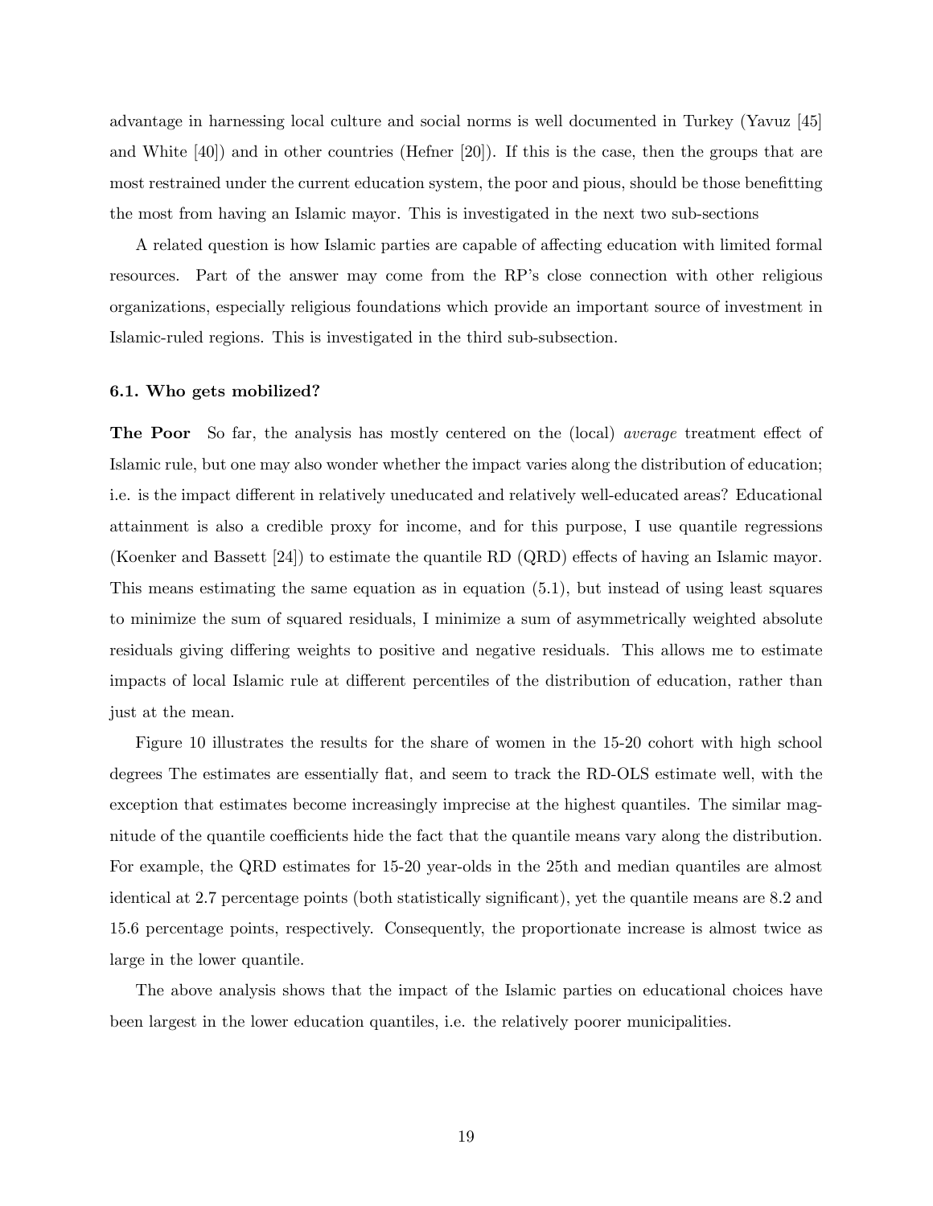advantage in harnessing local culture and social norms is well documented in Turkey (Yavuz [45] and White [40]) and in other countries (Hefner [20]). If this is the case, then the groups that are most restrained under the current education system, the poor and pious, should be those benefitting the most from having an Islamic mayor. This is investigated in the next two sub-sections

A related question is how Islamic parties are capable of affecting education with limited formal resources. Part of the answer may come from the RP's close connection with other religious organizations, especially religious foundations which provide an important source of investment in Islamic-ruled regions. This is investigated in the third sub-subsection.

### 6.1. Who gets mobilized?

**The Poor** So far, the analysis has mostly centered on the (local) *average* treatment effect of Islamic rule, but one may also wonder whether the impact varies along the distribution of education; i.e. is the impact different in relatively uneducated and relatively well-educated areas? Educational attainment is also a credible proxy for income, and for this purpose, I use quantile regressions (Koenker and Bassett [24]) to estimate the quantile RD (QRD) effects of having an Islamic mayor. This means estimating the same equation as in equation (5.1), but instead of using least squares to minimize the sum of squared residuals, I minimize a sum of asymmetrically weighted absolute residuals giving differing weights to positive and negative residuals. This allows me to estimate impacts of local Islamic rule at different percentiles of the distribution of education, rather than just at the mean.

Figure 10 illustrates the results for the share of women in the 15-20 cohort with high school degrees The estimates are essentially flat, and seem to track the RD-OLS estimate well, with the exception that estimates become increasingly imprecise at the highest quantiles. The similar magnitude of the quantile coefficients hide the fact that the quantile means vary along the distribution. For example, the QRD estimates for 15-20 year-olds in the 25th and median quantiles are almost identical at 2.7 percentage points (both statistically significant), yet the quantile means are 8.2 and 15.6 percentage points, respectively. Consequently, the proportionate increase is almost twice as large in the lower quantile.

The above analysis shows that the impact of the Islamic parties on educational choices have been largest in the lower education quantiles, i.e. the relatively poorer municipalities.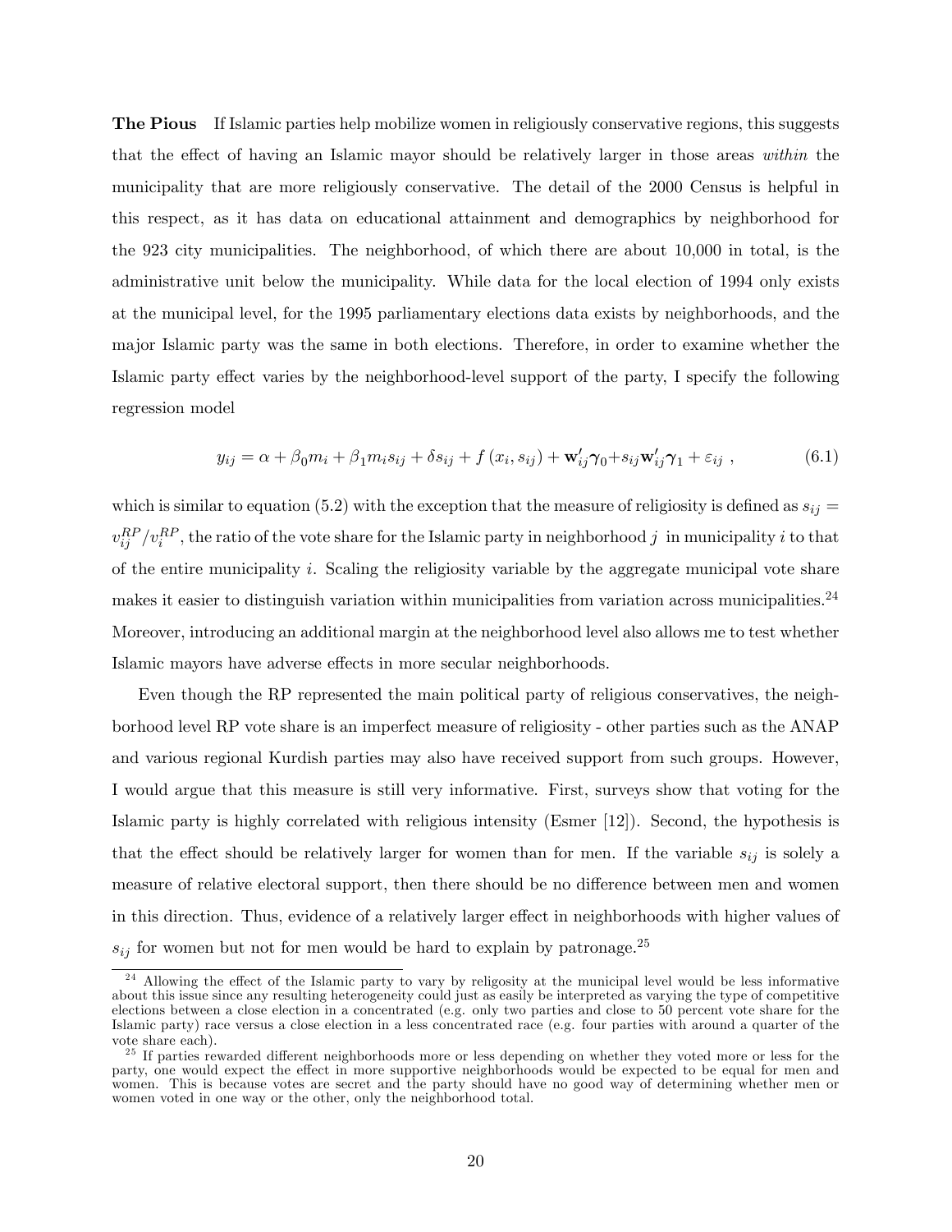**The Pious** If Islamic parties help mobilize women in religiously conservative regions, this suggests that the effect of having an Islamic mayor should be relatively larger in those areas *within* the municipality that are more religiously conservative. The detail of the 2000 Census is helpful in this respect, as it has data on educational attainment and demographics by neighborhood for the 923 city municipalities. The neighborhood, of which there are about 10,000 in total, is the administrative unit below the municipality. While data for the local election of 1994 only exists at the municipal level, for the 1995 parliamentary elections data exists by neighborhoods, and the major Islamic party was the same in both elections. Therefore, in order to examine whether the Islamic party effect varies by the neighborhood-level support of the party, I specify the following regression model

$$y_{ij} = \alpha + \beta_0 m_i + \beta_1 m_i s_{ij} + \delta s_{ij} + f(x_i, s_{ij}) + \mathbf{w}'_{ij}\boldsymbol{\gamma}_0 + s_{ij}\mathbf{w}'_{ij}\boldsymbol{\gamma}_1 + \varepsilon_{ij}\ , \tag{6.1}$$

which is similar to equation (5.2) with the exception that the measure of religiosity is defined as $s_{ij} = v_{ij}^{RP}/v_i^{RP}$, the ratio of the vote share for the Islamic party in neighborhood $j$ in municipality $i$ to that of the entire municipality $i$. Scaling the religiosity variable by the aggregate municipal vote share makes it easier to distinguish variation within municipalities from variation across municipalities.[24] Moreover, introducing an additional margin at the neighborhood level also allows me to test whether Islamic mayors have adverse effects in more secular neighborhoods.

Even though the RP represented the main political party of religious conservatives, the neighborhood level RP vote share is an imperfect measure of religiosity - other parties such as the ANAP and various regional Kurdish parties may also have received support from such groups. However, I would argue that this measure is still very informative. First, surveys show that voting for the Islamic party is highly correlated with religious intensity (Esmer [12]). Second, the hypothesis is that the effect should be relatively larger for women than for men. If the variable $s_{ij}$ is solely a measure of relative electoral support, then there should be no difference between men and women in this direction. Thus, evidence of a relatively larger effect in neighborhoods with higher values of $s_{ij}$ for women but not for men would be hard to explain by patronage.[25]

[24] Allowing the effect of the Islamic party to vary by religosity at the municipal level would be less informative about this issue since any resulting heterogeneity could just as easily be interpreted as varying the type of competitive elections between a close election in a concentrated (e.g. only two parties and close to 50 percent vote share for the Islamic party) race versus a close election in a less concentrated race (e.g. four parties with around a quarter of the vote share each).

[25] If parties rewarded different neighborhoods more or less depending on whether they voted more or less for the party, one would expect the effect in more supportive neighborhoods would be expected to be equal for men and women. This is because votes are secret and the party should have no good way of determining whether men or women voted in one way or the other, only the neighborhood total.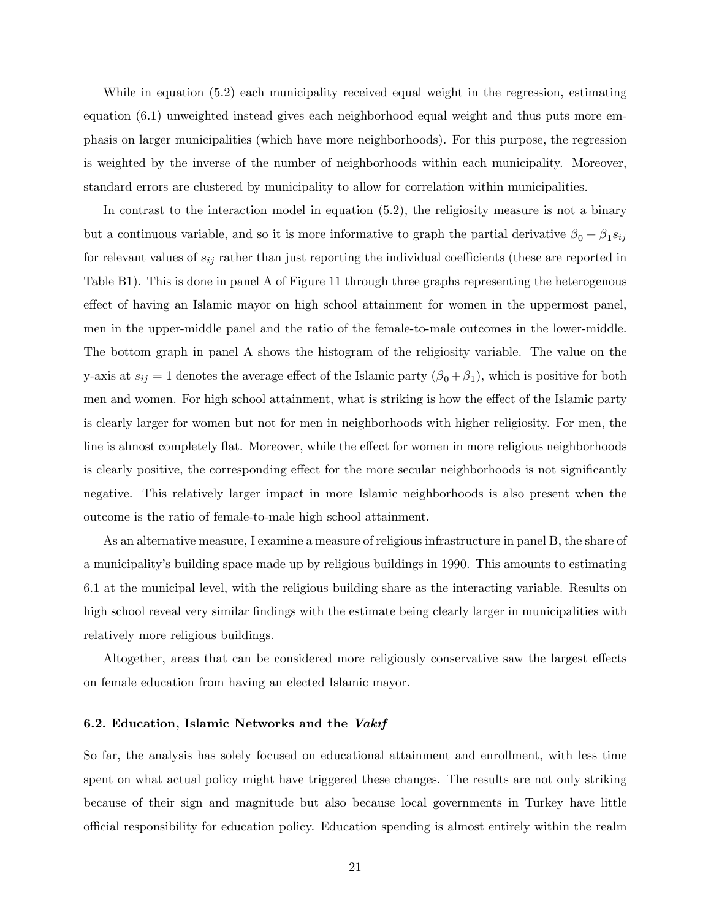While in equation (5.2) each municipality received equal weight in the regression, estimating equation (6.1) unweighted instead gives each neighborhood equal weight and thus puts more emphasis on larger municipalities (which have more neighborhoods). For this purpose, the regression is weighted by the inverse of the number of neighborhoods within each municipality. Moreover, standard errors are clustered by municipality to allow for correlation within municipalities.

In contrast to the interaction model in equation (5.2), the religiosity measure is not a binary but a continuous variable, and so it is more informative to graph the partial derivative $\beta_0 + \beta_1 s_{ij}$ for relevant values of $s_{ij}$ rather than just reporting the individual coefficients (these are reported in Table B1). This is done in panel A of Figure 11 through three graphs representing the heterogenous effect of having an Islamic mayor on high school attainment for women in the uppermost panel, men in the upper-middle panel and the ratio of the female-to-male outcomes in the lower-middle. The bottom graph in panel A shows the histogram of the religiosity variable. The value on the y-axis at $s_{ij} = 1$ denotes the average effect of the Islamic party ($\beta_0 + \beta_1$), which is positive for both men and women. For high school attainment, what is striking is how the effect of the Islamic party is clearly larger for women but not for men in neighborhoods with higher religiosity. For men, the line is almost completely flat. Moreover, while the effect for women in more religious neighborhoods is clearly positive, the corresponding effect for the more secular neighborhoods is not significantly negative. This relatively larger impact in more Islamic neighborhoods is also present when the outcome is the ratio of female-to-male high school attainment.

As an alternative measure, I examine a measure of religious infrastructure in panel B, the share of a municipality's building space made up by religious buildings in 1990. This amounts to estimating 6.1 at the municipal level, with the religious building share as the interacting variable. Results on high school reveal very similar findings with the estimate being clearly larger in municipalities with relatively more religious buildings.

Altogether, areas that can be considered more religiously conservative saw the largest effects on female education from having an elected Islamic mayor.

### 6.2. Education, Islamic Networks and the *Vakıf*

So far, the analysis has solely focused on educational attainment and enrollment, with less time spent on what actual policy might have triggered these changes. The results are not only striking because of their sign and magnitude but also because local governments in Turkey have little official responsibility for education policy. Education spending is almost entirely within the realm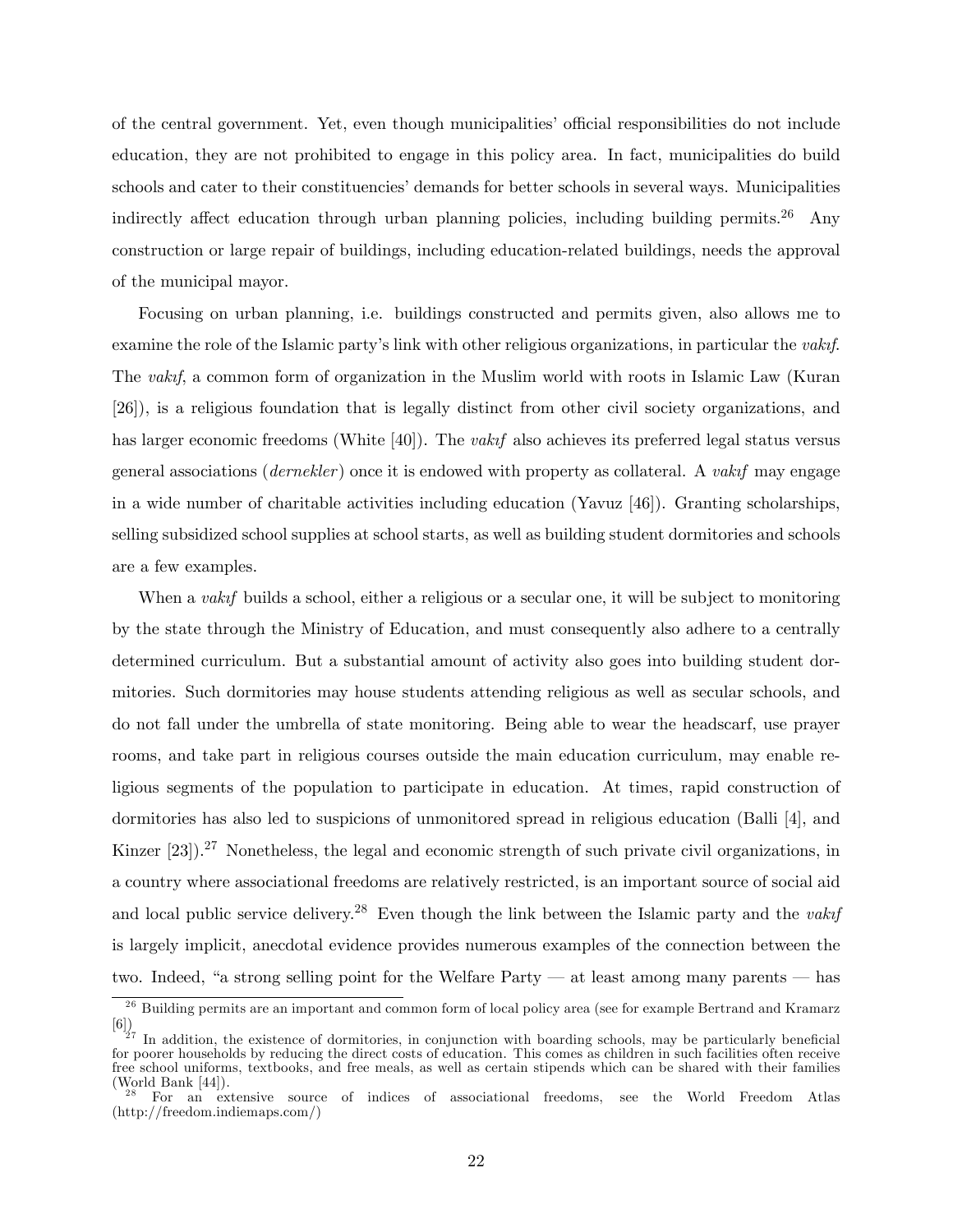of the central government. Yet, even though municipalities' official responsibilities do not include education, they are not prohibited to engage in this policy area. In fact, municipalities do build schools and cater to their constituencies' demands for better schools in several ways. Municipalities indirectly affect education through urban planning policies, including building permits.[26] Any construction or large repair of buildings, including education-related buildings, needs the approval of the municipal mayor.

Focusing on urban planning, i.e. buildings constructed and permits given, also allows me to examine the role of the Islamic party's link with other religious organizations, in particular the *vakıf*. The *vakıf*, a common form of organization in the Muslim world with roots in Islamic Law (Kuran [26]), is a religious foundation that is legally distinct from other civil society organizations, and has larger economic freedoms (White [40]). The *vakıf* also achieves its preferred legal status versus general associations (*dernekler*) once it is endowed with property as collateral. A *vakıf* may engage in a wide number of charitable activities including education (Yavuz [46]). Granting scholarships, selling subsidized school supplies at school starts, as well as building student dormitories and schools are a few examples.

When a *vakıf* builds a school, either a religious or a secular one, it will be subject to monitoring by the state through the Ministry of Education, and must consequently also adhere to a centrally determined curriculum. But a substantial amount of activity also goes into building student dormitories. Such dormitories may house students attending religious as well as secular schools, and do not fall under the umbrella of state monitoring. Being able to wear the headscarf, use prayer rooms, and take part in religious courses outside the main education curriculum, may enable religious segments of the population to participate in education. At times, rapid construction of dormitories has also led to suspicions of unmonitored spread in religious education (Balli [4], and Kinzer [23]).[27] Nonetheless, the legal and economic strength of such private civil organizations, in a country where associational freedoms are relatively restricted, is an important source of social aid and local public service delivery.[28] Even though the link between the Islamic party and the *vakıf* is largely implicit, anecdotal evidence provides numerous examples of the connection between the two. Indeed, "a strong selling point for the Welfare Party — at least among many parents — has

---

[26] Building permits are an important and common form of local policy area (see for example Bertrand and Kramarz [6]).

[27] In addition, the existence of dormitories, in conjunction with boarding schools, may be particularly beneficial for poorer households by reducing the direct costs of education. This comes as children in such facilities often receive free school uniforms, textbooks, and free meals, as well as certain stipends which can be shared with their families (World Bank [44]).

[28] For an extensive source of indices of associational freedoms, see the World Freedom Atlas (http://freedom.indiemaps.com/)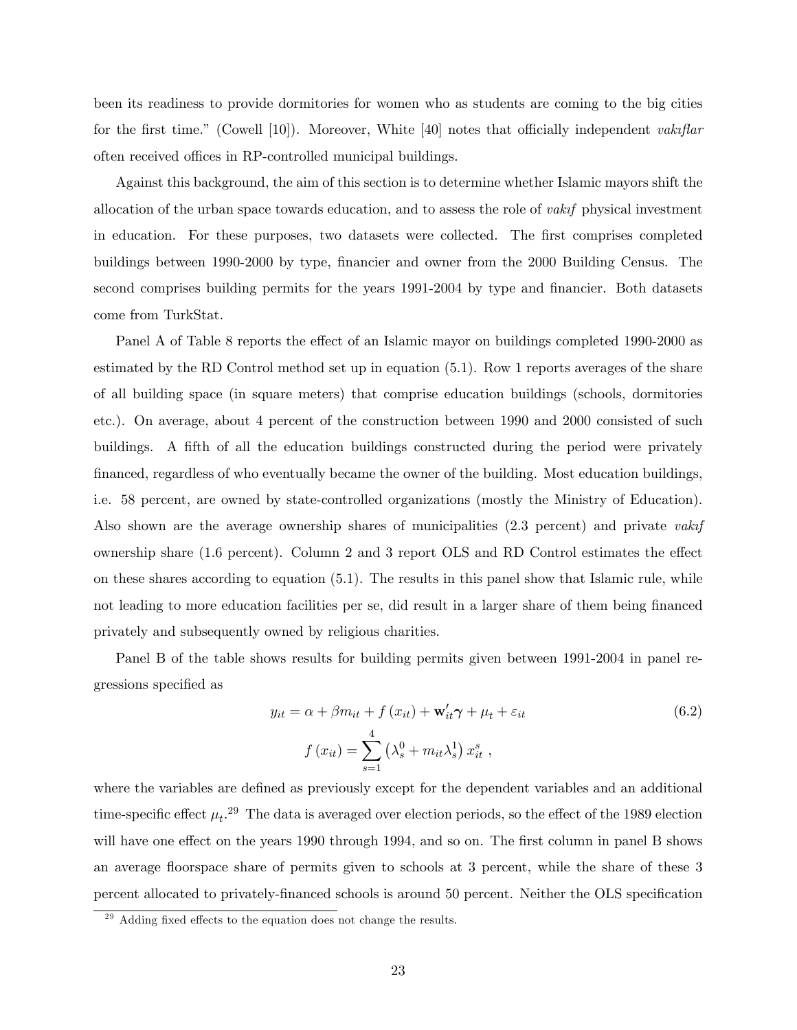been its readiness to provide dormitories for women who as students are coming to the big cities for the first time." (Cowell [10]). Moreover, White [40] notes that officially independent *vakıflar* often received offices in RP-controlled municipal buildings.

Against this background, the aim of this section is to determine whether Islamic mayors shift the allocation of the urban space towards education, and to assess the role of *vakıf* physical investment in education. For these purposes, two datasets were collected. The first comprises completed buildings between 1990-2000 by type, financier and owner from the 2000 Building Census. The second comprises building permits for the years 1991-2004 by type and financier. Both datasets come from TurkStat.

Panel A of Table 8 reports the effect of an Islamic mayor on buildings completed 1990-2000 as estimated by the RD Control method set up in equation (5.1). Row 1 reports averages of the share of all building space (in square meters) that comprise education buildings (schools, dormitories etc.). On average, about 4 percent of the construction between 1990 and 2000 consisted of such buildings. A fifth of all the education buildings constructed during the period were privately financed, regardless of who eventually became the owner of the building. Most education buildings, i.e. 58 percent, are owned by state-controlled organizations (mostly the Ministry of Education). Also shown are the average ownership shares of municipalities (2.3 percent) and private *vakıf* ownership share (1.6 percent). Column 2 and 3 report OLS and RD Control estimates the effect on these shares according to equation (5.1). The results in this panel show that Islamic rule, while not leading to more education facilities per se, did result in a larger share of them being financed privately and subsequently owned by religious charities.

Panel B of the table shows results for building permits given between 1991-2004 in panel regressions specified as

$$y_{it} = \alpha + \beta m_{it} + f(x_{it}) + \mathbf{w}_{it}'\boldsymbol{\gamma} + \mu_t + \varepsilon_{it} \tag{6.2}$$

$$f(x_{it}) = \sum_{s=1}^{4} \left(\lambda_s^0 + m_{it}\lambda_s^1\right) x_{it}^s \ ,$$

where the variables are defined as previously except for the dependent variables and an additional time-specific effect $\mu_t$.[29] The data is averaged over election periods, so the effect of the 1989 election will have one effect on the years 1990 through 1994, and so on. The first column in panel B shows an average floorspace share of permits given to schools at 3 percent, while the share of these 3 percent allocated to privately-financed schools is around 50 percent. Neither the OLS specification

[29] Adding fixed effects to the equation does not change the results.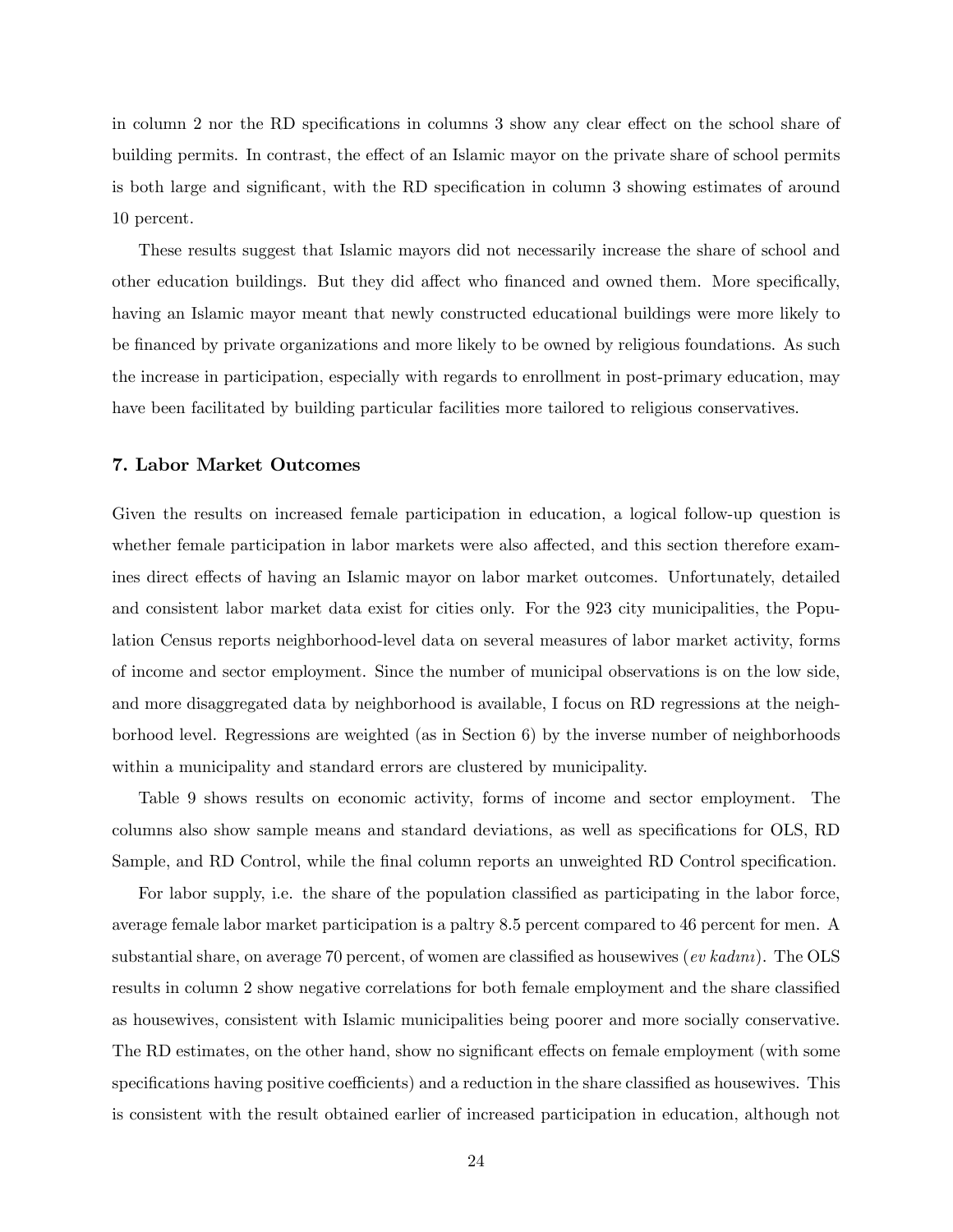in column 2 nor the RD specifications in columns 3 show any clear effect on the school share of building permits. In contrast, the effect of an Islamic mayor on the private share of school permits is both large and significant, with the RD specification in column 3 showing estimates of around 10 percent.

These results suggest that Islamic mayors did not necessarily increase the share of school and other education buildings. But they did affect who financed and owned them. More specifically, having an Islamic mayor meant that newly constructed educational buildings were more likely to be financed by private organizations and more likely to be owned by religious foundations. As such the increase in participation, especially with regards to enrollment in post-primary education, may have been facilitated by building particular facilities more tailored to religious conservatives.

## 7. Labor Market Outcomes

Given the results on increased female participation in education, a logical follow-up question is whether female participation in labor markets were also affected, and this section therefore examines direct effects of having an Islamic mayor on labor market outcomes. Unfortunately, detailed and consistent labor market data exist for cities only. For the 923 city municipalities, the Population Census reports neighborhood-level data on several measures of labor market activity, forms of income and sector employment. Since the number of municipal observations is on the low side, and more disaggregated data by neighborhood is available, I focus on RD regressions at the neighborhood level. Regressions are weighted (as in Section 6) by the inverse number of neighborhoods within a municipality and standard errors are clustered by municipality.

Table 9 shows results on economic activity, forms of income and sector employment. The columns also show sample means and standard deviations, as well as specifications for OLS, RD Sample, and RD Control, while the final column reports an unweighted RD Control specification.

For labor supply, i.e. the share of the population classified as participating in the labor force, average female labor market participation is a paltry 8.5 percent compared to 46 percent for men. A substantial share, on average 70 percent, of women are classified as housewives (*ev kadını*). The OLS results in column 2 show negative correlations for both female employment and the share classified as housewives, consistent with Islamic municipalities being poorer and more socially conservative. The RD estimates, on the other hand, show no significant effects on female employment (with some specifications having positive coefficients) and a reduction in the share classified as housewives. This is consistent with the result obtained earlier of increased participation in education, although not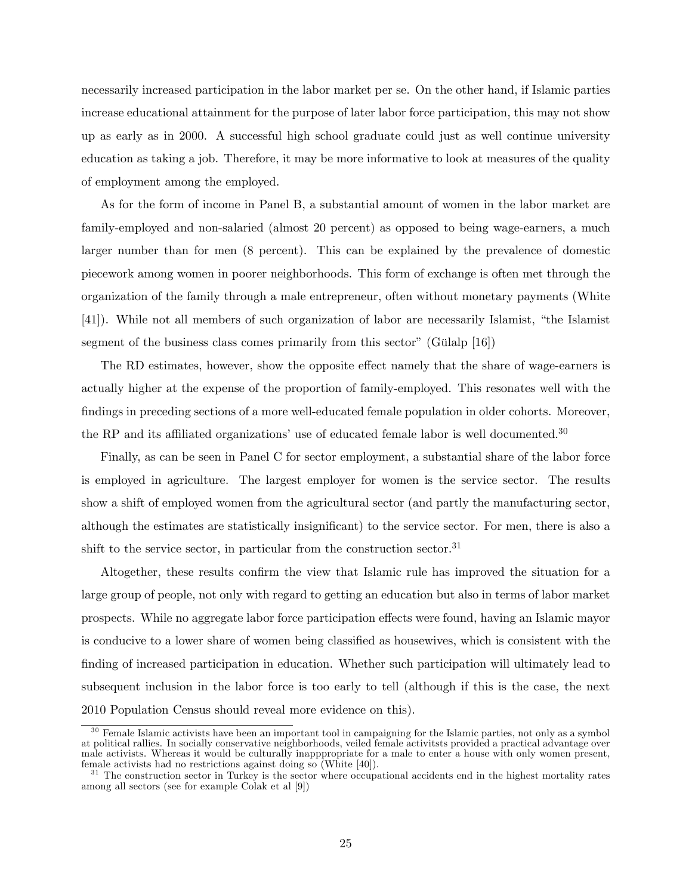necessarily increased participation in the labor market per se. On the other hand, if Islamic parties increase educational attainment for the purpose of later labor force participation, this may not show up as early as in 2000. A successful high school graduate could just as well continue university education as taking a job. Therefore, it may be more informative to look at measures of the quality of employment among the employed.

As for the form of income in Panel B, a substantial amount of women in the labor market are family-employed and non-salaried (almost 20 percent) as opposed to being wage-earners, a much larger number than for men (8 percent). This can be explained by the prevalence of domestic piecework among women in poorer neighborhoods. This form of exchange is often met through the organization of the family through a male entrepreneur, often without monetary payments (White [41]). While not all members of such organization of labor are necessarily Islamist, "the Islamist segment of the business class comes primarily from this sector" (Gülalp [16])

The RD estimates, however, show the opposite effect namely that the share of wage-earners is actually higher at the expense of the proportion of family-employed. This resonates well with the findings in preceding sections of a more well-educated female population in older cohorts. Moreover, the RP and its affiliated organizations' use of educated female labor is well documented.[30]

Finally, as can be seen in Panel C for sector employment, a substantial share of the labor force is employed in agriculture. The largest employer for women is the service sector. The results show a shift of employed women from the agricultural sector (and partly the manufacturing sector, although the estimates are statistically insignificant) to the service sector. For men, there is also a shift to the service sector, in particular from the construction sector.[31]

Altogether, these results confirm the view that Islamic rule has improved the situation for a large group of people, not only with regard to getting an education but also in terms of labor market prospects. While no aggregate labor force participation effects were found, having an Islamic mayor is conducive to a lower share of women being classified as housewives, which is consistent with the finding of increased participation in education. Whether such participation will ultimately lead to subsequent inclusion in the labor force is too early to tell (although if this is the case, the next 2010 Population Census should reveal more evidence on this).

[30] Female Islamic activists have been an important tool in campaigning for the Islamic parties, not only as a symbol at political rallies. In socially conservative neighborhoods, veiled female activitsts provided a practical advantage over male activists. Whereas it would be culturally inapppropriate for a male to enter a house with only women present, female activists had no restrictions against doing so (White [40]).

[31] The construction sector in Turkey is the sector where occupational accidents end in the highest mortality rates among all sectors (see for example Colak et al [9])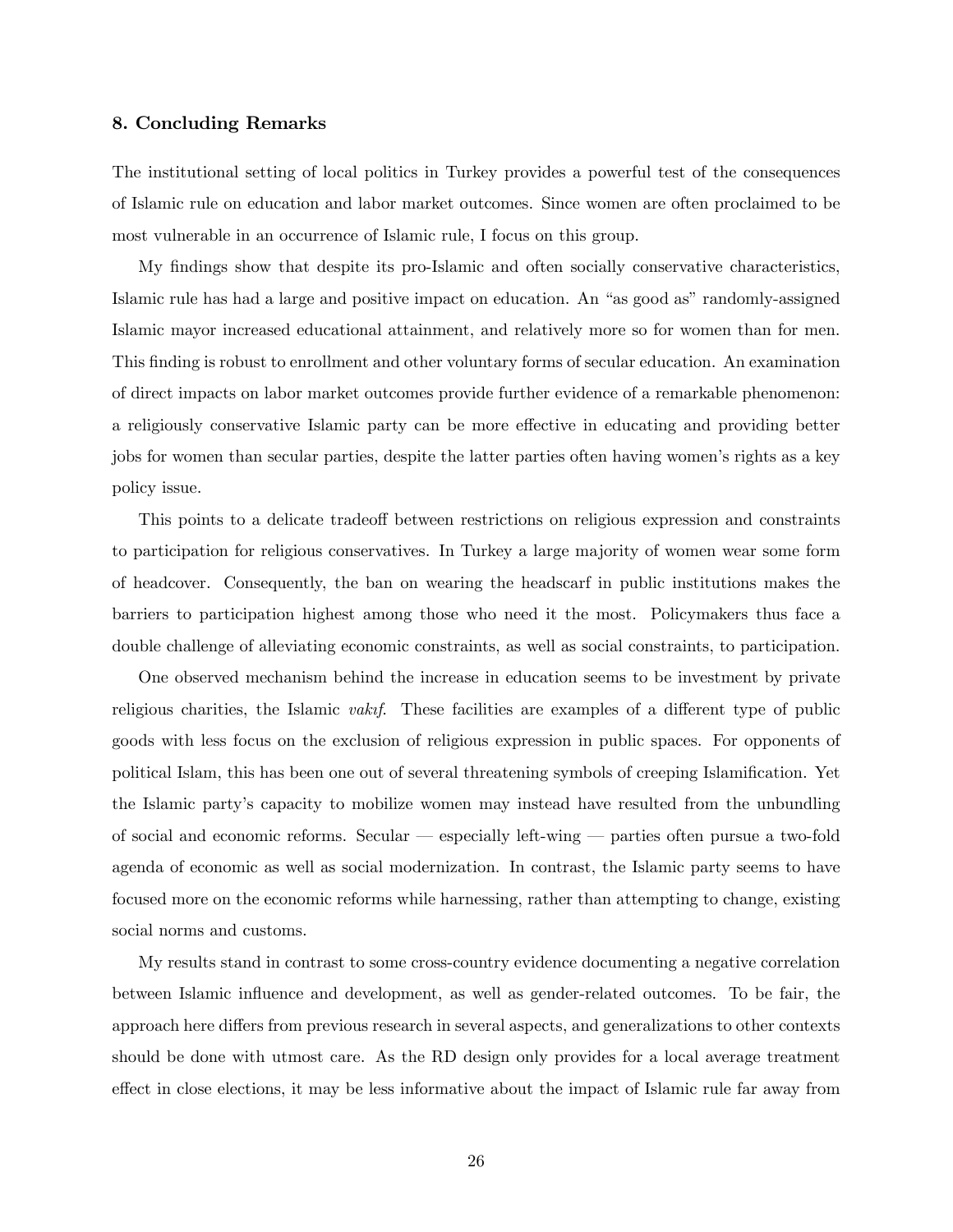## 8. Concluding Remarks

The institutional setting of local politics in Turkey provides a powerful test of the consequences of Islamic rule on education and labor market outcomes. Since women are often proclaimed to be most vulnerable in an occurrence of Islamic rule, I focus on this group.

My findings show that despite its pro-Islamic and often socially conservative characteristics, Islamic rule has had a large and positive impact on education. An "as good as" randomly-assigned Islamic mayor increased educational attainment, and relatively more so for women than for men. This finding is robust to enrollment and other voluntary forms of secular education. An examination of direct impacts on labor market outcomes provide further evidence of a remarkable phenomenon: a religiously conservative Islamic party can be more effective in educating and providing better jobs for women than secular parties, despite the latter parties often having women's rights as a key policy issue.

This points to a delicate tradeoff between restrictions on religious expression and constraints to participation for religious conservatives. In Turkey a large majority of women wear some form of headcover. Consequently, the ban on wearing the headscarf in public institutions makes the barriers to participation highest among those who need it the most. Policymakers thus face a double challenge of alleviating economic constraints, as well as social constraints, to participation.

One observed mechanism behind the increase in education seems to be investment by private religious charities, the Islamic *vakıf*. These facilities are examples of a different type of public goods with less focus on the exclusion of religious expression in public spaces. For opponents of political Islam, this has been one out of several threatening symbols of creeping Islamification. Yet the Islamic party's capacity to mobilize women may instead have resulted from the unbundling of social and economic reforms. Secular — especially left-wing — parties often pursue a two-fold agenda of economic as well as social modernization. In contrast, the Islamic party seems to have focused more on the economic reforms while harnessing, rather than attempting to change, existing social norms and customs.

My results stand in contrast to some cross-country evidence documenting a negative correlation between Islamic influence and development, as well as gender-related outcomes. To be fair, the approach here differs from previous research in several aspects, and generalizations to other contexts should be done with utmost care. As the RD design only provides for a local average treatment effect in close elections, it may be less informative about the impact of Islamic rule far away from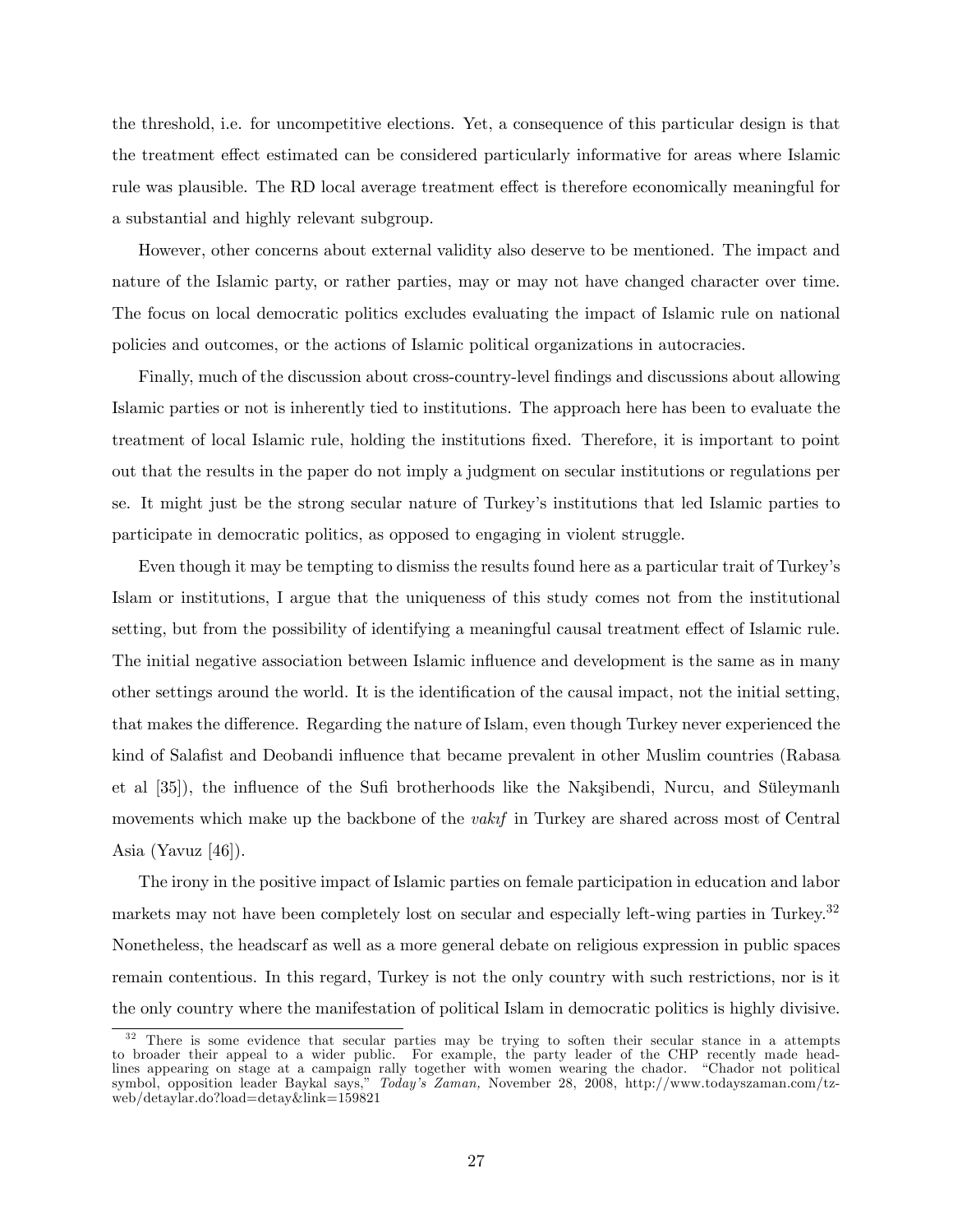the threshold, i.e. for uncompetitive elections. Yet, a consequence of this particular design is that the treatment effect estimated can be considered particularly informative for areas where Islamic rule was plausible. The RD local average treatment effect is therefore economically meaningful for a substantial and highly relevant subgroup.

However, other concerns about external validity also deserve to be mentioned. The impact and nature of the Islamic party, or rather parties, may or may not have changed character over time. The focus on local democratic politics excludes evaluating the impact of Islamic rule on national policies and outcomes, or the actions of Islamic political organizations in autocracies.

Finally, much of the discussion about cross-country-level findings and discussions about allowing Islamic parties or not is inherently tied to institutions. The approach here has been to evaluate the treatment of local Islamic rule, holding the institutions fixed. Therefore, it is important to point out that the results in the paper do not imply a judgment on secular institutions or regulations per se. It might just be the strong secular nature of Turkey's institutions that led Islamic parties to participate in democratic politics, as opposed to engaging in violent struggle.

Even though it may be tempting to dismiss the results found here as a particular trait of Turkey's Islam or institutions, I argue that the uniqueness of this study comes not from the institutional setting, but from the possibility of identifying a meaningful causal treatment effect of Islamic rule. The initial negative association between Islamic influence and development is the same as in many other settings around the world. It is the identification of the causal impact, not the initial setting, that makes the difference. Regarding the nature of Islam, even though Turkey never experienced the kind of Salafist and Deobandi influence that became prevalent in other Muslim countries (Rabasa et al [35]), the influence of the Sufi brotherhoods like the Nakşibendi, Nurcu, and Süleymanlı movements which make up the backbone of the *vakıf* in Turkey are shared across most of Central Asia (Yavuz [46]).

The irony in the positive impact of Islamic parties on female participation in education and labor markets may not have been completely lost on secular and especially left-wing parties in Turkey.[32] Nonetheless, the headscarf as well as a more general debate on religious expression in public spaces remain contentious. In this regard, Turkey is not the only country with such restrictions, nor is it the only country where the manifestation of political Islam in democratic politics is highly divisive.

[32] There is some evidence that secular parties may be trying to soften their secular stance in a attempts to broader their appeal to a wider public. For example, the party leader of the CHP recently made headlines appearing on stage at a campaign rally together with women wearing the chador. "Chador not political symbol, opposition leader Baykal says," *Today's Zaman,* November 28, 2008, http://www.todayszaman.com/tz-web/detaylar.do?load=detay&link=159821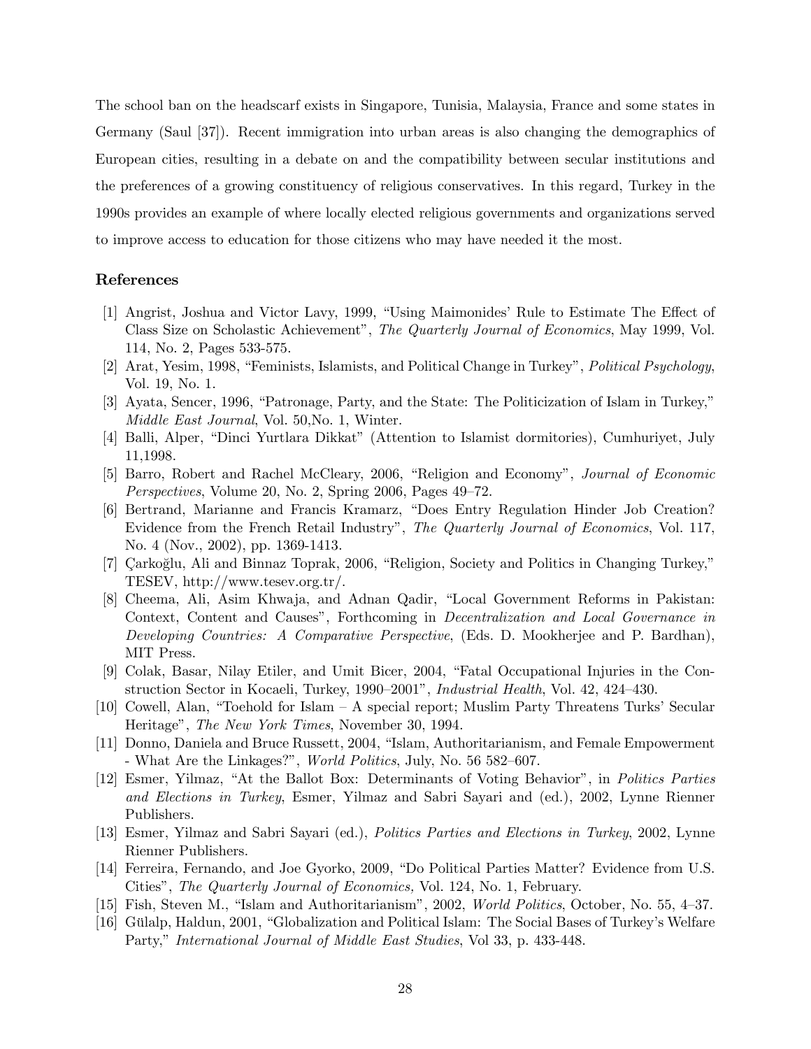The school ban on the headscarf exists in Singapore, Tunisia, Malaysia, France and some states in Germany (Saul [37]). Recent immigration into urban areas is also changing the demographics of European cities, resulting in a debate on and the compatibility between secular institutions and the preferences of a growing constituency of religious conservatives. In this regard, Turkey in the 1990s provides an example of where locally elected religious governments and organizations served to improve access to education for those citizens who may have needed it the most.

## References

[1] Angrist, Joshua and Victor Lavy, 1999, "Using Maimonides' Rule to Estimate The Effect of Class Size on Scholastic Achievement", *The Quarterly Journal of Economics*, May 1999, Vol. 114, No. 2, Pages 533-575.

[2] Arat, Yesim, 1998, "Feminists, Islamists, and Political Change in Turkey", *Political Psychology*, Vol. 19, No. 1.

[3] Ayata, Sencer, 1996, "Patronage, Party, and the State: The Politicization of Islam in Turkey," *Middle East Journal*, Vol. 50,No. 1, Winter.

[4] Balli, Alper, "Dinci Yurtlara Dikkat" (Attention to Islamist dormitories), Cumhuriyet, July 11,1998.

[5] Barro, Robert and Rachel McCleary, 2006, "Religion and Economy", *Journal of Economic Perspectives*, Volume 20, No. 2, Spring 2006, Pages 49–72.

[6] Bertrand, Marianne and Francis Kramarz, "Does Entry Regulation Hinder Job Creation? Evidence from the French Retail Industry", *The Quarterly Journal of Economics*, Vol. 117, No. 4 (Nov., 2002), pp. 1369-1413.

[7] Çarkoğlu, Ali and Binnaz Toprak, 2006, "Religion, Society and Politics in Changing Turkey," TESEV, http://www.tesev.org.tr/.

[8] Cheema, Ali, Asim Khwaja, and Adnan Qadir, "Local Government Reforms in Pakistan: Context, Content and Causes", Forthcoming in *Decentralization and Local Governance in Developing Countries: A Comparative Perspective*, (Eds. D. Mookherjee and P. Bardhan), MIT Press.

[9] Colak, Basar, Nilay Etiler, and Umit Bicer, 2004, "Fatal Occupational Injuries in the Construction Sector in Kocaeli, Turkey, 1990–2001", *Industrial Health*, Vol. 42, 424–430.

[10] Cowell, Alan, "Toehold for Islam – A special report; Muslim Party Threatens Turks' Secular Heritage", *The New York Times*, November 30, 1994.

[11] Donno, Daniela and Bruce Russett, 2004, "Islam, Authoritarianism, and Female Empowerment - What Are the Linkages?", *World Politics*, July, No. 56 582–607.

[12] Esmer, Yilmaz, "At the Ballot Box: Determinants of Voting Behavior", in *Politics Parties and Elections in Turkey*, Esmer, Yilmaz and Sabri Sayari and (ed.), 2002, Lynne Rienner Publishers.

[13] Esmer, Yilmaz and Sabri Sayari (ed.), *Politics Parties and Elections in Turkey*, 2002, Lynne Rienner Publishers.

[14] Ferreira, Fernando, and Joe Gyorko, 2009, "Do Political Parties Matter? Evidence from U.S. Cities", *The Quarterly Journal of Economics,* Vol. 124, No. 1, February.

[15] Fish, Steven M., "Islam and Authoritarianism", 2002, *World Politics*, October, No. 55, 4–37.

[16] Gülalp, Haldun, 2001, "Globalization and Political Islam: The Social Bases of Turkey's Welfare Party," *International Journal of Middle East Studies*, Vol 33, p. 433-448.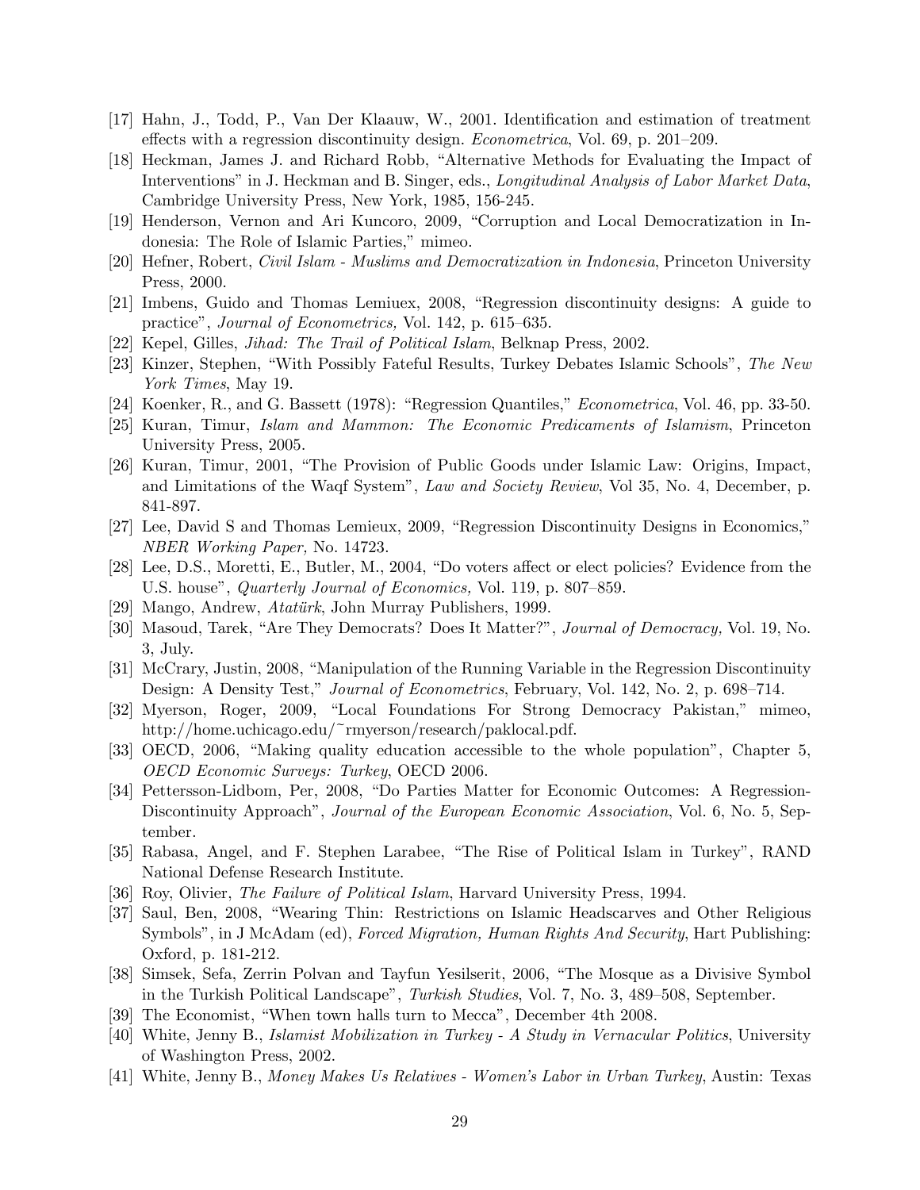[17] Hahn, J., Todd, P., Van Der Klaauw, W., 2001. Identification and estimation of treatment effects with a regression discontinuity design. *Econometrica*, Vol. 69, p. 201–209.

[18] Heckman, James J. and Richard Robb, "Alternative Methods for Evaluating the Impact of Interventions" in J. Heckman and B. Singer, eds., *Longitudinal Analysis of Labor Market Data*, Cambridge University Press, New York, 1985, 156-245.

[19] Henderson, Vernon and Ari Kuncoro, 2009, "Corruption and Local Democratization in Indonesia: The Role of Islamic Parties," mimeo.

[20] Hefner, Robert, *Civil Islam - Muslims and Democratization in Indonesia*, Princeton University Press, 2000.

[21] Imbens, Guido and Thomas Lemiuex, 2008, "Regression discontinuity designs: A guide to practice", *Journal of Econometrics,* Vol. 142, p. 615–635.

[22] Kepel, Gilles, *Jihad: The Trail of Political Islam*, Belknap Press, 2002.

[23] Kinzer, Stephen, "With Possibly Fateful Results, Turkey Debates Islamic Schools", *The New York Times*, May 19.

[24] Koenker, R., and G. Bassett (1978): "Regression Quantiles," *Econometrica*, Vol. 46, pp. 33-50.

[25] Kuran, Timur, *Islam and Mammon: The Economic Predicaments of Islamism*, Princeton University Press, 2005.

[26] Kuran, Timur, 2001, "The Provision of Public Goods under Islamic Law: Origins, Impact, and Limitations of the Waqf System", *Law and Society Review*, Vol 35, No. 4, December, p. 841-897.

[27] Lee, David S and Thomas Lemieux, 2009, "Regression Discontinuity Designs in Economics," *NBER Working Paper,* No. 14723.

[28] Lee, D.S., Moretti, E., Butler, M., 2004, "Do voters affect or elect policies? Evidence from the U.S. house", *Quarterly Journal of Economics,* Vol. 119, p. 807–859.

[29] Mango, Andrew, *Atatürk*, John Murray Publishers, 1999.

[30] Masoud, Tarek, "Are They Democrats? Does It Matter?", *Journal of Democracy,* Vol. 19, No. 3, July.

[31] McCrary, Justin, 2008, "Manipulation of the Running Variable in the Regression Discontinuity Design: A Density Test," *Journal of Econometrics*, February, Vol. 142, No. 2, p. 698–714.

[32] Myerson, Roger, 2009, "Local Foundations For Strong Democracy Pakistan," mimeo, http://home.uchicago.edu/~rmyerson/research/paklocal.pdf.

[33] OECD, 2006, "Making quality education accessible to the whole population", Chapter 5, *OECD Economic Surveys: Turkey*, OECD 2006.

[34] Pettersson-Lidbom, Per, 2008, "Do Parties Matter for Economic Outcomes: A Regression-Discontinuity Approach", *Journal of the European Economic Association*, Vol. 6, No. 5, September.

[35] Rabasa, Angel, and F. Stephen Larabee, "The Rise of Political Islam in Turkey", RAND National Defense Research Institute.

[36] Roy, Olivier, *The Failure of Political Islam*, Harvard University Press, 1994.

[37] Saul, Ben, 2008, "Wearing Thin: Restrictions on Islamic Headscarves and Other Religious Symbols", in J McAdam (ed), *Forced Migration, Human Rights And Security*, Hart Publishing: Oxford, p. 181-212.

[38] Simsek, Sefa, Zerrin Polvan and Tayfun Yesilserit, 2006, "The Mosque as a Divisive Symbol in the Turkish Political Landscape", *Turkish Studies*, Vol. 7, No. 3, 489–508, September.

[39] The Economist, "When town halls turn to Mecca", December 4th 2008.

[40] White, Jenny B., *Islamist Mobilization in Turkey - A Study in Vernacular Politics*, University of Washington Press, 2002.

[41] White, Jenny B., *Money Makes Us Relatives - Women's Labor in Urban Turkey*, Austin: Texas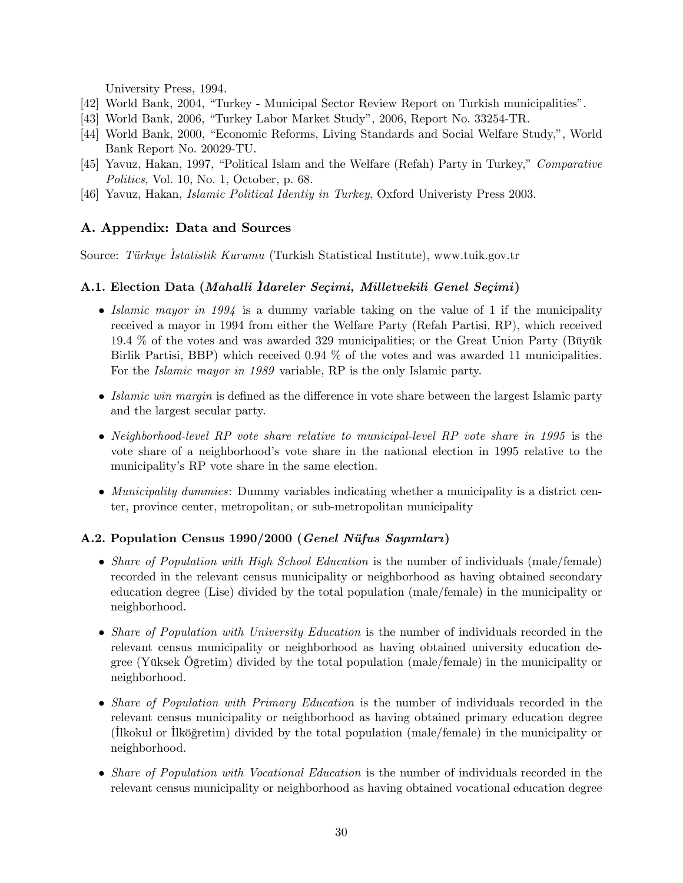University Press, 1994.

[42] World Bank, 2004, "Turkey - Municipal Sector Review Report on Turkish municipalities".

[43] World Bank, 2006, "Turkey Labor Market Study", 2006, Report No. 33254-TR.

[44] World Bank, 2000, "Economic Reforms, Living Standards and Social Welfare Study,", World Bank Report No. 20029-TU.

[45] Yavuz, Hakan, 1997, "Political Islam and the Welfare (Refah) Party in Turkey," *Comparative Politics*, Vol. 10, No. 1, October, p. 68.

[46] Yavuz, Hakan, *Islamic Political Identiy in Turkey*, Oxford Univeristy Press 2003.

## A. Appendix: Data and Sources

Source: *Türkıye İstatistik Kurumu* (Turkish Statistical Institute), www.tuik.gov.tr

### A.1. Election Data (*Mahalli İdareler Seçimi, Milletvekili Genel Seçimi*)

- *Islamic mayor in 1994* is a dummy variable taking on the value of 1 if the municipality received a mayor in 1994 from either the Welfare Party (Refah Partisi, RP), which received 19.4 % of the votes and was awarded 329 municipalities; or the Great Union Party (Büyük Birlik Partisi, BBP) which received 0.94 % of the votes and was awarded 11 municipalities. For the *Islamic mayor in 1989* variable, RP is the only Islamic party.

- *Islamic win margin* is defined as the difference in vote share between the largest Islamic party and the largest secular party.

- *Neighborhood-level RP vote share relative to municipal-level RP vote share in 1995* is the vote share of a neighborhood's vote share in the national election in 1995 relative to the municipality's RP vote share in the same election.

- *Municipality dummies*: Dummy variables indicating whether a municipality is a district center, province center, metropolitan, or sub-metropolitan municipality

### A.2. Population Census 1990/2000 (*Genel Nüfus Sayımları*)

- *Share of Population with High School Education* is the number of individuals (male/female) recorded in the relevant census municipality or neighborhood as having obtained secondary education degree (Lise) divided by the total population (male/female) in the municipality or neighborhood.

- *Share of Population with University Education* is the number of individuals recorded in the relevant census municipality or neighborhood as having obtained university education degree (Yüksek Öğretim) divided by the total population (male/female) in the municipality or neighborhood.

- *Share of Population with Primary Education* is the number of individuals recorded in the relevant census municipality or neighborhood as having obtained primary education degree (İlkokul or İlköğretim) divided by the total population (male/female) in the municipality or neighborhood.

- *Share of Population with Vocational Education* is the number of individuals recorded in the relevant census municipality or neighborhood as having obtained vocational education degree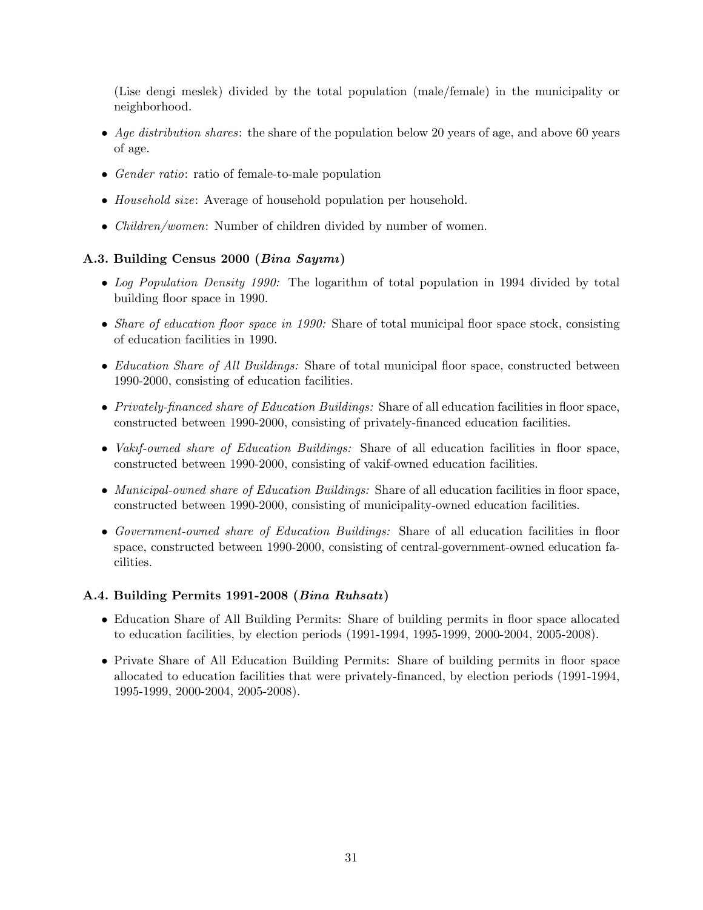(Lise dengi meslek) divided by the total population (male/female) in the municipality or neighborhood.

- *Age distribution shares*: the share of the population below 20 years of age, and above 60 years of age.
- *Gender ratio*: ratio of female-to-male population
- *Household size*: Average of household population per household.
- *Children/women*: Number of children divided by number of women.

### A.3. Building Census 2000 (*Bina Sayımı*)

- *Log Population Density 1990:* The logarithm of total population in 1994 divided by total building floor space in 1990.
- *Share of education floor space in 1990:* Share of total municipal floor space stock, consisting of education facilities in 1990.
- *Education Share of All Buildings:* Share of total municipal floor space, constructed between 1990-2000, consisting of education facilities.
- *Privately-financed share of Education Buildings:* Share of all education facilities in floor space, constructed between 1990-2000, consisting of privately-financed education facilities.
- *Vakıf-owned share of Education Buildings:* Share of all education facilities in floor space, constructed between 1990-2000, consisting of vakif-owned education facilities.
- *Municipal-owned share of Education Buildings:* Share of all education facilities in floor space, constructed between 1990-2000, consisting of municipality-owned education facilities.
- *Government-owned share of Education Buildings:* Share of all education facilities in floor space, constructed between 1990-2000, consisting of central-government-owned education facilities.

### A.4. Building Permits 1991-2008 (*Bina Ruhsatı*)

- Education Share of All Building Permits: Share of building permits in floor space allocated to education facilities, by election periods (1991-1994, 1995-1999, 2000-2004, 2005-2008).
- Private Share of All Education Building Permits: Share of building permits in floor space allocated to education facilities that were privately-financed, by election periods (1991-1994, 1995-1999, 2000-2004, 2005-2008).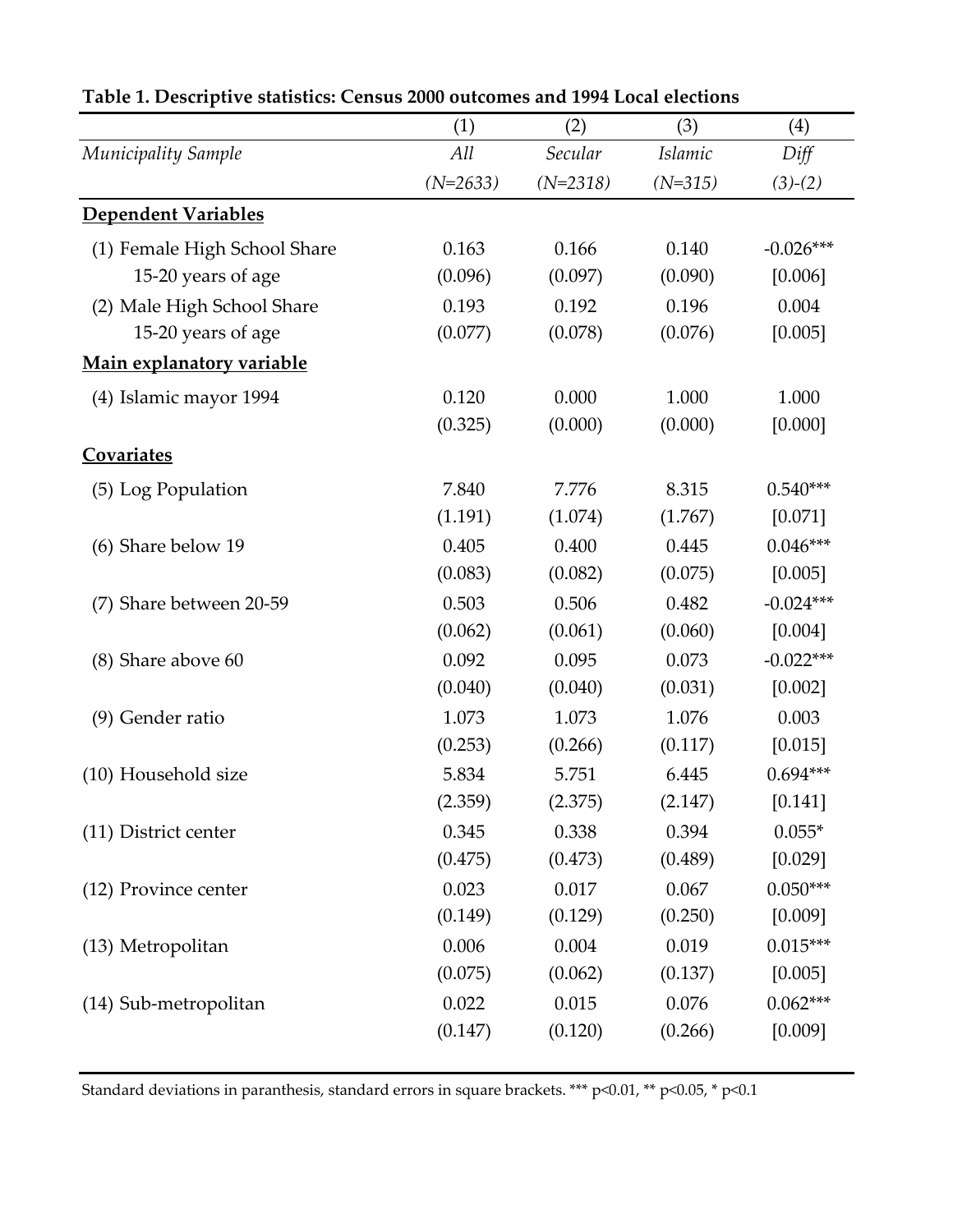**Table 1. Descriptive statistics: Census 2000 outcomes and 1994 Local elections**

| | (1) | (2) | (3) | (4) |
|---|---|---|---|---|
| *Municipality Sample* | *All* | *Secular* | *Islamic* | *Diff* |
| | *(N=2633)* | *(N=2318)* | *(N=315)* | *(3)-(2)* |
| **Dependent Variables** | | | | |
| (1) Female High School Share | 0.163 | 0.166 | 0.140 | -0.026*** |
| 15-20 years of age | (0.096) | (0.097) | (0.090) | [0.006] |
| (2) Male High School Share | 0.193 | 0.192 | 0.196 | 0.004 |
| 15-20 years of age | (0.077) | (0.078) | (0.076) | [0.005] |
| **Main explanatory variable** | | | | |
| (4) Islamic mayor 1994 | 0.120 | 0.000 | 1.000 | 1.000 |
| | (0.325) | (0.000) | (0.000) | [0.000] |
| **Covariates** | | | | |
| (5) Log Population | 7.840 | 7.776 | 8.315 | 0.540*** |
| | (1.191) | (1.074) | (1.767) | [0.071] |
| (6) Share below 19 | 0.405 | 0.400 | 0.445 | 0.046*** |
| | (0.083) | (0.082) | (0.075) | [0.005] |
| (7) Share between 20-59 | 0.503 | 0.506 | 0.482 | -0.024*** |
| | (0.062) | (0.061) | (0.060) | [0.004] |
| (8) Share above 60 | 0.092 | 0.095 | 0.073 | -0.022*** |
| | (0.040) | (0.040) | (0.031) | [0.002] |
| (9) Gender ratio | 1.073 | 1.073 | 1.076 | 0.003 |
| | (0.253) | (0.266) | (0.117) | [0.015] |
| (10) Household size | 5.834 | 5.751 | 6.445 | 0.694*** |
| | (2.359) | (2.375) | (2.147) | [0.141] |
| (11) District center | 0.345 | 0.338 | 0.394 | 0.055* |
| | (0.475) | (0.473) | (0.489) | [0.029] |
| (12) Province center | 0.023 | 0.017 | 0.067 | 0.050*** |
| | (0.149) | (0.129) | (0.250) | [0.009] |
| (13) Metropolitan | 0.006 | 0.004 | 0.019 | 0.015*** |
| | (0.075) | (0.062) | (0.137) | [0.005] |
| (14) Sub-metropolitan | 0.022 | 0.015 | 0.076 | 0.062*** |
| | (0.147) | (0.120) | (0.266) | [0.009] |

Standard deviations in paranthesis, standard errors in square brackets. *** p<0.01, ** p<0.05, * p<0.1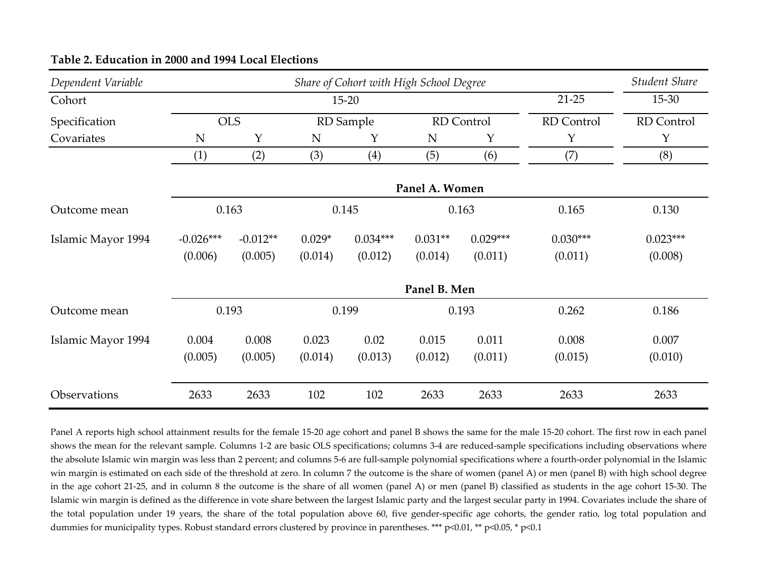**Table 2. Education in 2000 and 1994 Local Elections**

| *Dependent Variable* | *Share of Cohort with High School Degree* | | | | | | | *Student Share* |
|---|---|---|---|---|---|---|---|---|
| Cohort | 15-20 | | | | | | 21-25 | 15-30 |
| Specification | OLS | | RD Sample | | RD Control | | RD Control | RD Control |
| Covariates | N | Y | N | Y | N | Y | Y | Y |
| | (1) | (2) | (3) | (4) | (5) | (6) | (7) | (8) |
| | **Panel A. Women** | | | | | | | |
| Outcome mean | 0.163 | | 0.145 | | 0.163 | | 0.165 | 0.130 |
| Islamic Mayor 1994 | -0.026*** | -0.012** | 0.029* | 0.034*** | 0.031** | 0.029*** | 0.030*** | 0.023*** |
| | (0.006) | (0.005) | (0.014) | (0.012) | (0.014) | (0.011) | (0.011) | (0.008) |
| | **Panel B. Men** | | | | | | | |
| Outcome mean | 0.193 | | 0.199 | | 0.193 | | 0.262 | 0.186 |
| Islamic Mayor 1994 | 0.004 | 0.008 | 0.023 | 0.02 | 0.015 | 0.011 | 0.008 | 0.007 |
| | (0.005) | (0.005) | (0.014) | (0.013) | (0.012) | (0.011) | (0.015) | (0.010) |
| Observations | 2633 | 2633 | 102 | 102 | 2633 | 2633 | 2633 | 2633 |

Panel A reports high school attainment results for the female 15-20 age cohort and panel B shows the same for the male 15-20 cohort. The first row in each panel shows the mean for the relevant sample. Columns 1-2 are basic OLS specifications; columns 3-4 are reduced-sample specifications including observations where the absolute Islamic win margin was less than 2 percent; and columns 5-6 are full-sample polynomial specifications where a fourth-order polynomial in the Islamic win margin is estimated on each side of the threshold at zero. In column 7 the outcome is the share of women (panel A) or men (panel B) with high school degree in the age cohort 21-25, and in column 8 the outcome is the share of all women (panel A) or men (panel B) classified as students in the age cohort 15-30. The Islamic win margin is defined as the difference in vote share between the largest Islamic party and the largest secular party in 1994. Covariates include the share of the total population under 19 years, the share of the total population above 60, five gender-specific age cohorts, the gender ratio, log total population and dummies for municipality types. Robust standard errors clustered by province in parentheses. *** p<0.01, ** p<0.05, * p<0.1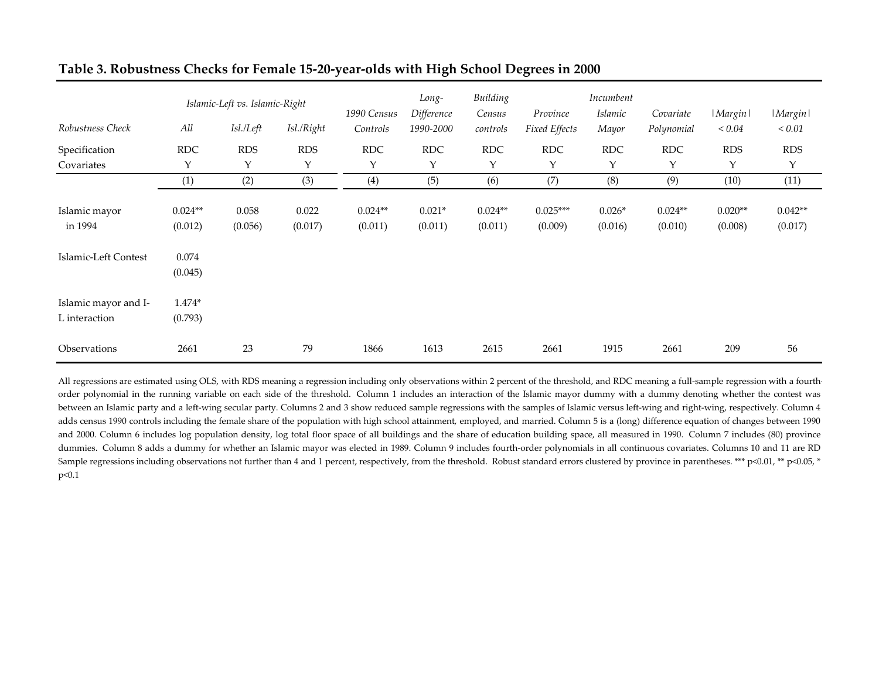## Table 3. Robustness Checks for Female 15-20-year-olds with High School Degrees in 2000

| | *Islamic-Left vs. Islamic-Right* | | | | | | | | | | |
|---|---|---|---|---|---|---|---|---|---|---|---|
| *Robustness Check* | *All* | *Isl./Left* | *Isl./Right* | *1990 Census Controls* | *Long-Difference 1990-2000* | *Building Census controls* | *Province Fixed Effects* | *Incumbent Islamic Mayor* | *Covariate Polynomial* | *\|Margin\| < 0.04* | *\|Margin\| < 0.01* |
| Specification | RDC | RDS | RDS | RDC | RDC | RDC | RDC | RDC | RDC | RDS | RDS |
| Covariates | Y | Y | Y | Y | Y | Y | Y | Y | Y | Y | Y |
| | (1) | (2) | (3) | (4) | (5) | (6) | (7) | (8) | (9) | (10) | (11) |
| Islamic mayor in 1994 | 0.024** | 0.058 | 0.022 | 0.024** | 0.021* | 0.024** | 0.025*** | 0.026* | 0.024** | 0.020** | 0.042** |
| | (0.012) | (0.056) | (0.017) | (0.011) | (0.011) | (0.011) | (0.009) | (0.016) | (0.010) | (0.008) | (0.017) |
| Islamic-Left Contest | 0.074 | | | | | | | | | | |
| | (0.045) | | | | | | | | | | |
| Islamic mayor and I-L interaction | 1.474* | | | | | | | | | | |
| | (0.793) | | | | | | | | | | |
| Observations | 2661 | 23 | 79 | 1866 | 1613 | 2615 | 2661 | 1915 | 2661 | 209 | 56 |

All regressions are estimated using OLS, with RDS meaning a regression including only observations within 2 percent of the threshold, and RDC meaning a full-sample regression with a fourth-order polynomial in the running variable on each side of the threshold. Column 1 includes an interaction of the Islamic mayor dummy with a dummy denoting whether the contest was between an Islamic party and a left-wing secular party. Columns 2 and 3 show reduced sample regressions with the samples of Islamic versus left-wing and right-wing, respectively. Column 4 adds census 1990 controls including the female share of the population with high school attainment, employed, and married. Column 5 is a (long) difference equation of changes between 1990 and 2000. Column 6 includes log population density, log total floor space of all buildings and the share of education building space, all measured in 1990. Column 7 includes (80) province dummies. Column 8 adds a dummy for whether an Islamic mayor was elected in 1989. Column 9 includes fourth-order polynomials in all continuous covariates. Columns 10 and 11 are RD Sample regressions including observations not further than 4 and 1 percent, respectively, from the threshold. Robust standard errors clustered by province in parentheses. *** p<0.01, ** p<0.05, * p<0.1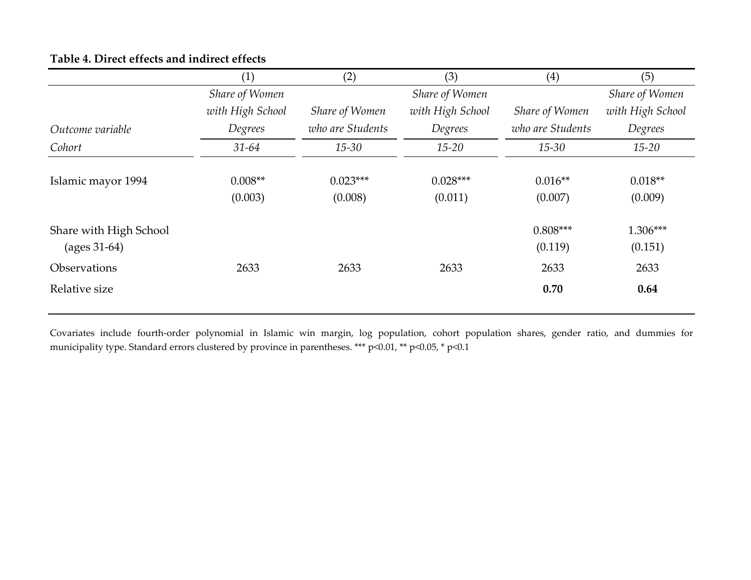**Table 4. Direct effects and indirect effects**

| | (1) | (2) | (3) | (4) | (5) |
|---|---|---|---|---|---|
| *Outcome variable* | *Share of Women with High School Degrees* | *Share of Women who are Students* | *Share of Women with High School Degrees* | *Share of Women who are Students* | *Share of Women with High School Degrees* |
| *Cohort* | *31-64* | *15-30* | *15-20* | *15-30* | *15-20* |
| Islamic mayor 1994 | 0.008** | 0.023*** | 0.028*** | 0.016** | 0.018** |
| | (0.003) | (0.008) | (0.011) | (0.007) | (0.009) |
| Share with High School (ages 31-64) | | | | 0.808*** | 1.306*** |
| | | | | (0.119) | (0.151) |
| Observations | 2633 | 2633 | 2633 | 2633 | 2633 |
| Relative size | | | | **0.70** | **0.64** |

Covariates include fourth-order polynomial in Islamic win margin, log population, cohort population shares, gender ratio, and dummies for municipality type. Standard errors clustered by province in parentheses. *** p<0.01, ** p<0.05, * p<0.1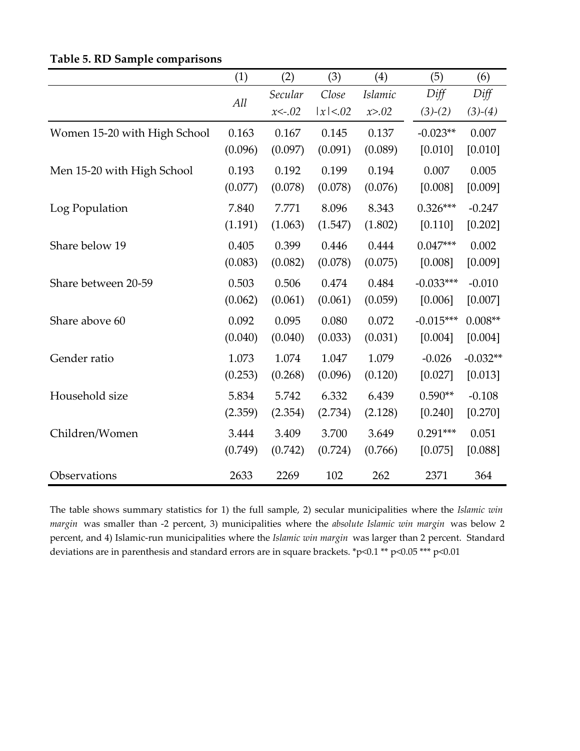**Table 5. RD Sample comparisons**

| | (1) | (2) | (3) | (4) | (5) | (6) |
|---|---|---|---|---|---|---|
| | *All* | *Secular* $x<-.02$ | *Close* $\lvert x \rvert <.02$ | *Islamic* $x>.02$ | *Diff* *(3)-(2)* | *Diff* *(3)-(4)* |
| Women 15-20 with High School | 0.163 | 0.167 | 0.145 | 0.137 | -0.023** | 0.007 |
| | (0.096) | (0.097) | (0.091) | (0.089) | [0.010] | [0.010] |
| Men 15-20 with High School | 0.193 | 0.192 | 0.199 | 0.194 | 0.007 | 0.005 |
| | (0.077) | (0.078) | (0.078) | (0.076) | [0.008] | [0.009] |
| Log Population | 7.840 | 7.771 | 8.096 | 8.343 | 0.326*** | -0.247 |
| | (1.191) | (1.063) | (1.547) | (1.802) | [0.110] | [0.202] |
| Share below 19 | 0.405 | 0.399 | 0.446 | 0.444 | 0.047*** | 0.002 |
| | (0.083) | (0.082) | (0.078) | (0.075) | [0.008] | [0.009] |
| Share between 20-59 | 0.503 | 0.506 | 0.474 | 0.484 | -0.033*** | -0.010 |
| | (0.062) | (0.061) | (0.061) | (0.059) | [0.006] | [0.007] |
| Share above 60 | 0.092 | 0.095 | 0.080 | 0.072 | -0.015*** | 0.008** |
| | (0.040) | (0.040) | (0.033) | (0.031) | [0.004] | [0.004] |
| Gender ratio | 1.073 | 1.074 | 1.047 | 1.079 | -0.026 | -0.032** |
| | (0.253) | (0.268) | (0.096) | (0.120) | [0.027] | [0.013] |
| Household size | 5.834 | 5.742 | 6.332 | 6.439 | 0.590** | -0.108 |
| | (2.359) | (2.354) | (2.734) | (2.128) | [0.240] | [0.270] |
| Children/Women | 3.444 | 3.409 | 3.700 | 3.649 | 0.291*** | 0.051 |
| | (0.749) | (0.742) | (0.724) | (0.766) | [0.075] | [0.088] |
| Observations | 2633 | 2269 | 102 | 262 | 2371 | 364 |

The table shows summary statistics for 1) the full sample, 2) secular municipalities where the *Islamic win margin* was smaller than -2 percent, 3) municipalities where the *absolute Islamic win margin* was below 2 percent, and 4) Islamic-run municipalities where the *Islamic win margin* was larger than 2 percent. Standard deviations are in parenthesis and standard errors are in square brackets. *p<0.1 ** p<0.05 *** p<0.01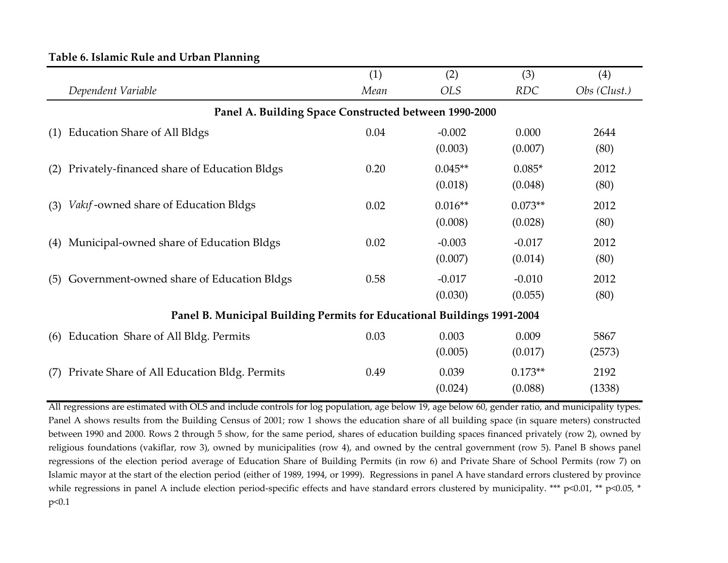**Table 6. Islamic Rule and Urban Planning**

| | Dependent Variable | (1)<br>*Mean* | (2)<br>*OLS* | (3)<br>*RDC* | (4)<br>*Obs (Clust.)* |
|---|---|---|---|---|---|
| | **Panel A. Building Space Constructed between 1990-2000** | | | | |
| (1) | Education Share of All Bldgs | 0.04 | -0.002 | 0.000 | 2644 |
| | | | (0.003) | (0.007) | (80) |
| (2) | Privately-financed share of Education Bldgs | 0.20 | 0.045** | 0.085* | 2012 |
| | | | (0.018) | (0.048) | (80) |
| (3) | *Vakıf* -owned share of Education Bldgs | 0.02 | 0.016** | 0.073** | 2012 |
| | | | (0.008) | (0.028) | (80) |
| (4) | Municipal-owned share of Education Bldgs | 0.02 | -0.003 | -0.017 | 2012 |
| | | | (0.007) | (0.014) | (80) |
| (5) | Government-owned share of Education Bldgs | 0.58 | -0.017 | -0.010 | 2012 |
| | | | (0.030) | (0.055) | (80) |
| | **Panel B. Municipal Building Permits for Educational Buildings 1991-2004** | | | | |
| (6) | Education Share of All Bldg. Permits | 0.03 | 0.003 | 0.009 | 5867 |
| | | | (0.005) | (0.017) | (2573) |
| (7) | Private Share of All Education Bldg. Permits | 0.49 | 0.039 | 0.173** | 2192 |
| | | | (0.024) | (0.088) | (1338) |

All regressions are estimated with OLS and include controls for log population, age below 19, age below 60, gender ratio, and municipality types. Panel A shows results from the Building Census of 2001; row 1 shows the education share of all building space (in square meters) constructed between 1990 and 2000. Rows 2 through 5 show, for the same period, shares of education building spaces financed privately (row 2), owned by religious foundations (vakiflar, row 3), owned by municipalities (row 4), and owned by the central government (row 5). Panel B shows panel regressions of the election period average of Education Share of Building Permits (in row 6) and Private Share of School Permits (row 7) on Islamic mayor at the start of the election period (either of 1989, 1994, or 1999). Regressions in panel A have standard errors clustered by province while regressions in panel A include election period-specific effects and have standard errors clustered by municipality. *** p<0.01, ** p<0.05, * p<0.1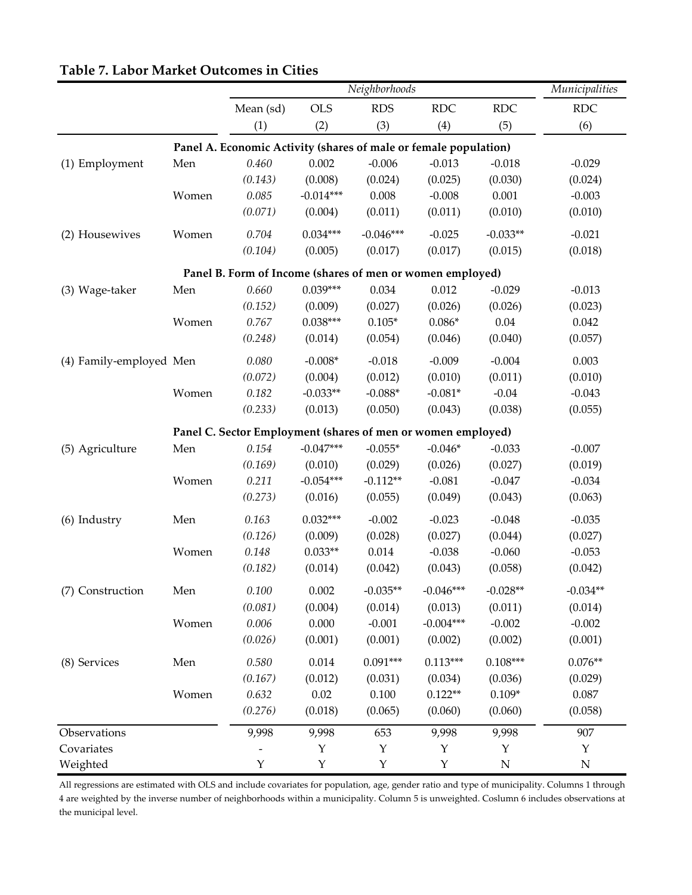**Table 7. Labor Market Outcomes in Cities**

| | | *Neighborhoods* | | | | | *Municipalities* |
|---|---|---|---|---|---|---|---|
| | | Mean (sd) | OLS | RDS | RDC | RDC | RDC |
| | | (1) | (2) | (3) | (4) | (5) | (6) |
| **Panel A. Economic Activity (shares of male or female population)** | | | | | | | |
| (1) Employment | Men | *0.460* | 0.002 | -0.006 | -0.013 | -0.018 | -0.029 |
| | | *(0.143)* | (0.008) | (0.024) | (0.025) | (0.030) | (0.024) |
| | Women | *0.085* | -0.014*** | 0.008 | -0.008 | 0.001 | -0.003 |
| | | *(0.071)* | (0.004) | (0.011) | (0.011) | (0.010) | (0.010) |
| (2) Housewives | Women | *0.704* | 0.034*** | -0.046*** | -0.025 | -0.033** | -0.021 |
| | | *(0.104)* | (0.005) | (0.017) | (0.017) | (0.015) | (0.018) |
| **Panel B. Form of Income (shares of men or women employed)** | | | | | | | |
| (3) Wage-taker | Men | *0.660* | 0.039*** | 0.034 | 0.012 | -0.029 | -0.013 |
| | | *(0.152)* | (0.009) | (0.027) | (0.026) | (0.026) | (0.023) |
| | Women | *0.767* | 0.038*** | 0.105* | 0.086* | 0.04 | 0.042 |
| | | *(0.248)* | (0.014) | (0.054) | (0.046) | (0.040) | (0.057) |
| (4) Family-employed | Men | *0.080* | -0.008* | -0.018 | -0.009 | -0.004 | 0.003 |
| | | *(0.072)* | (0.004) | (0.012) | (0.010) | (0.011) | (0.010) |
| | Women | *0.182* | -0.033** | -0.088* | -0.081* | -0.04 | -0.043 |
| | | *(0.233)* | (0.013) | (0.050) | (0.043) | (0.038) | (0.055) |
| **Panel C. Sector Employment (shares of men or women employed)** | | | | | | | |
| (5) Agriculture | Men | *0.154* | -0.047*** | -0.055* | -0.046* | -0.033 | -0.007 |
| | | *(0.169)* | (0.010) | (0.029) | (0.026) | (0.027) | (0.019) |
| | Women | *0.211* | -0.054*** | -0.112** | -0.081 | -0.047 | -0.034 |
| | | *(0.273)* | (0.016) | (0.055) | (0.049) | (0.043) | (0.063) |
| (6) Industry | Men | *0.163* | 0.032*** | -0.002 | -0.023 | -0.048 | -0.035 |
| | | *(0.126)* | (0.009) | (0.028) | (0.027) | (0.044) | (0.027) |
| | Women | *0.148* | 0.033** | 0.014 | -0.038 | -0.060 | -0.053 |
| | | *(0.182)* | (0.014) | (0.042) | (0.043) | (0.058) | (0.042) |
| (7) Construction | Men | *0.100* | 0.002 | -0.035** | -0.046*** | -0.028** | -0.034** |
| | | *(0.081)* | (0.004) | (0.014) | (0.013) | (0.011) | (0.014) |
| | Women | *0.006* | 0.000 | -0.001 | -0.004*** | -0.002 | -0.002 |
| | | *(0.026)* | (0.001) | (0.001) | (0.002) | (0.002) | (0.001) |
| (8) Services | Men | *0.580* | 0.014 | 0.091*** | 0.113*** | 0.108*** | 0.076** |
| | | *(0.167)* | (0.012) | (0.031) | (0.034) | (0.036) | (0.029) |
| | Women | *0.632* | 0.02 | 0.100 | 0.122** | 0.109* | 0.087 |
| | | *(0.276)* | (0.018) | (0.065) | (0.060) | (0.060) | (0.058) |
| Observations | | 9,998 | 9,998 | 653 | 9,998 | 9,998 | 907 |
| Covariates | | - | Y | Y | Y | Y | Y |
| Weighted | | Y | Y | Y | Y | N | N |

All regressions are estimated with OLS and include covariates for population, age, gender ratio and type of municipality. Columns 1 through 4 are weighted by the inverse number of neighborhoods within a municipality. Column 5 is unweighted. Coslumn 6 includes observations at the municipal level.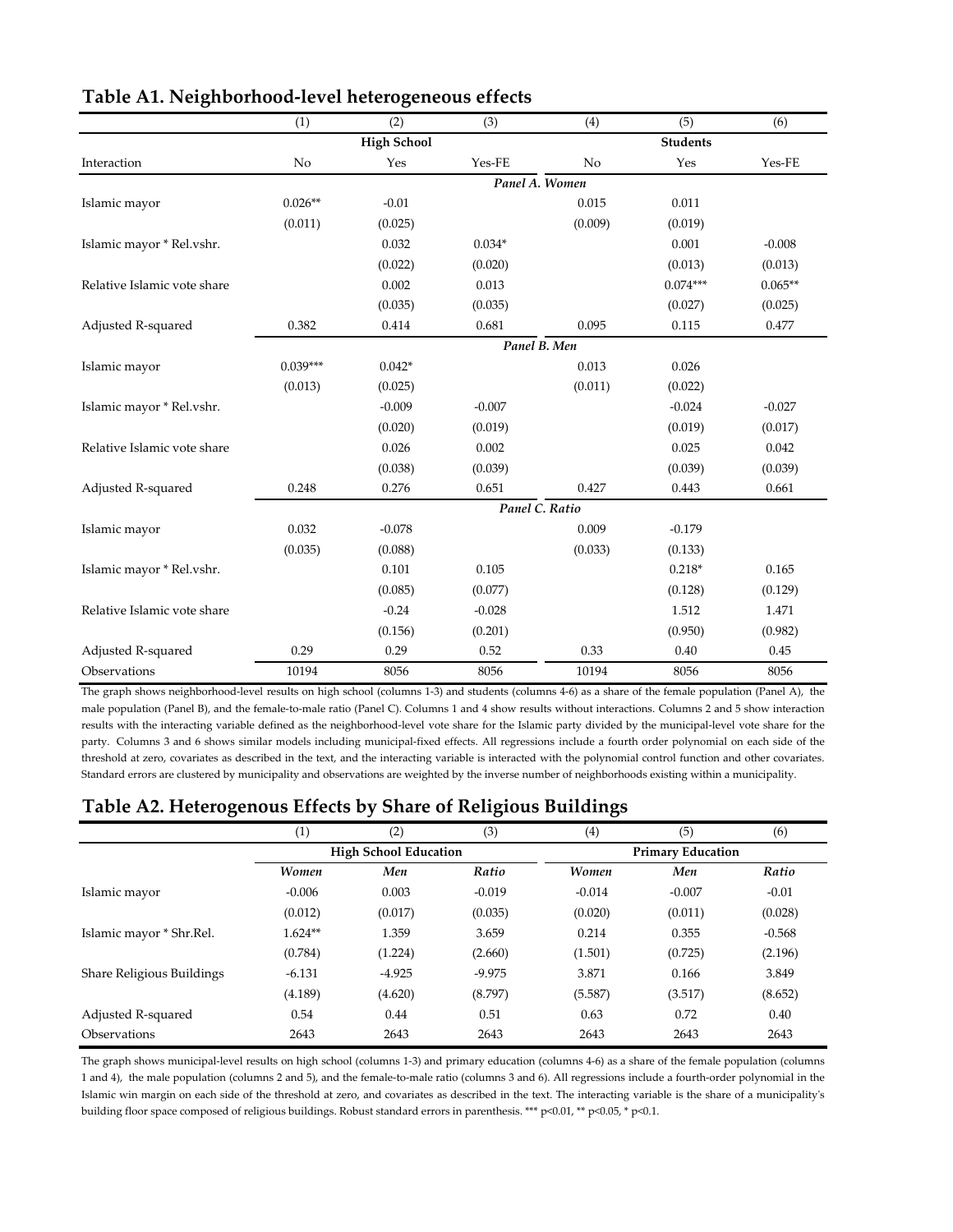## Table A1. Neighborhood-level heterogeneous effects

| | (1) | (2) | (3) | (4) | (5) | (6) |
|---|---|---|---|---|---|---|
| | High School | | | Students | | |
| Interaction | No | Yes | Yes-FE | No | Yes | Yes-FE |
| | *Panel A. Women* | | | | | |
| Islamic mayor | 0.026** | -0.01 | | 0.015 | 0.011 | |
| | (0.011) | (0.025) | | (0.009) | (0.019) | |
| Islamic mayor * Rel.vshr. | | 0.032 | 0.034* | | 0.001 | -0.008 |
| | | (0.022) | (0.020) | | (0.013) | (0.013) |
| Relative Islamic vote share | | 0.002 | 0.013 | | 0.074*** | 0.065** |
| | | (0.035) | (0.035) | | (0.027) | (0.025) |
| Adjusted R-squared | 0.382 | 0.414 | 0.681 | 0.095 | 0.115 | 0.477 |
| | *Panel B. Men* | | | | | |
| Islamic mayor | 0.039*** | 0.042* | | 0.013 | 0.026 | |
| | (0.013) | (0.025) | | (0.011) | (0.022) | |
| Islamic mayor * Rel.vshr. | | -0.009 | -0.007 | | -0.024 | -0.027 |
| | | (0.020) | (0.019) | | (0.019) | (0.017) |
| Relative Islamic vote share | | 0.026 | 0.002 | | 0.025 | 0.042 |
| | | (0.038) | (0.039) | | (0.039) | (0.039) |
| Adjusted R-squared | 0.248 | 0.276 | 0.651 | 0.427 | 0.443 | 0.661 |
| | *Panel C. Ratio* | | | | | |
| Islamic mayor | 0.032 | -0.078 | | 0.009 | -0.179 | |
| | (0.035) | (0.088) | | (0.033) | (0.133) | |
| Islamic mayor * Rel.vshr. | | 0.101 | 0.105 | | 0.218* | 0.165 |
| | | (0.085) | (0.077) | | (0.128) | (0.129) |
| Relative Islamic vote share | | -0.24 | -0.028 | | 1.512 | 1.471 |
| | | (0.156) | (0.201) | | (0.950) | (0.982) |
| Adjusted R-squared | 0.29 | 0.29 | 0.52 | 0.33 | 0.40 | 0.45 |
| Observations | 10194 | 8056 | 8056 | 10194 | 8056 | 8056 |

The graph shows neighborhood-level results on high school (columns 1-3) and students (columns 4-6) as a share of the female population (Panel A), the male population (Panel B), and the female-to-male ratio (Panel C). Columns 1 and 4 show results without interactions. Columns 2 and 5 show interaction results with the interacting variable defined as the neighborhood-level vote share for the Islamic party divided by the municipal-level vote share for the party. Columns 3 and 6 shows similar models including municipal-fixed effects. All regressions include a fourth order polynomial on each side of the threshold at zero, covariates as described in the text, and the interacting variable is interacted with the polynomial control function and other covariates. Standard errors are clustered by municipality and observations are weighted by the inverse number of neighborhoods existing within a municipality.

## Table A2. Heterogenous Effects by Share of Religious Buildings

| | (1) | (2) | (3) | (4) | (5) | (6) |
|---|---|---|---|---|---|---|
| | High School Education | | | Primary Education | | |
| | *Women* | *Men* | *Ratio* | *Women* | *Men* | *Ratio* |
| Islamic mayor | -0.006 | 0.003 | -0.019 | -0.014 | -0.007 | -0.01 |
| | (0.012) | (0.017) | (0.035) | (0.020) | (0.011) | (0.028) |
| Islamic mayor * Shr.Rel. | 1.624** | 1.359 | 3.659 | 0.214 | 0.355 | -0.568 |
| | (0.784) | (1.224) | (2.660) | (1.501) | (0.725) | (2.196) |
| Share Religious Buildings | -6.131 | -4.925 | -9.975 | 3.871 | 0.166 | 3.849 |
| | (4.189) | (4.620) | (8.797) | (5.587) | (3.517) | (8.652) |
| Adjusted R-squared | 0.54 | 0.44 | 0.51 | 0.63 | 0.72 | 0.40 |
| Observations | 2643 | 2643 | 2643 | 2643 | 2643 | 2643 |

The graph shows municipal-level results on high school (columns 1-3) and primary education (columns 4-6) as a share of the female population (columns 1 and 4), the male population (columns 2 and 5), and the female-to-male ratio (columns 3 and 6). All regressions include a fourth-order polynomial in the Islamic win margin on each side of the threshold at zero, and covariates as described in the text. The interacting variable is the share of a municipality's building floor space composed of religious buildings. Robust standard errors in parenthesis. *** p<0.01, ** p<0.05, * p<0.1.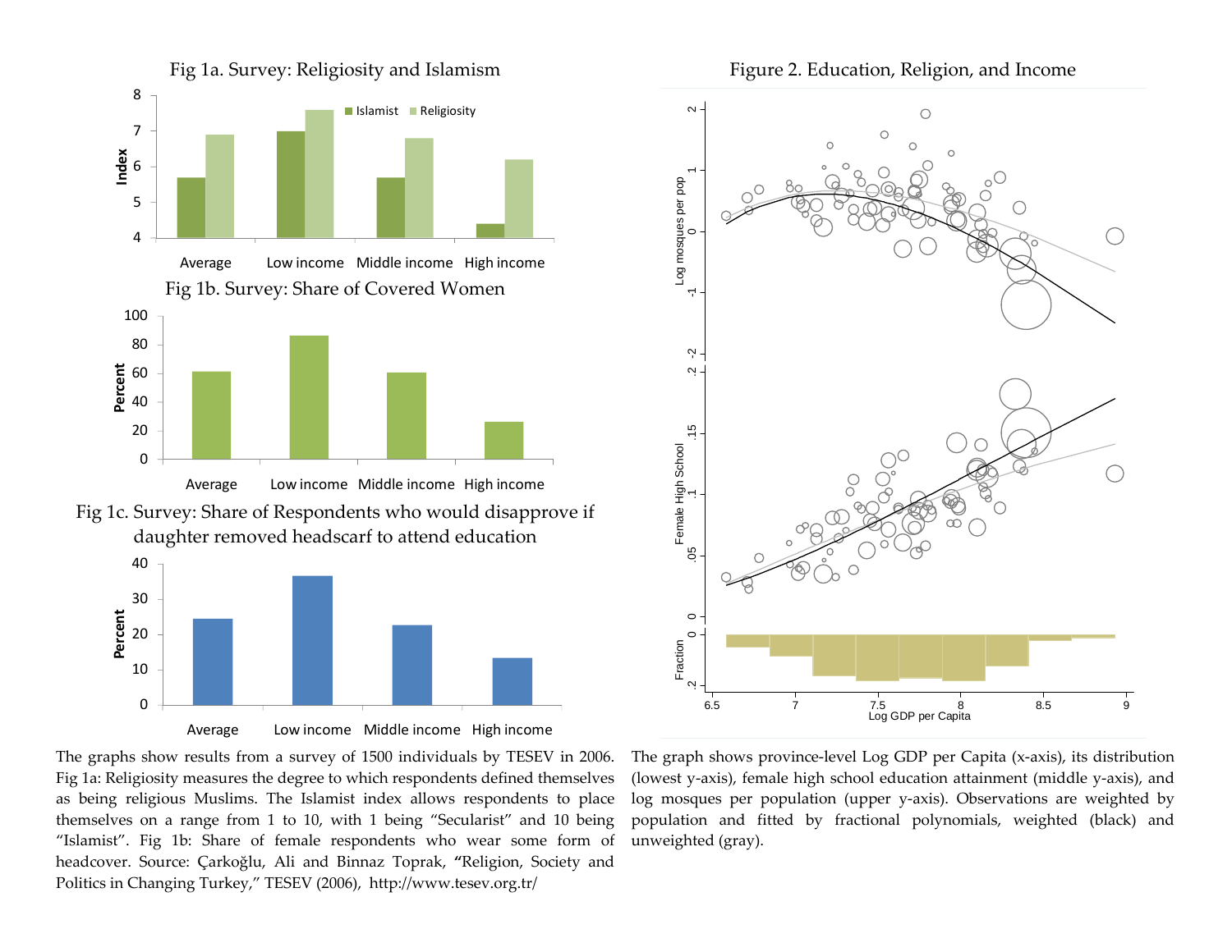Fig 1a. Survey: Religiosity and Islamism

Fig 1b. Survey: Share of Covered Women

Fig 1c. Survey: Share of Respondents who would disapprove if daughter removed headscarf to attend education

The graphs show results from a survey of 1500 individuals by TESEV in 2006. Fig 1a: Religiosity measures the degree to which respondents defined themselves as being religious Muslims. The Islamist index allows respondents to place themselves on a range from 1 to 10, with 1 being "Secularist" and 10 being "Islamist". Fig 1b: Share of female respondents who wear some form of headcover. Source: Çarkoğlu, Ali and Binnaz Toprak, "Religion, Society and Politics in Changing Turkey," TESEV (2006), http://www.tesev.org.tr/

Figure 2. Education, Religion, and Income

The graph shows province-level Log GDP per Capita (x-axis), its distribution (lowest y-axis), female high school education attainment (middle y-axis), and log mosques per population (upper y-axis). Observations are weighted by population and fitted by fractional polynomials, weighted (black) and unweighted (gray).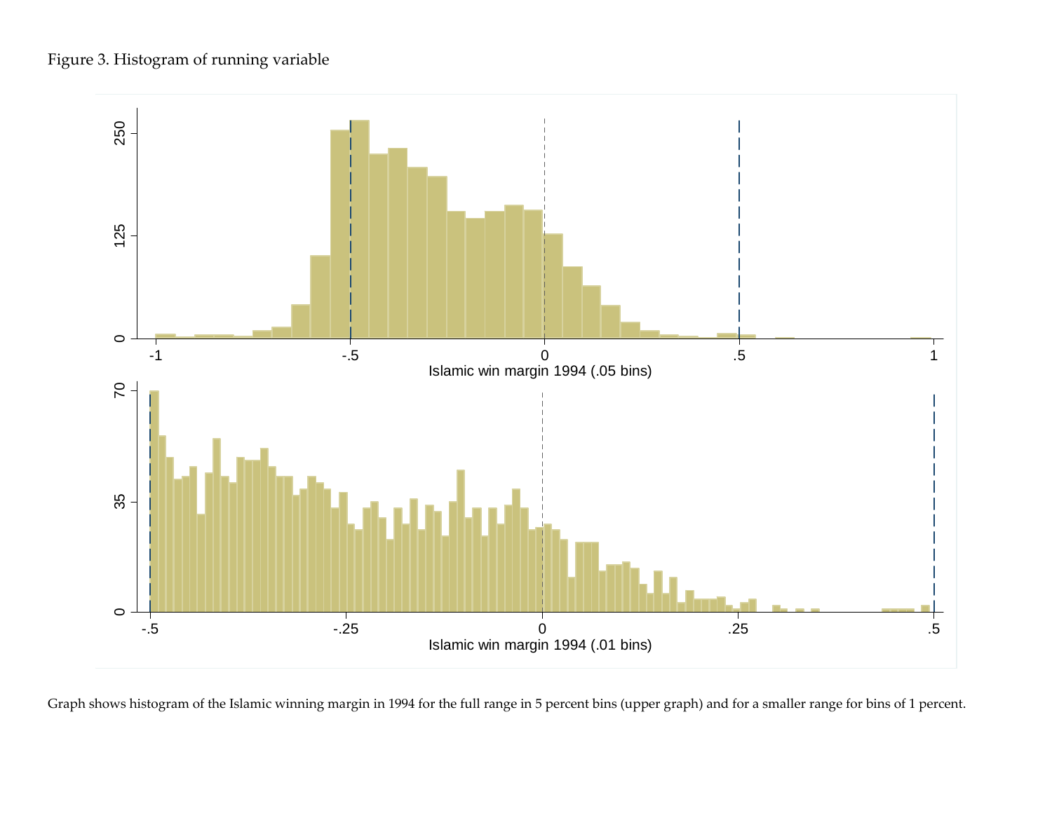Figure 3. Histogram of running variable

Graph shows histogram of the Islamic winning margin in 1994 for the full range in 5 percent bins (upper graph) and for a smaller range for bins of 1 percent.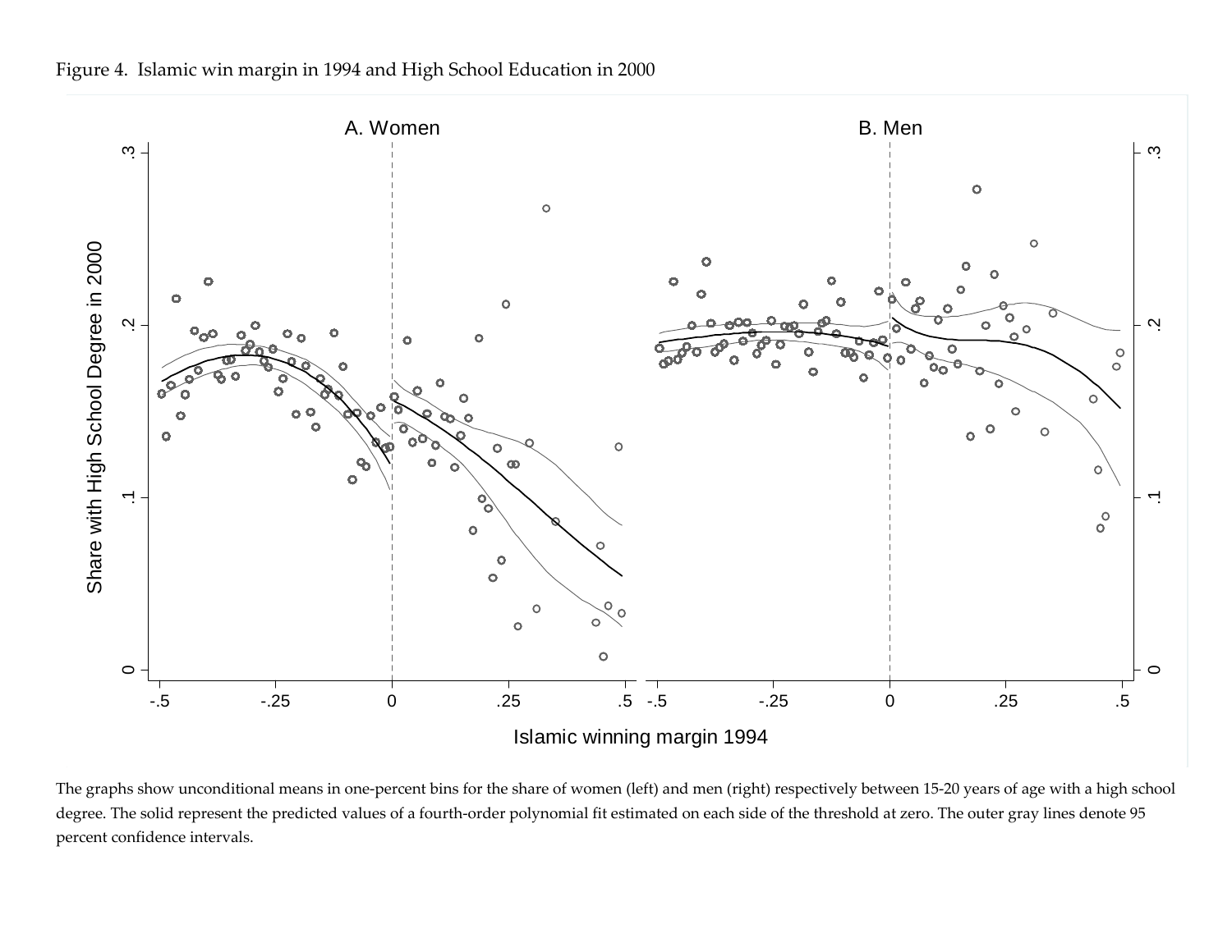Figure 4. Islamic win margin in 1994 and High School Education in 2000

The graphs show unconditional means in one-percent bins for the share of women (left) and men (right) respectively between 15-20 years of age with a high school degree. The solid represent the predicted values of a fourth-order polynomial fit estimated on each side of the threshold at zero. The outer gray lines denote 95 percent confidence intervals.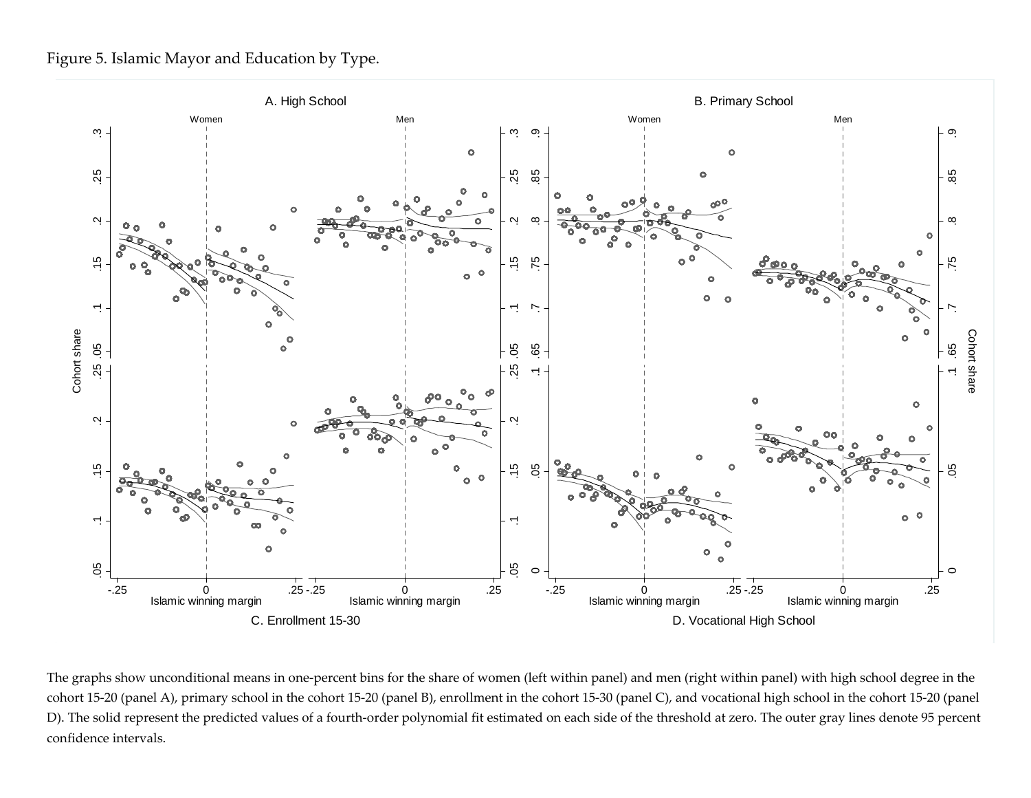Figure 5. Islamic Mayor and Education by Type.

The graphs show unconditional means in one-percent bins for the share of women (left within panel) and men (right within panel) with high school degree in the cohort 15-20 (panel A), primary school in the cohort 15-20 (panel B), enrollment in the cohort 15-30 (panel C), and vocational high school in the cohort 15-20 (panel D). The solid represent the predicted values of a fourth-order polynomial fit estimated on each side of the threshold at zero. The outer gray lines denote 95 percent confidence intervals.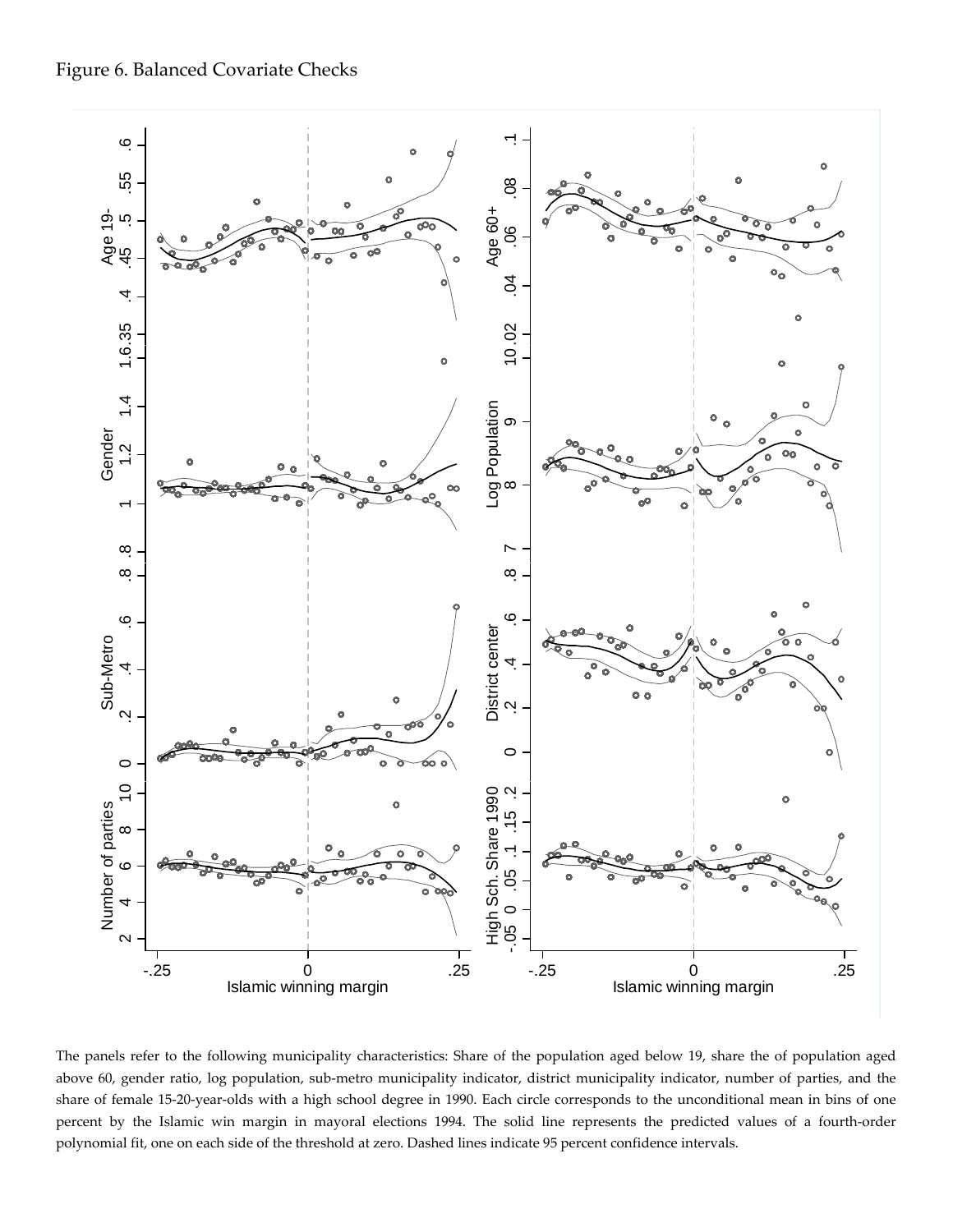Figure 6. Balanced Covariate Checks

The panels refer to the following municipality characteristics: Share of the population aged below 19, share the of population aged above 60, gender ratio, log population, sub-metro municipality indicator, district municipality indicator, number of parties, and the share of female 15-20-year-olds with a high school degree in 1990. Each circle corresponds to the unconditional mean in bins of one percent by the Islamic win margin in mayoral elections 1994. The solid line represents the predicted values of a fourth-order polynomial fit, one on each side of the threshold at zero. Dashed lines indicate 95 percent confidence intervals.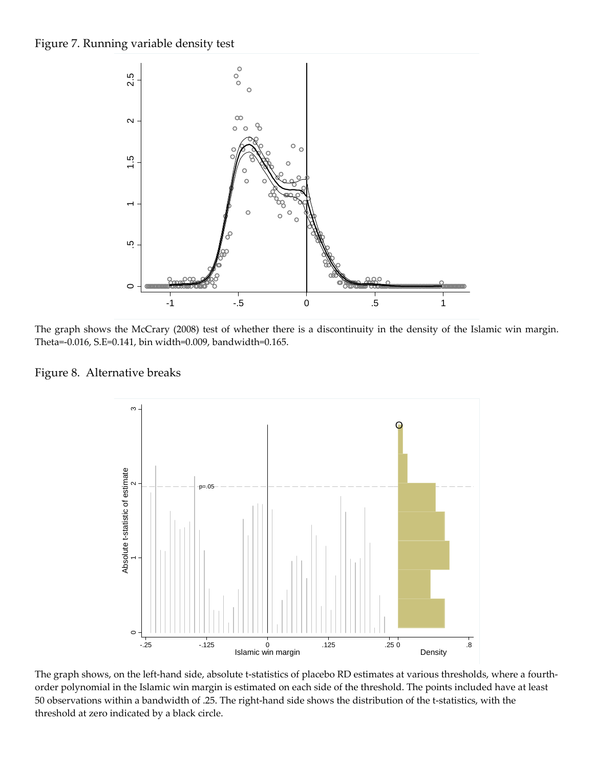Figure 7. Running variable density test

The graph shows the McCrary (2008) test of whether there is a discontinuity in the density of the Islamic win margin. Theta=-0.016, S.E=0.141, bin width=0.009, bandwidth=0.165.

Figure 8. Alternative breaks

The graph shows, on the left-hand side, absolute t-statistics of placebo RD estimates at various thresholds, where a fourth-order polynomial in the Islamic win margin is estimated on each side of the threshold. The points included have at least 50 observations within a bandwidth of .25. The right-hand side shows the distribution of the t-statistics, with the threshold at zero indicated by a black circle.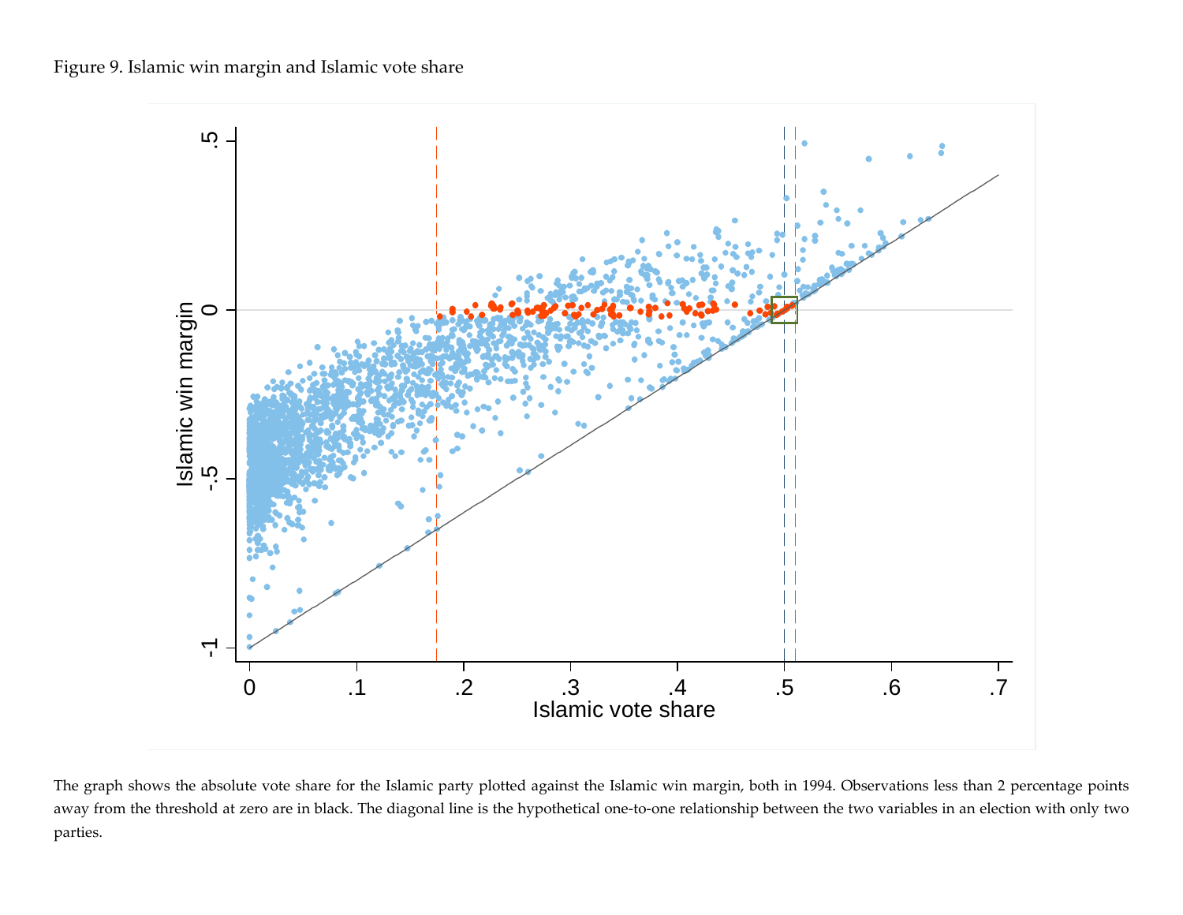Figure 9. Islamic win margin and Islamic vote share

The graph shows the absolute vote share for the Islamic party plotted against the Islamic win margin, both in 1994. Observations less than 2 percentage points away from the threshold at zero are in black. The diagonal line is the hypothetical one-to-one relationship between the two variables in an election with only two parties.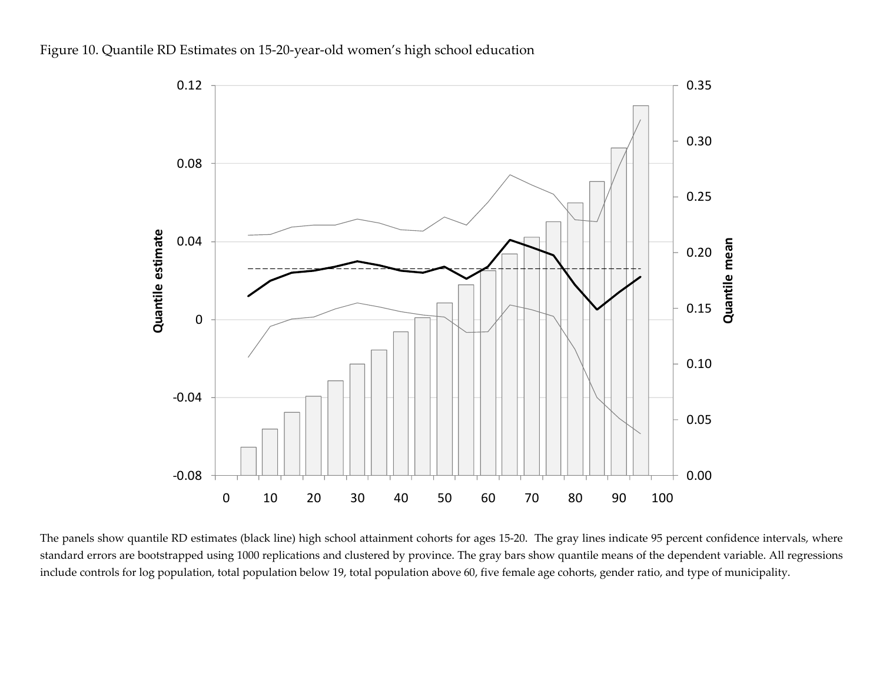Figure 10. Quantile RD Estimates on 15-20-year-old women's high school education

The panels show quantile RD estimates (black line) high school attainment cohorts for ages 15-20. The gray lines indicate 95 percent confidence intervals, where standard errors are bootstrapped using 1000 replications and clustered by province. The gray bars show quantile means of the dependent variable. All regressions include controls for log population, total population below 19, total population above 60, five female age cohorts, gender ratio, and type of municipality.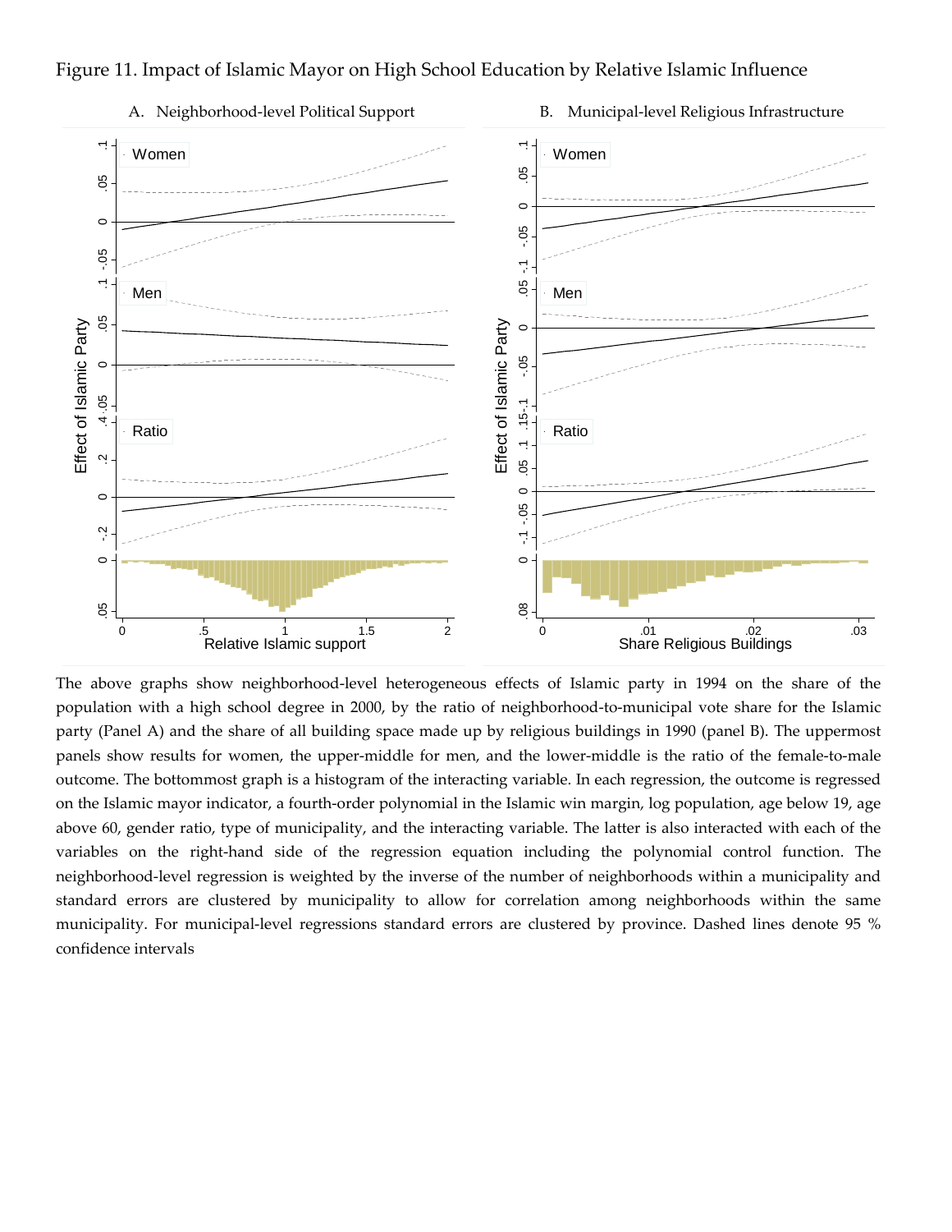Figure 11. Impact of Islamic Mayor on High School Education by Relative Islamic Influence

A. Neighborhood-level Political Support

B. Municipal-level Religious Infrastructure

Women

Men

Ratio

Effect of Islamic Party

Relative Islamic support

0 .5 1 1.5 2

Share Religious Buildings

0 .01 .02 .03

The above graphs show neighborhood-level heterogeneous effects of Islamic party in 1994 on the share of the population with a high school degree in 2000, by the ratio of neighborhood-to-municipal vote share for the Islamic party (Panel A) and the share of all building space made up by religious buildings in 1990 (panel B). The uppermost panels show results for women, the upper-middle for men, and the lower-middle is the ratio of the female-to-male outcome. The bottommost graph is a histogram of the interacting variable. In each regression, the outcome is regressed on the Islamic mayor indicator, a fourth-order polynomial in the Islamic win margin, log population, age below 19, age above 60, gender ratio, type of municipality, and the interacting variable. The latter is also interacted with each of the variables on the right-hand side of the regression equation including the polynomial control function. The neighborhood-level regression is weighted by the inverse of the number of neighborhoods within a municipality and standard errors are clustered by municipality to allow for correlation among neighborhoods within the same municipality. For municipal-level regressions standard errors are clustered by province. Dashed lines denote 95 % confidence intervals